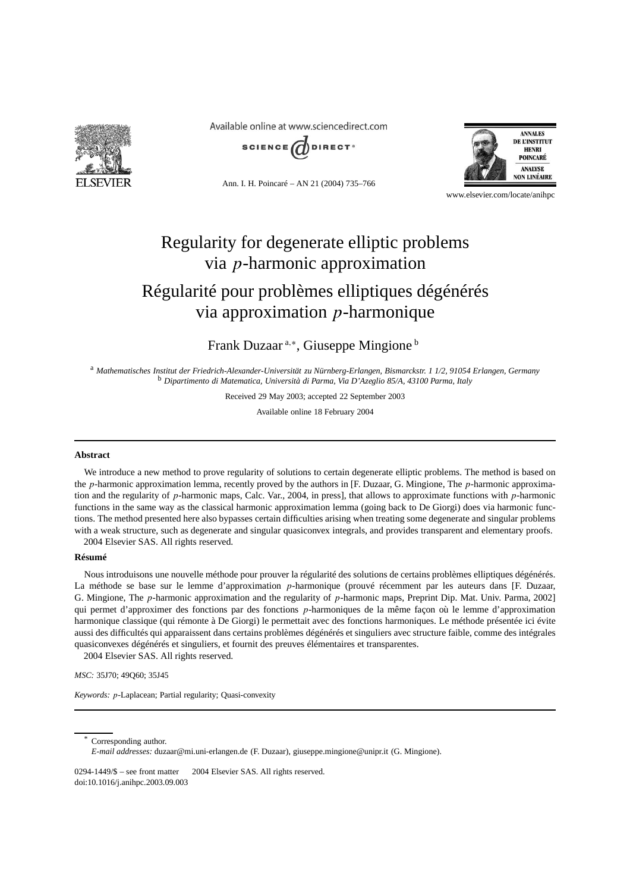# Regularity for degenerate elliptic problems via $p$-harmonic approximation

# Régularité pour problèmes elliptiques dégénérés via approximation $p$-harmonique

Frank Duzaar [a,*], Giuseppe Mingione [b]

[a] *Mathematisches Institut der Friedrich-Alexander-Universität zu Nürnberg-Erlangen, Bismarckstr. 1 1/2, 91054 Erlangen, Germany*
[b] *Dipartimento di Matematica, Università di Parma, Via D'Azeglio 85/A, 43100 Parma, Italy*

Received 29 May 2003; accepted 22 September 2003

Available online 18 February 2004

---

**Abstract**

We introduce a new method to prove regularity of solutions to certain degenerate elliptic problems. The method is based on the $p$-harmonic approximation lemma, recently proved by the authors in [F. Duzaar, G. Mingione, The $p$-harmonic approximation and the regularity of $p$-harmonic maps, Calc. Var., 2004, in press], that allows to approximate functions with $p$-harmonic functions in the same way as the classical harmonic approximation lemma (going back to De Giorgi) does via harmonic functions. The method presented here also bypasses certain difficulties arising when treating some degenerate and singular problems with a weak structure, such as degenerate and singular quasiconvex integrals, and provides transparent and elementary proofs.
© 2004 Elsevier SAS. All rights reserved.

**Résumé**

Nous introduisons une nouvelle méthode pour prouver la régularité des solutions de certains problèmes elliptiques dégénérés. La méthode se base sur le lemme d'approximation $p$-harmonique (prouvé récemment par les auteurs dans [F. Duzaar, G. Mingione, The $p$-harmonic approximation and the regularity of $p$-harmonic maps, Preprint Dip. Mat. Univ. Parma, 2002] qui permet d'approximer des fonctions par des fonctions $p$-harmoniques de la même façon où le lemme d'approximation harmonique classique (qui rémonte à De Giorgi) le permettait avec des fonctions harmoniques. Le méthode présentée ici évite aussi des difficultés qui apparaissent dans certains problèmes dégénérés et singuliers avec structure faible, comme des intégrales quasiconvexes dégénérés et singuliers, et fournit des preuves élémentaires et transparentes.
© 2004 Elsevier SAS. All rights reserved.

*MSC:* 35J70; 49Q60; 35J45

*Keywords:* $p$-Laplacean; Partial regularity; Quasi-convexity

---

\* Corresponding author.
*E-mail addresses:* duzaar@mi.uni-erlangen.de (F. Duzaar), giuseppe.mingione@unipr.it (G. Mingione).

0294-1449/$ – see front matter © 2004 Elsevier SAS. All rights reserved.
doi:10.1016/j.anihpc.2003.09.003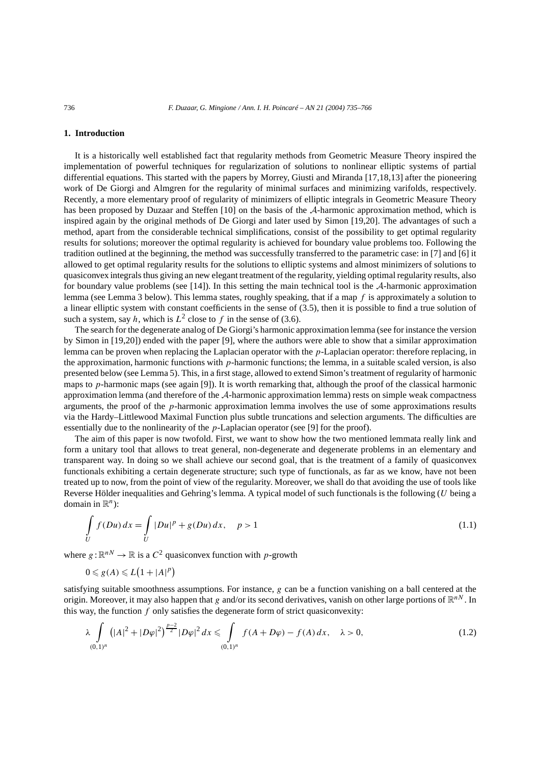## 1. Introduction

It is a historically well established fact that regularity methods from Geometric Measure Theory inspired the implementation of powerful techniques for regularization of solutions to nonlinear elliptic systems of partial differential equations. This started with the papers by Morrey, Giusti and Miranda [17,18,13] after the pioneering work of De Giorgi and Almgren for the regularity of minimal surfaces and minimizing varifolds, respectively. Recently, a more elementary proof of regularity of minimizers of elliptic integrals in Geometric Measure Theory has been proposed by Duzaar and Steffen [10] on the basis of the $\mathcal{A}$-harmonic approximation method, which is inspired again by the original methods of De Giorgi and later used by Simon [19,20]. The advantages of such a method, apart from the considerable technical simplifications, consist of the possibility to get optimal regularity results for solutions; moreover the optimal regularity is achieved for boundary value problems too. Following the tradition outlined at the beginning, the method was successfully transferred to the parametric case: in [7] and [6] it allowed to get optimal regularity results for the solutions to elliptic systems and almost minimizers of solutions to quasiconvex integrals thus giving an new elegant treatment of the regularity, yielding optimal regularity results, also for boundary value problems (see [14]). In this setting the main technical tool is the $\mathcal{A}$-harmonic approximation lemma (see Lemma 3 below). This lemma states, roughly speaking, that if a map $f$ is approximately a solution to a linear elliptic system with constant coefficients in the sense of (3.5), then it is possible to find a true solution of such a system, say $h$, which is $L^2$ close to $f$ in the sense of (3.6).

The search for the degenerate analog of De Giorgi's harmonic approximation lemma (see for instance the version by Simon in [19,20]) ended with the paper [9], where the authors were able to show that a similar approximation lemma can be proven when replacing the Laplacian operator with the $p$-Laplacian operator: therefore replacing, in the approximation, harmonic functions with $p$-harmonic functions; the lemma, in a suitable scaled version, is also presented below (see Lemma 5). This, in a first stage, allowed to extend Simon's treatment of regularity of harmonic maps to $p$-harmonic maps (see again [9]). It is worth remarking that, although the proof of the classical harmonic approximation lemma (and therefore of the $\mathcal{A}$-harmonic approximation lemma) rests on simple weak compactness arguments, the proof of the $p$-harmonic approximation lemma involves the use of some approximations results via the Hardy–Littlewood Maximal Function plus subtle truncations and selection arguments. The difficulties are essentially due to the nonlinearity of the $p$-Laplacian operator (see [9] for the proof).

The aim of this paper is now twofold. First, we want to show how the two mentioned lemmata really link and form a unitary tool that allows to treat general, non-degenerate and degenerate problems in an elementary and transparent way. In doing so we shall achieve our second goal, that is the treatment of a family of quasiconvex functionals exhibiting a certain degenerate structure; such type of functionals, as far as we know, have not been treated up to now, from the point of view of the regularity. Moreover, we shall do that avoiding the use of tools like Reverse Hölder inequalities and Gehring's lemma. A typical model of such functionals is the following ($U$ being a domain in $\mathbb{R}^n$):

$$\int_U f(Du)\,dx = \int_U |Du|^p + g(Du)\,dx, \quad p > 1 \tag{1.1}$$

where $g : \mathbb{R}^{nN} \to \mathbb{R}$ is a $C^2$ quasiconvex function with $p$-growth

$$0 \leqslant g(A) \leqslant L\big(1 + |A|^p\big)$$

satisfying suitable smoothness assumptions. For instance, $g$ can be a function vanishing on a ball centered at the origin. Moreover, it may also happen that $g$ and/or its second derivatives, vanish on other large portions of $\mathbb{R}^{nN}$. In this way, the function $f$ only satisfies the degenerate form of strict quasiconvexity:

$$\lambda \int_{(0,1)^n} \big(|A|^2 + |D\varphi|^2\big)^{\frac{p-2}{2}} |D\varphi|^2\,dx \leqslant \int_{(0,1)^n} f(A + D\varphi) - f(A)\,dx, \quad \lambda > 0, \tag{1.2}$$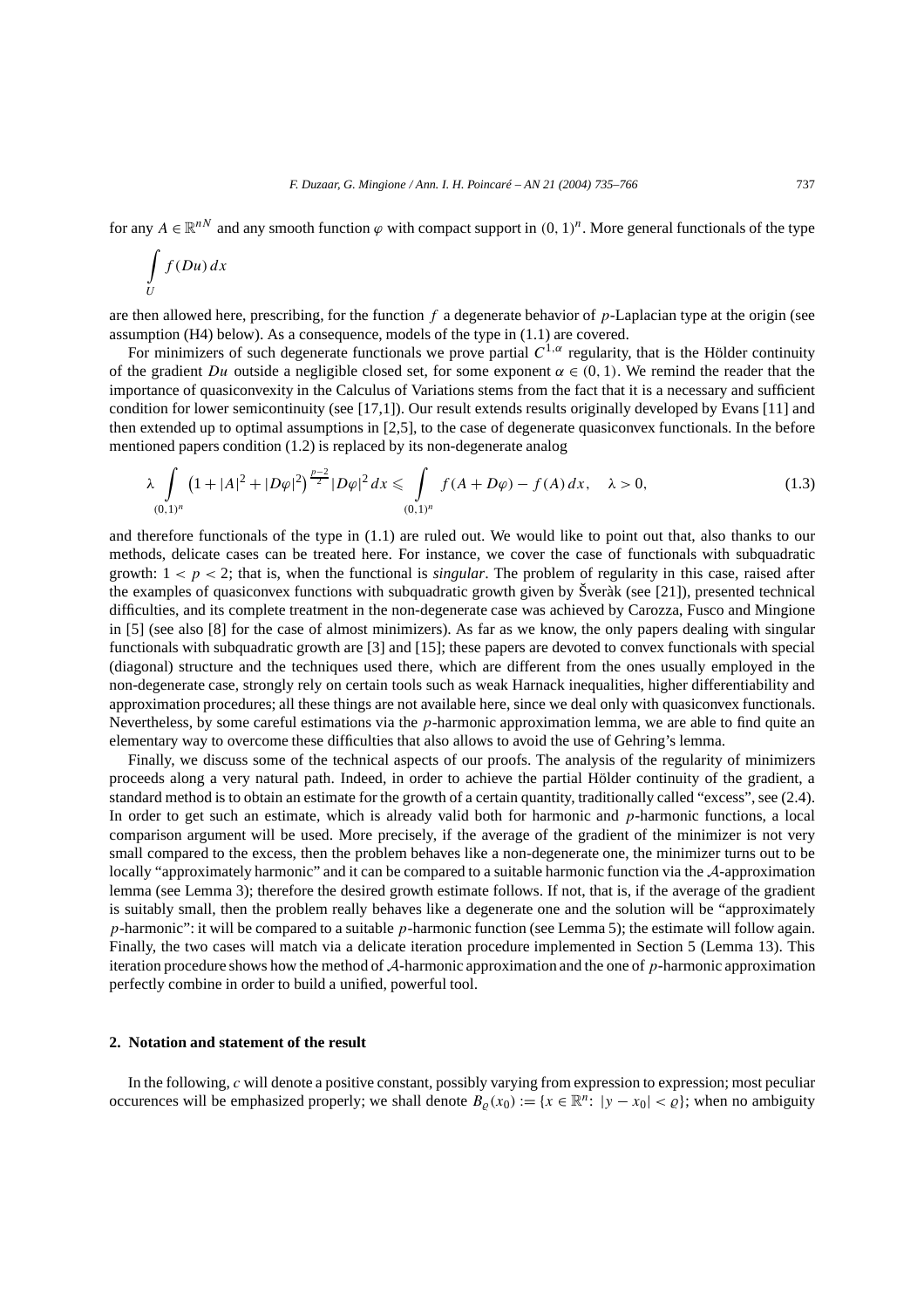for any $A \in \mathbb{R}^{nN}$ and any smooth function $\varphi$ with compact support in $(0,1)^n$. More general functionals of the type

$$\int_U f(Du)\,dx$$

are then allowed here, prescribing, for the function $f$ a degenerate behavior of $p$-Laplacian type at the origin (see assumption (H4) below). As a consequence, models of the type in (1.1) are covered.

For minimizers of such degenerate functionals we prove partial $C^{1,\alpha}$ regularity, that is the Hölder continuity of the gradient $Du$ outside a negligible closed set, for some exponent $\alpha \in (0,1)$. We remind the reader that the importance of quasiconvexity in the Calculus of Variations stems from the fact that it is a necessary and sufficient condition for lower semicontinuity (see [17,1]). Our result extends results originally developed by Evans [11] and then extended up to optimal assumptions in [2,5], to the case of degenerate quasiconvex functionals. In the before mentioned papers condition (1.2) is replaced by its non-degenerate analog

$$\lambda \int_{(0,1)^n} \left(1+|A|^2+|D\varphi|^2\right)^{\frac{p-2}{2}} |D\varphi|^2\,dx \leqslant \int_{(0,1)^n} f(A+D\varphi)-f(A)\,dx, \quad \lambda > 0, \tag{1.3}$$

and therefore functionals of the type in (1.1) are ruled out. We would like to point out that, also thanks to our methods, delicate cases can be treated here. For instance, we cover the case of functionals with subquadratic growth: $1 < p < 2$; that is, when the functional is *singular*. The problem of regularity in this case, raised after the examples of quasiconvex functions with subquadratic growth given by Šveràk (see [21]), presented technical difficulties, and its complete treatment in the non-degenerate case was achieved by Carozza, Fusco and Mingione in [5] (see also [8] for the case of almost minimizers). As far as we know, the only papers dealing with singular functionals with subquadratic growth are [3] and [15]; these papers are devoted to convex functionals with special (diagonal) structure and the techniques used there, which are different from the ones usually employed in the non-degenerate case, strongly rely on certain tools such as weak Harnack inequalities, higher differentiability and approximation procedures; all these things are not available here, since we deal only with quasiconvex functionals. Nevertheless, by some careful estimations via the $p$-harmonic approximation lemma, we are able to find quite an elementary way to overcome these difficulties that also allows to avoid the use of Gehring's lemma.

Finally, we discuss some of the technical aspects of our proofs. The analysis of the regularity of minimizers proceeds along a very natural path. Indeed, in order to achieve the partial Hölder continuity of the gradient, a standard method is to obtain an estimate for the growth of a certain quantity, traditionally called "excess", see (2.4). In order to get such an estimate, which is already valid both for harmonic and $p$-harmonic functions, a local comparison argument will be used. More precisely, if the average of the gradient of the minimizer is not very small compared to the excess, then the problem behaves like a non-degenerate one, the minimizer turns out to be locally "approximately harmonic" and it can be compared to a suitable harmonic function via the $\mathcal{A}$-approximation lemma (see Lemma 3); therefore the desired growth estimate follows. If not, that is, if the average of the gradient is suitably small, then the problem really behaves like a degenerate one and the solution will be "approximately $p$-harmonic": it will be compared to a suitable $p$-harmonic function (see Lemma 5); the estimate will follow again. Finally, the two cases will match via a delicate iteration procedure implemented in Section 5 (Lemma 13). This iteration procedure shows how the method of $\mathcal{A}$-harmonic approximation and the one of $p$-harmonic approximation perfectly combine in order to build a unified, powerful tool.

## 2. Notation and statement of the result

In the following, $c$ will denote a positive constant, possibly varying from expression to expression; most peculiar occurences will be emphasized properly; we shall denote $B_\varrho(x_0) := \{x \in \mathbb{R}^n\colon\ |y-x_0| < \varrho\}$; when no ambiguity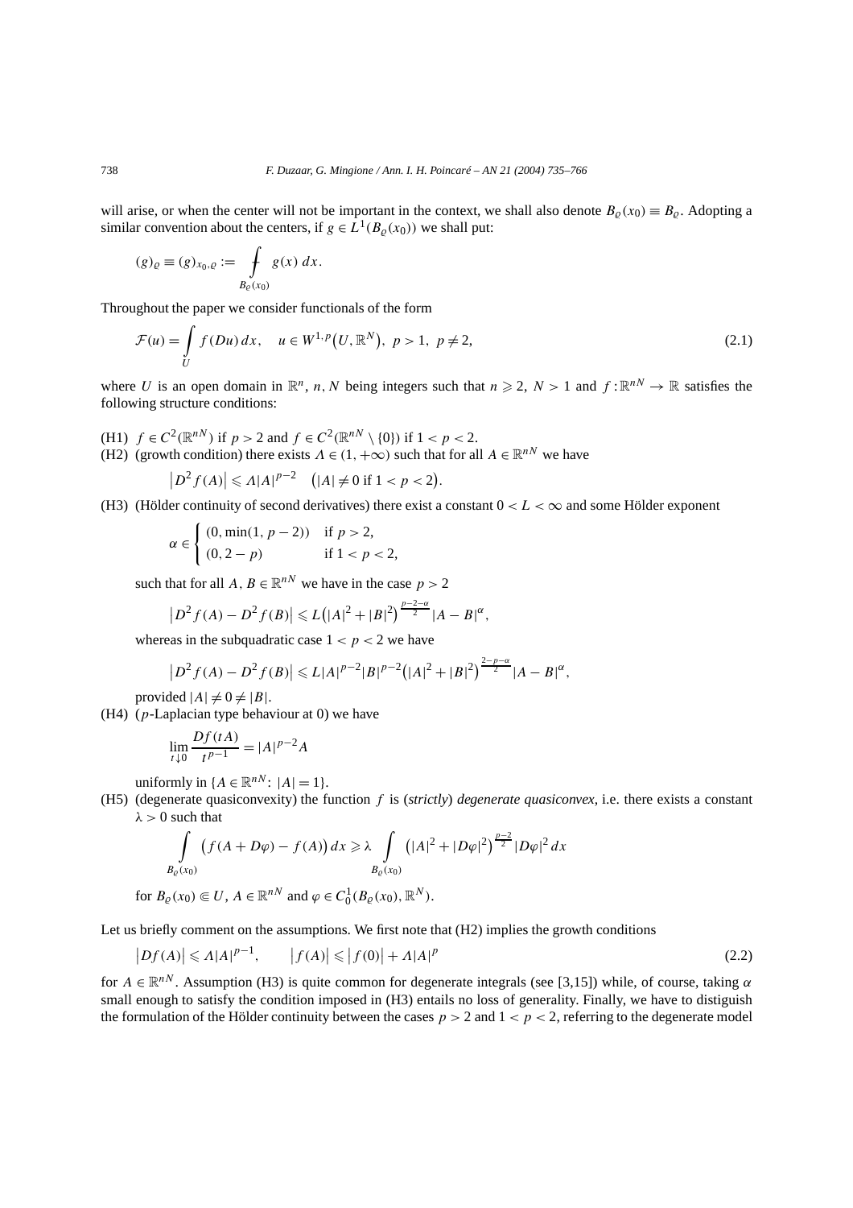will arise, or when the center will not be important in the context, we shall also denote $B_\varrho(x_0) \equiv B_\varrho$. Adopting a similar convention about the centers, if $g \in L^1(B_\varrho(x_0))$ we shall put:

$$(g)_\varrho \equiv (g)_{x_0,\varrho} := \fint_{B_\varrho(x_0)} g(x)\,dx.$$

Throughout the paper we consider functionals of the form

$$\mathcal{F}(u) = \int_U f(Du)\,dx, \quad u \in W^{1,p}\bigl(U, \mathbb{R}^N\bigr),\ p > 1,\ p \neq 2, \tag{2.1}$$

where $U$ is an open domain in $\mathbb{R}^n$, $n, N$ being integers such that $n \geqslant 2$, $N > 1$ and $f : \mathbb{R}^{nN} \to \mathbb{R}$ satisfies the following structure conditions:

(H1) $f \in C^2(\mathbb{R}^{nN})$ if $p > 2$ and $f \in C^2(\mathbb{R}^{nN} \setminus \{0\})$ if $1 < p < 2$.

(H2) (growth condition) there exists $\Lambda \in (1, +\infty)$ such that for all $A \in \mathbb{R}^{nN}$ we have

$$\bigl|D^2 f(A)\bigr| \leqslant \Lambda |A|^{p-2} \quad \bigl(|A| \neq 0 \text{ if } 1 < p < 2\bigr).$$

(H3) (Hölder continuity of second derivatives) there exist a constant $0 < L < \infty$ and some Hölder exponent

$$\alpha \in \begin{cases} (0, \min(1, p-2)) & \text{if } p > 2, \\ (0, 2-p) & \text{if } 1 < p < 2, \end{cases}$$

such that for all $A, B \in \mathbb{R}^{nN}$ we have in the case $p > 2$

$$\bigl|D^2 f(A) - D^2 f(B)\bigr| \leqslant L\bigl(|A|^2 + |B|^2\bigr)^{\frac{p-2-\alpha}{2}} |A - B|^\alpha,$$

whereas in the subquadratic case $1 < p < 2$ we have

$$\bigl|D^2 f(A) - D^2 f(B)\bigr| \leqslant L|A|^{p-2}|B|^{p-2}\bigl(|A|^2 + |B|^2\bigr)^{\frac{2-p-\alpha}{2}} |A - B|^\alpha,$$

provided $|A| \neq 0 \neq |B|$.

(H4) ($p$-Laplacian type behaviour at 0) we have

$$\lim_{t \downarrow 0} \frac{Df(tA)}{t^{p-1}} = |A|^{p-2} A$$

uniformly in $\{A \in \mathbb{R}^{nN}:\ |A| = 1\}$.

(H5) (degenerate quasiconvexity) the function $f$ is (*strictly*) *degenerate quasiconvex*, i.e. there exists a constant $\lambda > 0$ such that

$$\int_{B_\varrho(x_0)} \bigl(f(A + D\varphi) - f(A)\bigr)\,dx \geqslant \lambda \int_{B_\varrho(x_0)} \bigl(|A|^2 + |D\varphi|^2\bigr)^{\frac{p-2}{2}} |D\varphi|^2\,dx$$

for $B_\varrho(x_0) \Subset U$, $A \in \mathbb{R}^{nN}$ and $\varphi \in C_0^1(B_\varrho(x_0), \mathbb{R}^N)$.

Let us briefly comment on the assumptions. We first note that (H2) implies the growth conditions

$$\bigl|Df(A)\bigr| \leqslant \Lambda |A|^{p-1}, \qquad \bigl|f(A)\bigr| \leqslant \bigl|f(0)\bigr| + \Lambda |A|^p \tag{2.2}$$

for $A \in \mathbb{R}^{nN}$. Assumption (H3) is quite common for degenerate integrals (see [3,15]) while, of course, taking $\alpha$ small enough to satisfy the condition imposed in (H3) entails no loss of generality. Finally, we have to distiguish the formulation of the Hölder continuity between the cases $p > 2$ and $1 < p < 2$, referring to the degenerate model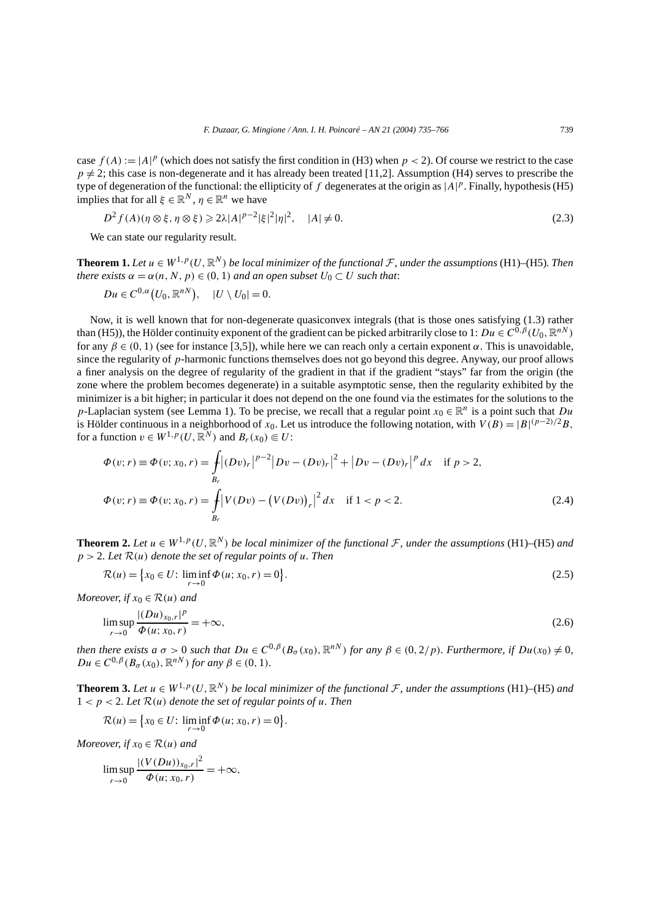case $f(A) := |A|^p$ (which does not satisfy the first condition in (H3) when $p < 2$). Of course we restrict to the case $p \neq 2$; this case is non-degenerate and it has already been treated [11,2]. Assumption (H4) serves to prescribe the type of degeneration of the functional: the ellipticity of $f$ degenerates at the origin as $|A|^p$. Finally, hypothesis (H5) implies that for all $\xi \in \mathbb{R}^N$, $\eta \in \mathbb{R}^n$ we have

$$D^2 f(A)(\eta \otimes \xi, \eta \otimes \xi) \geqslant 2\lambda |A|^{p-2} |\xi|^2 |\eta|^2, \quad |A| \neq 0. \tag{2.3}$$

We can state our regularity result.

**Theorem 1.** *Let $u \in W^{1,p}(U, \mathbb{R}^N)$ be local minimizer of the functional $\mathcal{F}$, under the assumptions* (H1)–(H5)*. Then there exists $\alpha = \alpha(n, N, p) \in (0, 1)$ and an open subset $U_0 \subset U$ such that*:

$$Du \in C^{0,\alpha}(U_0, \mathbb{R}^{nN}), \quad |U \setminus U_0| = 0.$$

Now, it is well known that for non-degenerate quasiconvex integrals (that is those ones satisfying (1.3) rather than (H5)), the Hölder continuity exponent of the gradient can be picked arbitrarily close to 1: $Du \in C^{0,\beta}(U_0, \mathbb{R}^{nN})$ for any $\beta \in (0, 1)$ (see for instance [3,5]), while here we can reach only a certain exponent $\alpha$. This is unavoidable, since the regularity of $p$-harmonic functions themselves does not go beyond this degree. Anyway, our proof allows a finer analysis on the degree of regularity of the gradient in that if the gradient "stays" far from the origin (the zone where the problem becomes degenerate) in a suitable asymptotic sense, then the regularity exhibited by the minimizer is a bit higher; in particular it does not depend on the one found via the estimates for the solutions to the $p$-Laplacian system (see Lemma 1). To be precise, we recall that a regular point $x_0 \in \mathbb{R}^n$ is a point such that $Du$ is Hölder continuous in a neighborhood of $x_0$. Let us introduce the following notation, with $V(B) = |B|^{(p-2)/2}B$, for a function $v \in W^{1,p}(U, \mathbb{R}^N)$ and $B_r(x_0) \Subset U$:

$$\begin{aligned}
\Phi(v; r) \equiv \Phi(v; x_0, r) &= \fint_{B_r} \left|(Dv)_r\right|^{p-2} \left|Dv - (Dv)_r\right|^2 + \left|Dv - (Dv)_r\right|^p dx \quad \text{if } p > 2, \\
\Phi(v; r) \equiv \Phi(v; x_0, r) &= \fint_{B_r} \left|V(Dv) - \left(V(Dv)\right)_r\right|^2 dx \quad \text{if } 1 < p < 2.
\end{aligned} \tag{2.4}$$

**Theorem 2.** *Let $u \in W^{1,p}(U, \mathbb{R}^N)$ be local minimizer of the functional $\mathcal{F}$, under the assumptions* (H1)–(H5) *and $p > 2$. Let $\mathcal{R}(u)$ denote the set of regular points of $u$. Then*

$$\mathcal{R}(u) = \left\{x_0 \in U\colon \liminf_{r \to 0} \Phi(u; x_0, r) = 0\right\}. \tag{2.5}$$

*Moreover, if $x_0 \in \mathcal{R}(u)$ and*

$$\limsup_{r \to 0} \frac{|(Du)_{x_0,r}|^p}{\Phi(u; x_0, r)} = +\infty, \tag{2.6}$$

*then there exists a $\sigma > 0$ such that $Du \in C^{0,\beta}(B_\sigma(x_0), \mathbb{R}^{nN})$ for any $\beta \in (0, 2/p)$. Furthermore, if $Du(x_0) \neq 0$, $Du \in C^{0,\beta}(B_\sigma(x_0), \mathbb{R}^{nN})$ for any $\beta \in (0, 1)$.*

**Theorem 3.** *Let $u \in W^{1,p}(U, \mathbb{R}^N)$ be local minimizer of the functional $\mathcal{F}$, under the assumptions* (H1)–(H5) *and $1 < p < 2$. Let $\mathcal{R}(u)$ denote the set of regular points of $u$. Then*

$$\mathcal{R}(u) = \left\{x_0 \in U\colon \liminf_{r \to 0} \Phi(u; x_0, r) = 0\right\}.$$

*Moreover, if $x_0 \in \mathcal{R}(u)$ and*

$$\limsup_{r \to 0} \frac{|(V(Du))_{x_0,r}|^2}{\Phi(u; x_0)} = +\infty,$$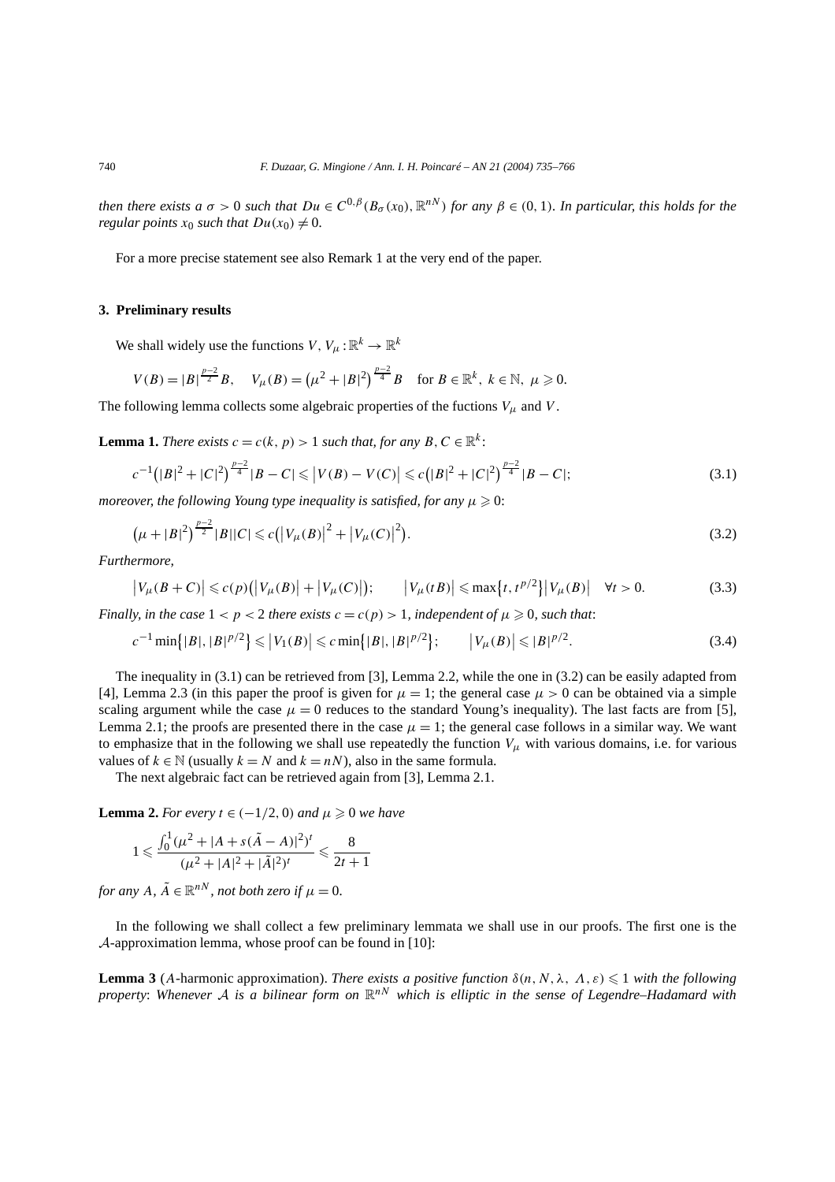*then there exists a* $\sigma > 0$ *such that* $Du \in C^{0,\beta}(B_\sigma(x_0), \mathbb{R}^{nN})$ *for any* $\beta \in (0,1)$. *In particular, this holds for the regular points* $x_0$ *such that* $Du(x_0) \neq 0$.

For a more precise statement see also Remark 1 at the very end of the paper.

## 3. Preliminary results

We shall widely use the functions $V, V_\mu : \mathbb{R}^k \to \mathbb{R}^k$

$$V(B) = |B|^{\frac{p-2}{2}} B, \quad V_\mu(B) = \left(\mu^2 + |B|^2\right)^{\frac{p-2}{4}} B \quad \text{for } B \in \mathbb{R}^k,\ k \in \mathbb{N},\ \mu \geqslant 0.$$

The following lemma collects some algebraic properties of the fuctions $V_\mu$ and $V$.

**Lemma 1.** *There exists* $c = c(k, p) > 1$ *such that, for any* $B, C \in \mathbb{R}^k$:

$$c^{-1}\left(|B|^2 + |C|^2\right)^{\frac{p-2}{4}} |B - C| \leqslant \left|V(B) - V(C)\right| \leqslant c\left(|B|^2 + |C|^2\right)^{\frac{p-2}{4}} |B - C|; \tag{3.1}$$

*moreover, the following Young type inequality is satisfied, for any* $\mu \geqslant 0$:

$$\left(\mu + |B|^2\right)^{\frac{p-2}{2}} |B||C| \leqslant c\left(\left|V_\mu(B)\right|^2 + \left|V_\mu(C)\right|^2\right). \tag{3.2}$$

*Furthermore,*

$$\left|V_\mu(B + C)\right| \leqslant c(p)\left(\left|V_\mu(B)\right| + \left|V_\mu(C)\right|\right); \qquad \left|V_\mu(tB)\right| \leqslant \max\left\{t, t^{p/2}\right\}\left|V_\mu(B)\right| \quad \forall t > 0. \tag{3.3}$$

*Finally, in the case* $1 < p < 2$ *there exists* $c = c(p) > 1$, *independent of* $\mu \geqslant 0$, *such that*:

$$c^{-1} \min\left\{|B|, |B|^{p/2}\right\} \leqslant \left|V_1(B)\right| \leqslant c \min\left\{|B|, |B|^{p/2}\right\}; \qquad \left|V_\mu(B)\right| \leqslant |B|^{p/2}. \tag{3.4}$$

The inequality in (3.1) can be retrieved from [3], Lemma 2.2, while the one in (3.2) can be easily adapted from [4], Lemma 2.3 (in this paper the proof is given for $\mu = 1$; the general case $\mu > 0$ can be obtained via a simple scaling argument while the case $\mu = 0$ reduces to the standard Young's inequality). The last facts are from [5], Lemma 2.1; the proofs are presented there in the case $\mu = 1$; the general case follows in a similar way. We want to emphasize that in the following we shall use repeatedly the function $V_\mu$ with various domains, i.e. for various values of $k \in \mathbb{N}$ (usually $k = N$ and $k = nN$), also in the same formula.

The next algebraic fact can be retrieved again from [3], Lemma 2.1.

**Lemma 2.** *For every* $t \in (-1/2, 0)$ *and* $\mu \geqslant 0$ *we have*

$$1 \leqslant \frac{\int_0^1 (\mu^2 + |A + s(\tilde{A} - A)|^2)^t}{(\mu^2 + |A|^2 + |\tilde{A}|^2)^t} \leqslant \frac{8}{2t + 1}$$

*for any* $A, \tilde{A} \in \mathbb{R}^{nN}$, *not both zero if* $\mu = 0$.

In the following we shall collect a few preliminary lemmata we shall use in our proofs. The first one is the $\mathcal{A}$-approximation lemma, whose proof can be found in [10]:

**Lemma 3** ($A$-harmonic approximation). *There exists a positive function* $\delta(n, N, \lambda, \Lambda, \varepsilon) \leqslant 1$ *with the following property*: *Whenever* $\mathcal{A}$ *is a bilinear form on* $\mathbb{R}^{nN}$ *which is elliptic in the sense of Legendre–Hadamard with*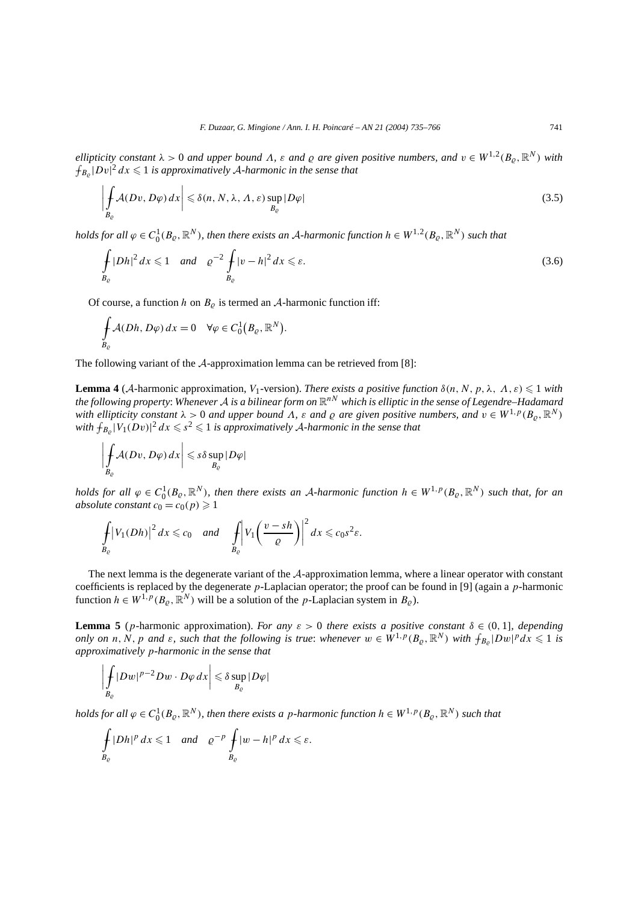*ellipticity constant $\lambda > 0$ and upper bound $\Lambda$, $\varepsilon$ and $\varrho$ are given positive numbers, and $v \in W^{1,2}(B_\varrho, \mathbb{R}^N)$ with $⨍_{B_\varrho} |Dv|^2\,dx \leqslant 1$ is approximatively $\mathcal{A}$-harmonic in the sense that*

$$\left| ⨍_{B_\varrho} \mathcal{A}(Dv, D\varphi)\,dx \right| \leqslant \delta(n, N, \lambda, \Lambda, \varepsilon) \sup_{B_\varrho} |D\varphi| \tag{3.5}$$

*holds for all $\varphi \in C_0^1(B_\varrho, \mathbb{R}^N)$, then there exists an $\mathcal{A}$-harmonic function $h \in W^{1,2}(B_\varrho, \mathbb{R}^N)$ such that*

$$⨍_{B_\varrho} |Dh|^2\,dx \leqslant 1 \quad \text{and} \quad \varrho^{-2} ⨍_{B_\varrho} |v - h|^2\,dx \leqslant \varepsilon. \tag{3.6}$$

Of course, a function $h$ on $B_\varrho$ is termed an $\mathcal{A}$-harmonic function iff:

$$⨍_{B_\varrho} \mathcal{A}(Dh, D\varphi)\,dx = 0 \quad \forall \varphi \in C_0^1\big(B_\varrho, \mathbb{R}^N\big).$$

The following variant of the $\mathcal{A}$-approximation lemma can be retrieved from [8]:

**Lemma 4** ($\mathcal{A}$-harmonic approximation, $V_1$-version). *There exists a positive function $\delta(n, N, p, \lambda, \Lambda, \varepsilon) \leqslant 1$ with the following property: Whenever $\mathcal{A}$ is a bilinear form on $\mathbb{R}^{nN}$ which is elliptic in the sense of Legendre–Hadamard with ellipticity constant $\lambda > 0$ and upper bound $\Lambda$, $\varepsilon$ and $\varrho$ are given positive numbers, and $v \in W^{1,p}(B_\varrho, \mathbb{R}^N)$ with $⨍_{B_\varrho} |V_1(Dv)|^2\,dx \leqslant s^2 \leqslant 1$ is approximatively $\mathcal{A}$-harmonic in the sense that*

$$\left| ⨍_{B_\varrho} \mathcal{A}(Dv, D\varphi)\,dx \right| \leqslant s\delta \sup_{B_\varrho} |D\varphi|$$

*holds for all $\varphi \in C_0^1(B_\varrho, \mathbb{R}^N)$, then there exists an $\mathcal{A}$-harmonic function $h \in W^{1,p}(B_\varrho, \mathbb{R}^N)$ such that, for an absolute constant $c_0 = c_0(p) \geqslant 1$*

$$⨍_{B_\varrho} \big|V_1(Dh)\big|^2\,dx \leqslant c_0 \quad \text{and} \quad ⨍_{B_\varrho} \left| V_1\left(\frac{v - sh}{\varrho}\right) \right|^2 dx \leqslant c_0 s^2 \varepsilon.$$

The next lemma is the degenerate variant of the $\mathcal{A}$-approximation lemma, where a linear operator with constant coefficients is replaced by the degenerate $p$-Laplacian operator; the proof can be found in [9] (again a $p$-harmonic function $h \in W^{1,p}(B_\varrho, \mathbb{R}^N)$ will be a solution of the $p$-Laplacian system in $B_\varrho$).

**Lemma 5** ($p$-harmonic approximation). *For any $\varepsilon > 0$ there exists a positive constant $\delta \in (0, 1]$, depending only on $n$, $N$, $p$ and $\varepsilon$, such that the following is true: whenever $w \in W^{1,p}(B_\varrho, \mathbb{R}^N)$ with $⨍_{B_\varrho} |Dw|^p dx \leqslant 1$ is approximatively $p$-harmonic in the sense that*

$$\left| ⨍_{B_\varrho} |Dw|^{p-2} Dw \cdot D\varphi\,dx \right| \leqslant \delta \sup_{B_\varrho} |D\varphi|$$

*holds for all $\varphi \in C_0^1(B_\varrho, \mathbb{R}^N)$, then there exists a $p$-harmonic function $h \in W^{1,p}(B_\varrho, \mathbb{R}^N)$ such that*

$$⨍_{B_\varrho} |Dh|^p\,dx \leqslant 1 \quad \text{and} \quad \varrho^{-p} ⨍_{B_\varrho} |w - h|^p\,dx \leqslant \varepsilon.$$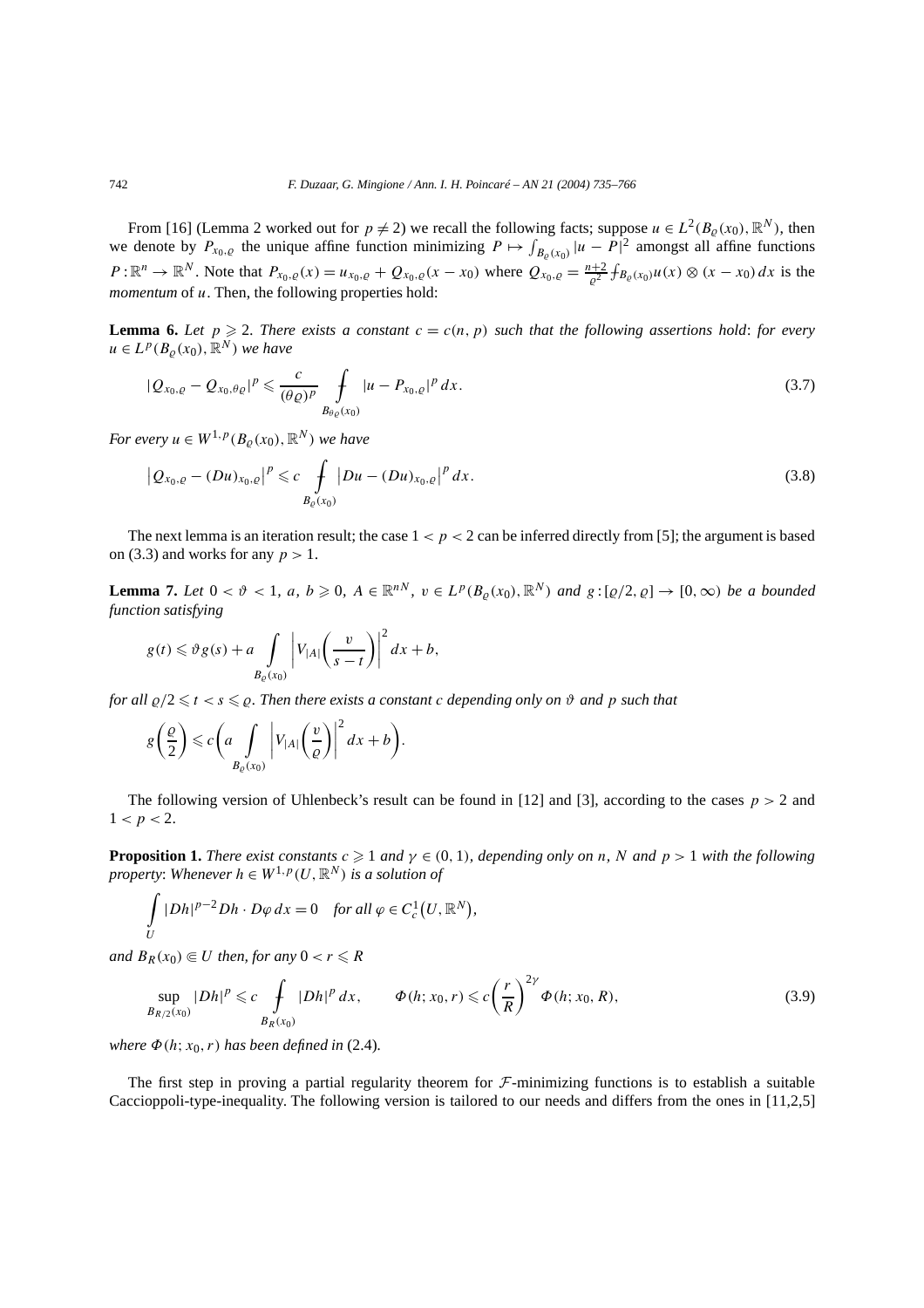From [16] (Lemma 2 worked out for $p \neq 2$) we recall the following facts; suppose $u \in L^2(B_\varrho(x_0), \mathbb{R}^N)$, then we denote by $P_{x_0,\varrho}$ the unique affine function minimizing $P \mapsto \int_{B_\varrho(x_0)} |u - P|^2$ amongst all affine functions $P : \mathbb{R}^n \to \mathbb{R}^N$. Note that $P_{x_0,\varrho}(x) = u_{x_0,\varrho} + Q_{x_0,\varrho}(x - x_0)$ where $Q_{x_0,\varrho} = \frac{n+2}{\varrho^2} \fint_{B_\varrho(x_0)} u(x) \otimes (x - x_0)\, dx$ is the *momentum* of $u$. Then, the following properties hold:

**Lemma 6.** *Let $p \geqslant 2$. There exists a constant $c = c(n, p)$ such that the following assertions hold: for every $u \in L^p(B_\varrho(x_0), \mathbb{R}^N)$ we have*

$$|Q_{x_0,\varrho} - Q_{x_0,\theta\varrho}|^p \leqslant \frac{c}{(\theta\varrho)^p} \fint_{B_{\theta\varrho}(x_0)} |u - P_{x_0,\varrho}|^p\, dx. \tag{3.7}$$

*For every $u \in W^{1,p}(B_\varrho(x_0), \mathbb{R}^N)$ we have*

$$\left|Q_{x_0,\varrho} - (Du)_{x_0,\varrho}\right|^p \leqslant c \fint_{B_\varrho(x_0)} \left|Du - (Du)_{x_0,\varrho}\right|^p dx. \tag{3.8}$$

The next lemma is an iteration result; the case $1 < p < 2$ can be inferred directly from [5]; the argument is based on (3.3) and works for any $p > 1$.

**Lemma 7.** *Let $0 < \vartheta < 1$, $a, b \geqslant 0$, $A \in \mathbb{R}^{nN}$, $v \in L^p(B_\varrho(x_0), \mathbb{R}^N)$ and $g : [\varrho/2, \varrho] \to [0, \infty)$ be a bounded function satisfying*

$$g(t) \leqslant \vartheta g(s) + a \int_{B_\varrho(x_0)} \left|V_{|A|}\left(\frac{v}{s - t}\right)\right|^2 dx + b,$$

*for all $\varrho/2 \leqslant t < s \leqslant \varrho$. Then there exists a constant $c$ depending only on $\vartheta$ and $p$ such that*

$$g\left(\frac{\varrho}{2}\right) \leqslant c\left(a \int_{B_\varrho(x_0)} \left|V_{|A|}\left(\frac{v}{\varrho}\right)\right|^2 dx + b\right).$$

The following version of Uhlenbeck's result can be found in [12] and [3], according to the cases $p > 2$ and $1 < p < 2$.

**Proposition 1.** *There exist constants $c \geqslant 1$ and $\gamma \in (0, 1)$, depending only on $n$, $N$ and $p > 1$ with the following property: Whenever $h \in W^{1,p}(U, \mathbb{R}^N)$ is a solution of*

$$\int_U |Dh|^{p-2} Dh \cdot D\varphi\, dx = 0 \quad \text{for all } \varphi \in C^1_c(U, \mathbb{R}^N),$$

*and $B_R(x_0) \Subset U$ then, for any $0 < r \leqslant R$*

$$\sup_{B_{R/2}(x_0)} |Dh|^p \leqslant c \fint_{B_R(x_0)} |Dh|^p\, dx, \qquad \Phi(h; x_0, r) \leqslant c\left(\frac{r}{R}\right)^{2\gamma} \Phi(h; x_0, R), \tag{3.9}$$

*where $\Phi(h; x_0, r)$ has been defined in* (2.4).

The first step in proving a partial regularity theorem for $\mathcal{F}$-minimizing functions is to establish a suitable Caccioppoli-type-inequality. The following version is tailored to our needs and differs from the ones in [11,2,5]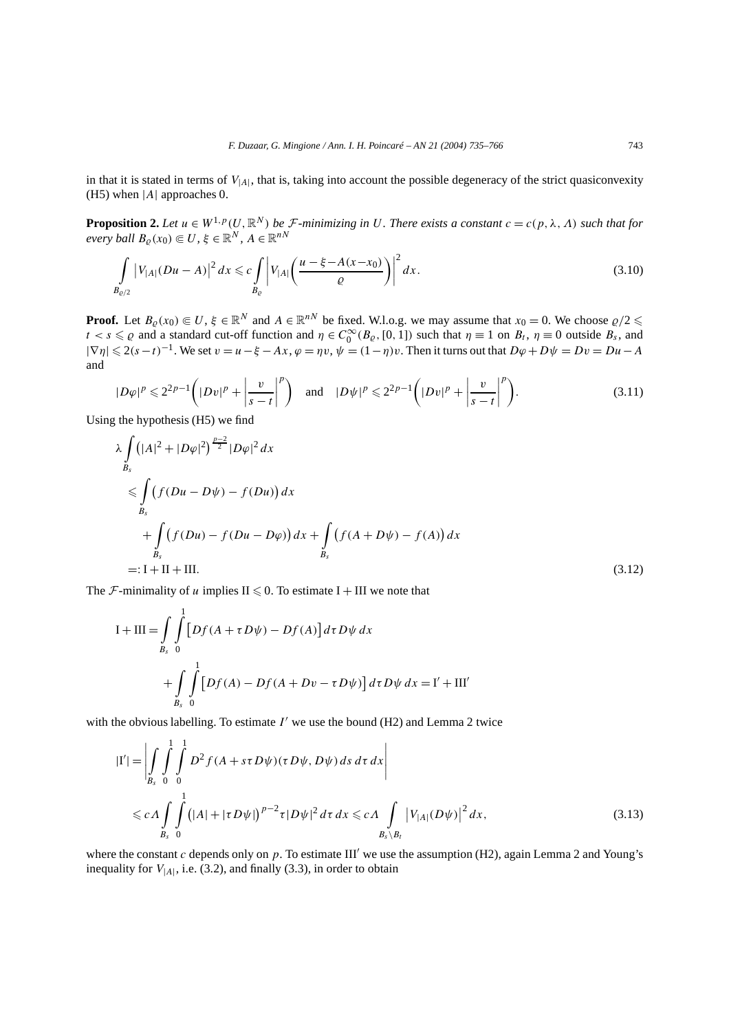in that it is stated in terms of $V_{|A|}$, that is, taking into account the possible degeneracy of the strict quasiconvexity (H5) when $|A|$ approaches 0.

**Proposition 2.** *Let $u \in W^{1,p}(U, \mathbb{R}^N)$ be $\mathcal{F}$-minimizing in $U$. There exists a constant $c = c(p, \lambda, \Lambda)$ such that for every ball $B_\varrho(x_0) \Subset U$, $\xi \in \mathbb{R}^N$, $A \in \mathbb{R}^{nN}$*

$$\int\limits_{B_{\varrho/2}} \left|V_{|A|}(Du - A)\right|^2 dx \leqslant c \int\limits_{B_\varrho} \left|V_{|A|}\left(\frac{u - \xi - A(x - x_0)}{\varrho}\right)\right|^2 dx. \tag{3.10}$$

**Proof.** Let $B_\varrho(x_0) \Subset U$, $\xi \in \mathbb{R}^N$ and $A \in \mathbb{R}^{nN}$ be fixed. W.l.o.g. we may assume that $x_0 = 0$. We choose $\varrho/2 \leqslant t < s \leqslant \varrho$ and a standard cut-off function and $\eta \in C_0^\infty(B_\varrho, [0,1])$ such that $\eta \equiv 1$ on $B_t$, $\eta \equiv 0$ outside $B_s$, and $|\nabla \eta| \leqslant 2(s-t)^{-1}$. We set $v = u - \xi - Ax$, $\varphi = \eta v$, $\psi = (1-\eta)v$. Then it turns out that $D\varphi + D\psi = Dv = Du - A$ and

$$|D\varphi|^p \leqslant 2^{2p-1}\left(|Dv|^p + \left|\frac{v}{s-t}\right|^p\right) \quad \text{and} \quad |D\psi|^p \leqslant 2^{2p-1}\left(|Dv|^p + \left|\frac{v}{s-t}\right|^p\right). \tag{3.11}$$

Using the hypothesis (H5) we find

$$\begin{aligned}
&\lambda \int\limits_{B_s} \left(|A|^2 + |D\varphi|^2\right)^{\frac{p-2}{2}} |D\varphi|^2 \, dx \\
&\quad \leqslant \int\limits_{B_s} \left(f(Du - D\psi) - f(Du)\right) dx \\
&\qquad + \int\limits_{B_s} \left(f(Du) - f(Du - D\varphi)\right) dx + \int\limits_{B_s} \left(f(A + D\psi) - f(A)\right) dx \\
&\quad =: \mathrm{I} + \mathrm{II} + \mathrm{III}.
\end{aligned} \tag{3.12}$$

The $\mathcal{F}$-minimality of $u$ implies $\mathrm{II} \leqslant 0$. To estimate $\mathrm{I} + \mathrm{III}$ we note that

$$\begin{aligned}
\mathrm{I} + \mathrm{III} &= \int\limits_{B_s} \int\limits_0^1 \left[Df(A + \tau D\psi) - Df(A)\right] d\tau \, D\psi \, dx \\
&\quad + \int\limits_{B_s} \int\limits_0^1 \left[Df(A) - Df(A + Dv - \tau D\psi)\right] d\tau \, D\psi \, dx = \mathrm{I}' + \mathrm{III}'
\end{aligned}$$

with the obvious labelling. To estimate $I'$ we use the bound (H2) and Lemma 2 twice

$$\begin{aligned}
|\mathrm{I}'| &= \left|\int\limits_{B_s} \int\limits_0^1 \int\limits_0^1 D^2 f(A + s\tau D\psi)(\tau D\psi, D\psi) \, ds \, d\tau \, dx\right| \\
&\leqslant c\Lambda \int\limits_{B_s} \int\limits_0^1 \left(|A| + |\tau D\psi|\right)^{p-2} \tau |D\psi|^2 \, d\tau \, dx \leqslant c\Lambda \int\limits_{B_s \setminus B_t} \left|V_{|A|}(D\psi)\right|^2 dx,
\end{aligned} \tag{3.13}$$

where the constant $c$ depends only on $p$. To estimate $\mathrm{III}'$ we use the assumption (H2), again Lemma 2 and Young's inequality for $V_{|A|}$, i.e. (3.2), and finally (3.3), in order to obtain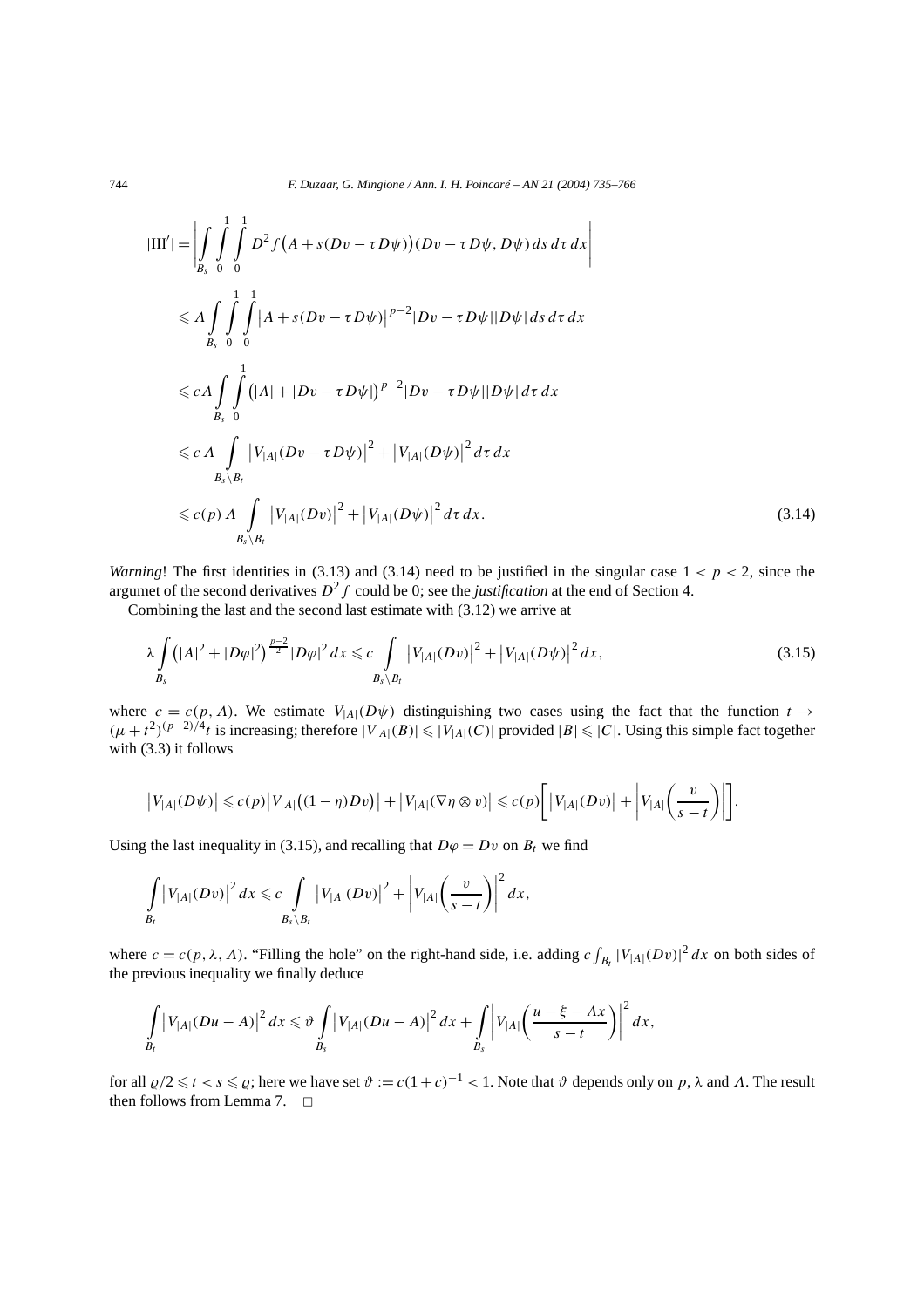$$
\begin{aligned}
|\mathrm{III}'| &= \left| \int_{B_s} \int_0^1 \int_0^1 D^2 f\big(A + s(Dv - \tau D\psi)\big)(Dv - \tau D\psi, D\psi)\, ds\, d\tau\, dx \right| \\
&\leqslant \Lambda \int_{B_s} \int_0^1 \int_0^1 \big|A + s(Dv - \tau D\psi)\big|^{p-2} |Dv - \tau D\psi||D\psi|\, ds\, d\tau\, dx \\
&\leqslant c\Lambda \int_{B_s} \int_0^1 \big(|A| + |Dv - \tau D\psi|\big)^{p-2} |Dv - \tau D\psi||D\psi|\, d\tau\, dx \\
&\leqslant c\,\Lambda \int_{B_s \setminus B_t} \big|V_{|A|}(Dv - \tau D\psi)\big|^2 + \big|V_{|A|}(D\psi)\big|^2\, d\tau\, dx \\
&\leqslant c(p)\,\Lambda \int_{B_s \setminus B_t} \big|V_{|A|}(Dv)\big|^2 + \big|V_{|A|}(D\psi)\big|^2\, d\tau\, dx.
\end{aligned}
\tag{3.14}
$$

*Warning*! The first identities in (3.13) and (3.14) need to be justified in the singular case $1 < p < 2$, since the argumet of the second derivatives $D^2 f$ could be 0; see the *justification* at the end of Section 4.

Combining the last and the second last estimate with (3.12) we arrive at

$$
\lambda \int_{B_s} \big(|A|^2 + |D\varphi|^2\big)^{\frac{p-2}{2}} |D\varphi|^2\, dx \leqslant c \int_{B_s \setminus B_t} \big|V_{|A|}(Dv)\big|^2 + \big|V_{|A|}(D\psi)\big|^2\, dx,
\tag{3.15}
$$

where $c = c(p, \Lambda)$. We estimate $V_{|A|}(D\psi)$ distinguishing two cases using the fact that the function $t \to (\mu + t^2)^{(p-2)/4} t$ is increasing; therefore $|V_{|A|}(B)| \leqslant |V_{|A|}(C)|$ provided $|B| \leqslant |C|$. Using this simple fact together with (3.3) it follows

$$
\big|V_{|A|}(D\psi)\big| \leqslant c(p)\big|V_{|A|}\big((1-\eta)Dv\big)\big| + \big|V_{|A|}(\nabla\eta \otimes v)\big| \leqslant c(p)\left[\big|V_{|A|}(Dv)\big| + \left|V_{|A|}\left(\frac{v}{s-t}\right)\right|\right].
$$

Using the last inequality in (3.15), and recalling that $D\varphi = Dv$ on $B_t$ we find

$$
\int_{B_t} \big|V_{|A|}(Dv)\big|^2\, dx \leqslant c \int_{B_s \setminus B_t} \big|V_{|A|}(Dv)\big|^2 + \left|V_{|A|}\left(\frac{v}{s-t}\right)\right|^2 dx,
$$

where $c = c(p, \lambda, \Lambda)$. "Filling the hole" on the right-hand side, i.e. adding $c\int_{B_t} |V_{|A|}(Dv)|^2\, dx$ on both sides of the previous inequality we finally deduce

$$
\int_{B_t} \big|V_{|A|}(Du - A)\big|^2\, dx \leqslant \vartheta \int_{B_s} \big|V_{|A|}(Du - A)\big|^2\, dx + \int_{B_s} \left|V_{|A|}\left(\frac{u - \xi - Ax}{s-t}\right)\right|^2 dx,
$$

for all $\varrho/2 \leqslant t < s \leqslant \varrho$; here we have set $\vartheta := c(1+c)^{-1} < 1$. Note that $\vartheta$ depends only on $p$, $\lambda$ and $\Lambda$. The result then follows from Lemma 7. $\square$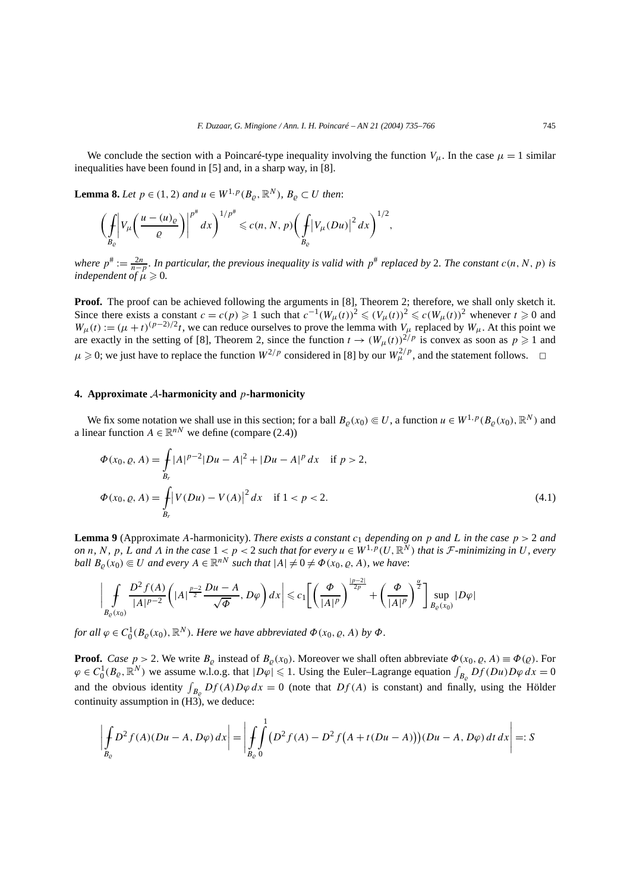We conclude the section with a Poincaré-type inequality involving the function $V_\mu$. In the case $\mu = 1$ similar inequalities have been found in [5] and, in a sharp way, in [8].

**Lemma 8.** *Let $p \in (1,2)$ and $u \in W^{1,p}(B_\varrho, \mathbb{R}^N)$, $B_\varrho \subset U$ then*:

$$\left( \fint_{B_\varrho} \left| V_\mu\left(\frac{u-(u)_\varrho}{\varrho}\right)\right|^{p^\#} dx \right)^{1/p^\#} \leqslant c(n,N,p) \left( \fint_{B_\varrho} \left|V_\mu(Du)\right|^2 dx \right)^{1/2},$$

*where $p^\# := \frac{2n}{n-p}$. In particular, the previous inequality is valid with $p^\#$ replaced by 2. The constant $c(n,N,p)$ is independent of $\mu \geqslant 0$.*

**Proof.** The proof can be achieved following the arguments in [8], Theorem 2; therefore, we shall only sketch it. Since there exists a constant $c = c(p) \geqslant 1$ such that $c^{-1}(W_\mu(t))^2 \leqslant (V_\mu(t))^2 \leqslant c(W_\mu(t))^2$ whenever $t \geqslant 0$ and $W_\mu(t) := (\mu + t)^{(p-2)/2} t$, we can reduce ourselves to prove the lemma with $V_\mu$ replaced by $W_\mu$. At this point we are exactly in the setting of [8], Theorem 2, since the function $t \to (W_\mu(t))^{2/p}$ is convex as soon as $p \geqslant 1$ and $\mu \geqslant 0$; we just have to replace the function $W^{2/p}$ considered in [8] by our $W_\mu^{2/p}$, and the statement follows. $\square$

## 4. Approximate $\mathcal{A}$-harmonicity and $p$-harmonicity

We fix some notation we shall use in this section; for a ball $B_\varrho(x_0) \Subset U$, a function $u \in W^{1,p}(B_\varrho(x_0), \mathbb{R}^N)$ and a linear function $A \in \mathbb{R}^{nN}$ we define (compare (2.4))

$$\begin{aligned}
\Phi(x_0, \varrho, A) &= \fint_{B_r} |A|^{p-2}|Du - A|^2 + |Du - A|^p \, dx \quad \text{if } p > 2, \\
\Phi(x_0, \varrho, A) &= \fint_{B_r} \left|V(Du) - V(A)\right|^2 dx \quad \text{if } 1 < p < 2.
\end{aligned} \tag{4.1}$$

**Lemma 9** (Approximate $A$-harmonicity). *There exists a constant $c_1$ depending on $p$ and $L$ in the case $p > 2$ and on $n$, $N$, $p$, $L$ and $\Lambda$ in the case $1 < p < 2$ such that for every $u \in W^{1,p}(U, \mathbb{R}^N)$ that is $\mathcal{F}$-minimizing in $U$, every ball $B_\varrho(x_0) \Subset U$ and every $A \in \mathbb{R}^{nN}$ such that $|A| \neq 0 \neq \Phi(x_0, \varrho, A)$, we have*:

$$\left| \fint_{B_\varrho(x_0)} \frac{D^2 f(A)}{|A|^{p-2}} \left( |A|^{\frac{p-2}{2}} \frac{Du - A}{\sqrt{\Phi}}, D\varphi \right) dx \right| \leqslant c_1 \left[ \left( \frac{\Phi}{|A|^p}\right)^{\frac{|p-2|}{2p}} + \left(\frac{\Phi}{|A|^p}\right)^{\frac{\alpha}{2}} \right] \sup_{B_\varrho(x_0)} |D\varphi|$$

*for all $\varphi \in C_0^1(B_\varrho(x_0), \mathbb{R}^N)$. Here we have abbreviated $\Phi(x_0, \varrho, A)$ by $\Phi$.*

**Proof.** *Case $p > 2$.* We write $B_\varrho$ instead of $B_\varrho(x_0)$. Moreover we shall often abbreviate $\Phi(x_0, \varrho, A) \equiv \Phi(\varrho)$. For $\varphi \in C_0^1(B_\varrho, \mathbb{R}^N)$ we assume w.l.o.g. that $|D\varphi| \leqslant 1$. Using the Euler–Lagrange equation $\int_{B_\varrho} Df(Du) D\varphi \, dx = 0$ and the obvious identity $\int_{B_\varrho} Df(A) D\varphi \, dx = 0$ (note that $Df(A)$ is constant) and finally, using the Hölder continuity assumption in (H3), we deduce:

$$\left| \fint_{B_\varrho} D^2 f(A)(Du - A, D\varphi) \, dx \right| = \left| \fint_{B_\varrho} \int_0^1 \left(D^2 f(A) - D^2 f\left(A + t(Du - A)\right)\right)(Du - A, D\varphi) \, dt \, dx \right| =: S$$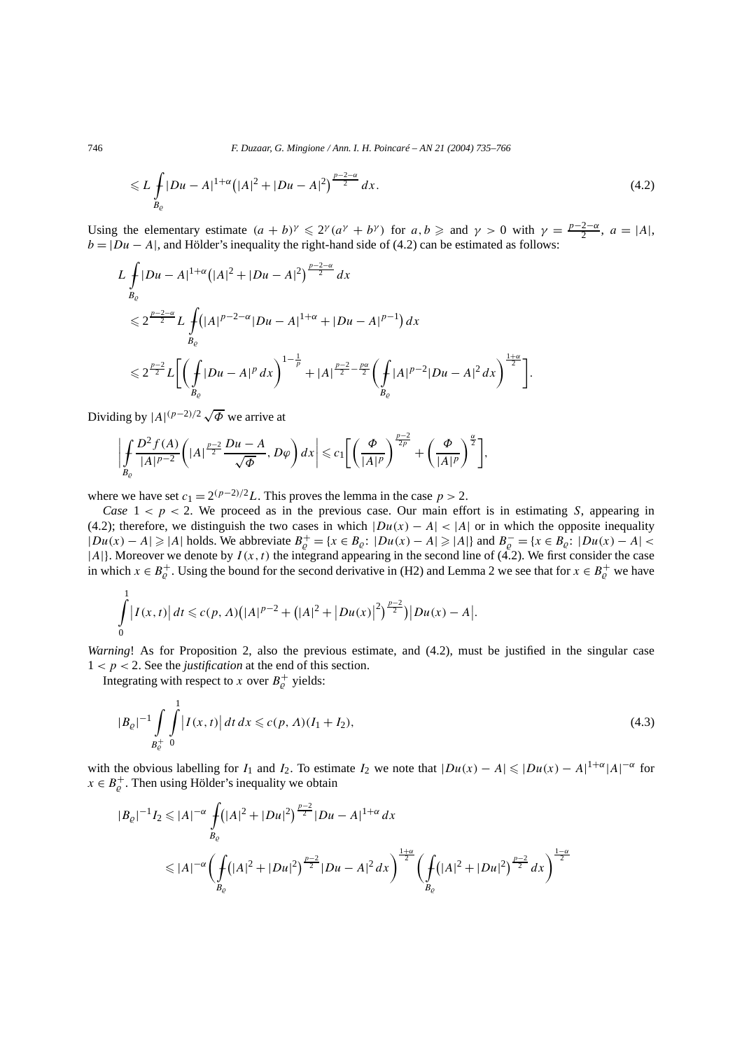$$\leqslant L \fint_{B_\varrho} |Du - A|^{1+\alpha}\big(|A|^2 + |Du - A|^2\big)^{\frac{p-2-\alpha}{2}}\, dx. \tag{4.2}$$

Using the elementary estimate $(a + b)^\gamma \leqslant 2^\gamma(a^\gamma + b^\gamma)$ for $a, b \geqslant$ and $\gamma > 0$ with $\gamma = \frac{p-2-\alpha}{2}$, $a = |A|$, $b = |Du - A|$, and Hölder's inequality the right-hand side of (4.2) can be estimated as follows:

$$\begin{aligned}
&L \fint_{B_\varrho} |Du - A|^{1+\alpha}\big(|A|^2 + |Du - A|^2\big)^{\frac{p-2-\alpha}{2}}\, dx \\
&\quad \leqslant 2^{\frac{p-2-\alpha}{2}} L \fint_{B_\varrho} \big(|A|^{p-2-\alpha}|Du - A|^{1+\alpha} + |Du - A|^{p-1}\big)\, dx \\
&\quad \leqslant 2^{\frac{p-2}{2}} L \Bigg[\bigg(\fint_{B_\varrho} |Du - A|^p\, dx\bigg)^{1-\frac{1}{p}} + |A|^{\frac{p-2}{2} - \frac{p\alpha}{2}} \bigg(\fint_{B_\varrho} |A|^{p-2}|Du - A|^2\, dx\bigg)^{\frac{1+\alpha}{2}}\Bigg].
\end{aligned}$$

Dividing by $|A|^{(p-2)/2}\sqrt{\Phi}$ we arrive at

$$\left|\fint_{B_\varrho} \frac{D^2 f(A)}{|A|^{p-2}}\bigg(|A|^{\frac{p-2}{2}}\frac{Du - A}{\sqrt{\Phi}}, D\varphi\bigg)\, dx\right| \leqslant c_1\bigg[\bigg(\frac{\Phi}{|A|^p}\bigg)^{\frac{p-2}{2p}} + \bigg(\frac{\Phi}{|A|^p}\bigg)^{\frac{\alpha}{2}}\bigg],$$

where we have set $c_1 = 2^{(p-2)/2}L$. This proves the lemma in the case $p > 2$.

*Case* $1 < p < 2$. We proceed as in the previous case. Our main effort is in estimating $S$, appearing in (4.2); therefore, we distinguish the two cases in which $|Du(x) - A| < |A|$ or in which the opposite inequality $|Du(x) - A| \geqslant |A|$ holds. We abbreviate $B_\varrho^+ = \{x \in B_\varrho\colon |Du(x) - A| \geqslant |A|\}$ and $B_\varrho^- = \{x \in B_\varrho\colon |Du(x) - A| < |A|\}$. Moreover we denote by $I(x,t)$ the integrand appearing in the second line of (4.2). We first consider the case in which $x \in B_\varrho^+$. Using the bound for the second derivative in (H2) and Lemma 2 we see that for $x \in B_\varrho^+$ we have

$$\int_0^1 \big|I(x,t)\big|\, dt \leqslant c(p,\Lambda)\big(|A|^{p-2} + \big(|A|^2 + \big|Du(x)\big|^2\big)^{\frac{p-2}{2}}\big)\big|Du(x) - A\big|.$$

*Warning*! As for Proposition 2, also the previous estimate, and (4.2), must be justified in the singular case $1 < p < 2$. See the *justification* at the end of this section.

Integrating with respect to $x$ over $B_\varrho^+$ yields:

$$|B_\varrho|^{-1} \int_{B_\varrho^+} \int_0^1 \big|I(x,t)\big|\, dt\, dx \leqslant c(p,\Lambda)(I_1 + I_2), \tag{4.3}$$

with the obvious labelling for $I_1$ and $I_2$. To estimate $I_2$ we note that $|Du(x) - A| \leqslant |Du(x) - A|^{1+\alpha}|A|^{-\alpha}$ for $x \in B_\varrho^+$. Then using Hölder's inequality we obtain

$$\begin{aligned}
|B_\varrho|^{-1} I_2 &\leqslant |A|^{-\alpha} \fint_{B_\varrho} \big(|A|^2 + |Du|^2\big)^{\frac{p-2}{2}} |Du - A|^{1+\alpha}\, dx \\
&\leqslant |A|^{-\alpha} \bigg(\fint_{B_\varrho} \big(|A|^2 + |Du|^2\big)^{\frac{p-2}{2}} |Du - A|^2\, dx\bigg)^{\frac{1+\alpha}{2}} \bigg(\fint_{B_\varrho} \big(|A|^2 + |Du|^2\big)^{\frac{p-2}{2}}\, dx\bigg)^{\frac{1-\alpha}{2}}
\end{aligned}$$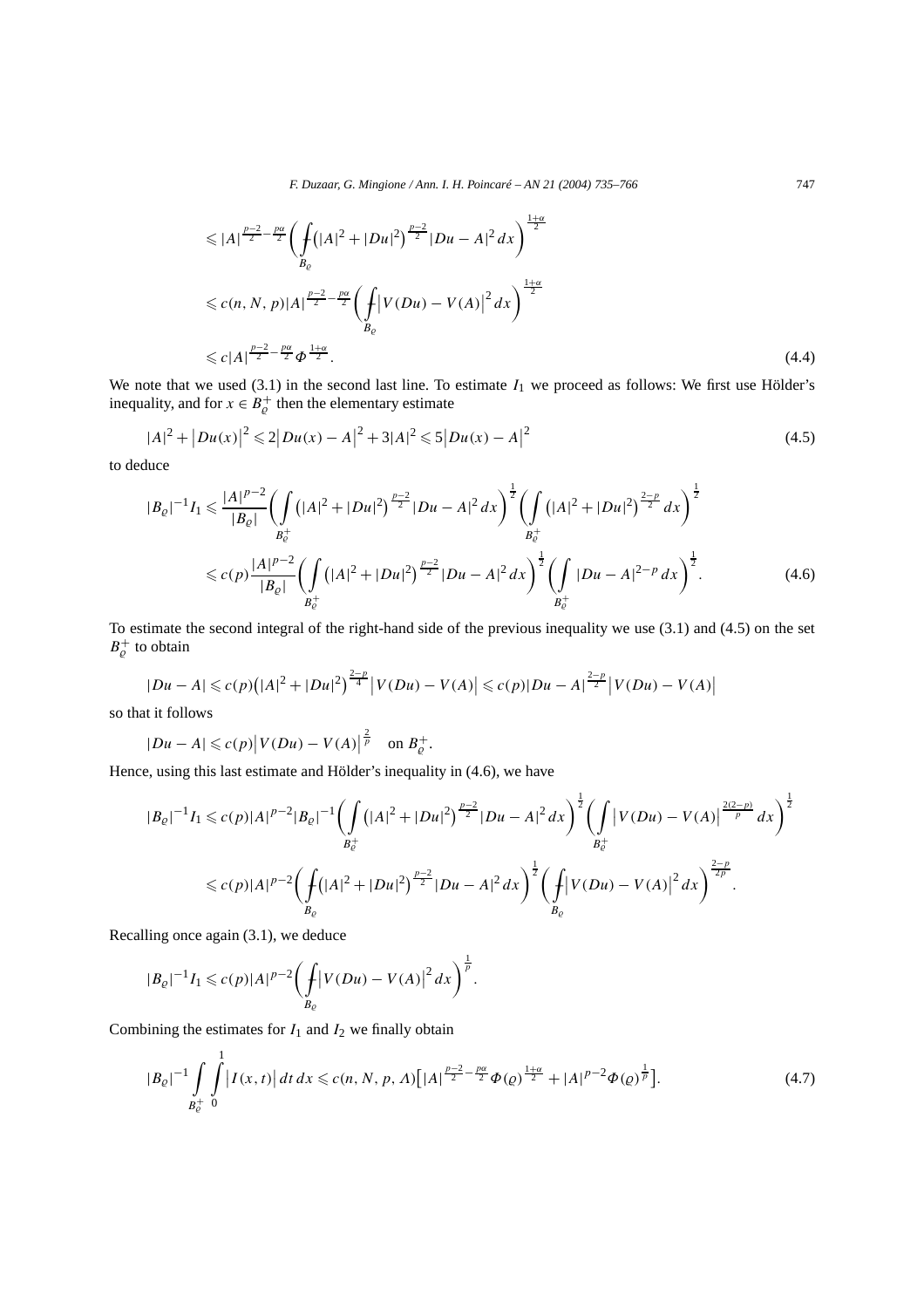$$
\begin{aligned}
&\leqslant |A|^{\frac{p-2}{2}-\frac{p\alpha}{2}}\left(\fint_{B_\varrho}\left(|A|^2+|Du|^2\right)^{\frac{p-2}{2}}|Du-A|^2\,dx\right)^{\frac{1+\alpha}{2}}\\
&\leqslant c(n,N,p)|A|^{\frac{p-2}{2}-\frac{p\alpha}{2}}\left(\fint_{B_\varrho}\left|V(Du)-V(A)\right|^2dx\right)^{\frac{1+\alpha}{2}}\\
&\leqslant c|A|^{\frac{p-2}{2}-\frac{p\alpha}{2}}\Phi^{\frac{1+\alpha}{2}}. \qquad (4.4)
\end{aligned}
$$

We note that we used (3.1) in the second last line. To estimate $I_1$ we proceed as follows: We first use Hölder's inequality, and for $x \in B_\varrho^+$ then the elementary estimate

$$
|A|^2+\left|Du(x)\right|^2 \leqslant 2\left|Du(x)-A\right|^2+3|A|^2 \leqslant 5\left|Du(x)-A\right|^2 \qquad (4.5)
$$

to deduce

$$
\begin{aligned}
|B_\varrho|^{-1}I_1 &\leqslant \frac{|A|^{p-2}}{|B_\varrho|}\left(\int_{B_\varrho^+}\left(|A|^2+|Du|^2\right)^{\frac{p-2}{2}}|Du-A|^2\,dx\right)^{\frac{1}{2}}\left(\int_{B_\varrho^+}\left(|A|^2+|Du|^2\right)^{\frac{2-p}{2}}dx\right)^{\frac{1}{2}}\\
&\leqslant c(p)\frac{|A|^{p-2}}{|B_\varrho|}\left(\int_{B_\varrho^+}\left(|A|^2+|Du|^2\right)^{\frac{p-2}{2}}|Du-A|^2\,dx\right)^{\frac{1}{2}}\left(\int_{B_\varrho^+}|Du-A|^{2-p}\,dx\right)^{\frac{1}{2}}. \qquad (4.6)
\end{aligned}
$$

To estimate the second integral of the right-hand side of the previous inequality we use (3.1) and (4.5) on the set $B_\varrho^+$ to obtain

$$
|Du-A| \leqslant c(p)\left(|A|^2+|Du|^2\right)^{\frac{2-p}{4}}\left|V(Du)-V(A)\right| \leqslant c(p)|Du-A|^{\frac{2-p}{2}}\left|V(Du)-V(A)\right|
$$

so that it follows

$$
|Du-A| \leqslant c(p)\left|V(Du)-V(A)\right|^{\frac{2}{p}} \quad \text{on } B_\varrho^+.
$$

Hence, using this last estimate and Hölder's inequality in (4.6), we have

$$
\begin{aligned}
|B_\varrho|^{-1}I_1 &\leqslant c(p)|A|^{p-2}|B_\varrho|^{-1}\left(\int_{B_\varrho^+}\left(|A|^2+|Du|^2\right)^{\frac{p-2}{2}}|Du-A|^2\,dx\right)^{\frac{1}{2}}\left(\int_{B_\varrho^+}\left|V(Du)-V(A)\right|^{\frac{2(2-p)}{p}}dx\right)^{\frac{1}{2}}\\
&\leqslant c(p)|A|^{p-2}\left(\fint_{B_\varrho}\left(|A|^2+|Du|^2\right)^{\frac{p-2}{2}}|Du-A|^2\,dx\right)^{\frac{1}{2}}\left(\fint_{B_\varrho}\left|V(Du)-V(A)\right|^2dx\right)^{\frac{2-p}{2p}}.
\end{aligned}
$$

Recalling once again (3.1), we deduce

$$
|B_\varrho|^{-1}I_1 \leqslant c(p)|A|^{p-2}\left(\fint_{B_\varrho}\left|V(Du)-V(A)\right|^2dx\right)^{\frac{1}{p}}.
$$

Combining the estimates for $I_1$ and $I_2$ we finally obtain

$$
|B_\varrho|^{-1}\int_{B_\varrho^+}\int_0^1\left|I(x,t)\right|dt\,dx \leqslant c(n,N,p,\Lambda)\left[|A|^{\frac{p-2}{2}-\frac{p\alpha}{2}}\Phi(\varrho)^{\frac{1+\alpha}{2}}+|A|^{p-2}\Phi(\varrho)^{\frac{1}{p}}\right]. \qquad (4.7)
$$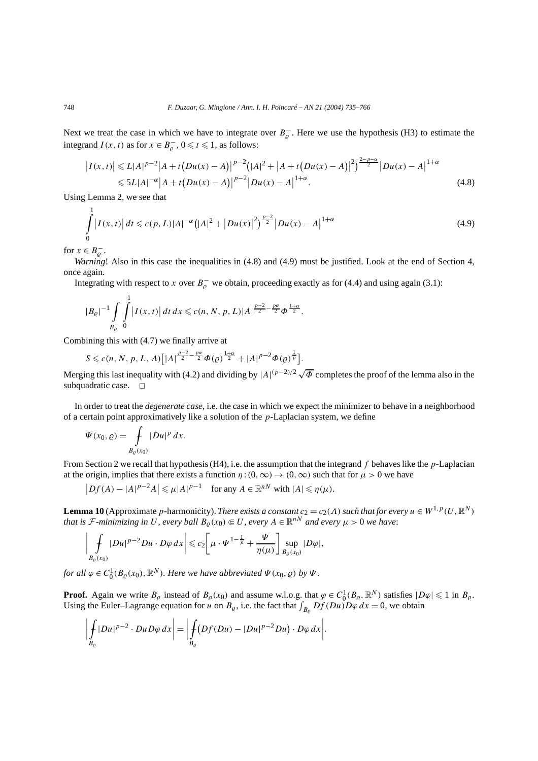Next we treat the case in which we have to integrate over $B_\varrho^-$. Here we use the hypothesis (H3) to estimate the integrand $I(x,t)$ as for $x \in B_\varrho^-$, $0 \leqslant t \leqslant 1$, as follows:

$$
\begin{aligned}
\big|I(x,t)\big| &\leqslant L|A|^{p-2}\big|A+t\big(Du(x)-A\big)\big|^{p-2}\big(|A|^2+\big|A+t\big(Du(x)-A\big)\big|^2\big)^{\frac{2-p-\alpha}{2}}\big|Du(x)-A\big|^{1+\alpha} \\
&\leqslant 5L|A|^{-\alpha}\big|A+t\big(Du(x)-A\big)\big|^{p-2}\big|Du(x)-A\big|^{1+\alpha}. \qquad (4.8)
\end{aligned}
$$

Using Lemma 2, we see that

$$
\int_0^1 \big|I(x,t)\big|\,dt \leqslant c(p,L)|A|^{-\alpha}\big(|A|^2+\big|Du(x)\big|^2\big)^{\frac{p-2}{2}}\big|Du(x)-A\big|^{1+\alpha} \qquad (4.9)
$$

for $x \in B_\varrho^-$.

*Warning*! Also in this case the inequalities in (4.8) and (4.9) must be justified. Look at the end of Section 4, once again.

Integrating with respect to $x$ over $B_\varrho^-$ we obtain, proceeding exactly as for (4.4) and using again (3.1):

$$
|B_\varrho|^{-1}\int_{B_\varrho^-}\int_0^1 \big|I(x,t)\big|\,dt\,dx \leqslant c(n,N,p,L)|A|^{\frac{p-2}{2}-\frac{p\alpha}{2}}\Phi^{\frac{1+\alpha}{2}}.
$$

Combining this with (4.7) we finally arrive at

$$
S \leqslant c(n,N,p,L,\Lambda)\big[|A|^{\frac{p-2}{2}-\frac{p\alpha}{2}}\Phi(\varrho)^{\frac{1+\alpha}{2}}+|A|^{p-2}\Phi(\varrho)^{\frac{1}{p}}\big].
$$

Merging this last inequality with (4.2) and dividing by $|A|^{(p-2)/2}\sqrt{\Phi}$ completes the proof of the lemma also in the subquadratic case. $\square$

In order to treat the *degenerate case*, i.e. the case in which we expect the minimizer to behave in a neighborhood of a certain point approximatively like a solution of the $p$-Laplacian system, we define

$$
\Psi(x_0,\varrho) = ⨍_{B_\varrho(x_0)} |Du|^p\,dx.
$$

From Section 2 we recall that hypothesis (H4), i.e. the assumption that the integrand $f$ behaves like the $p$-Laplacian at the origin, implies that there exists a function $\eta:(0,\infty)\to(0,\infty)$ such that for $\mu>0$ we have

$$
\big|Df(A)-|A|^{p-2}A\big| \leqslant \mu|A|^{p-1} \quad \text{for any } A\in\mathbb{R}^{nN} \text{ with } |A|\leqslant\eta(\mu).
$$

**Lemma 10** (Approximate $p$-harmonicity). *There exists a constant $c_2=c_2(\Lambda)$ such that for every $u\in W^{1,p}(U,\mathbb{R}^N)$ that is $\mathcal{F}$-minimizing in $U$, every ball $B_\varrho(x_0)\Subset U$, every $A\in\mathbb{R}^{nN}$ and every $\mu>0$ we have*:

$$
\left| ⨍_{B_\varrho(x_0)} |Du|^{p-2}Du\cdot D\varphi\,dx\right| \leqslant c_2\left[\mu\cdot\Psi^{1-\frac{1}{p}}+\frac{\Psi}{\eta(\mu)}\right]\sup_{B_\varrho(x_0)}|D\varphi|,
$$

*for all $\varphi\in C_0^1(B_\varrho(x_0),\mathbb{R}^N)$. Here we have abbreviated $\Psi(x_0,\varrho)$ by $\Psi$.*

**Proof.** Again we write $B_\varrho$ instead of $B_\varrho(x_0)$ and assume w.l.o.g. that $\varphi\in C_0^1(B_\varrho,\mathbb{R}^N)$ satisfies $|D\varphi|\leqslant 1$ in $B_\varrho$. Using the Euler–Lagrange equation for $u$ on $B_\varrho$, i.e. the fact that $\int_{B_\varrho} Df(Du)D\varphi\,dx=0$, we obtain

$$
\left| ⨍_{B_\varrho} |Du|^{p-2}\cdot Du D\varphi\,dx\right| = \left| ⨍_{B_\varrho}\big(Df(Du)-|Du|^{p-2}Du\big)\cdot D\varphi\,dx\right|.
$$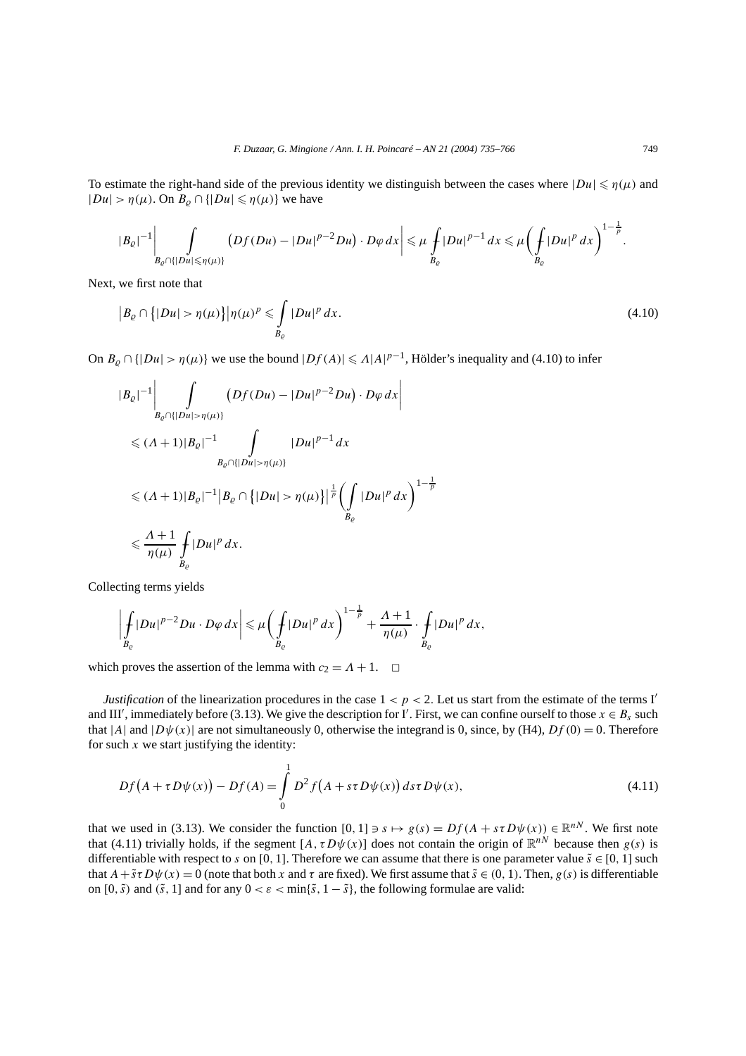To estimate the right-hand side of the previous identity we distinguish between the cases where $|Du| \leqslant \eta(\mu)$ and $|Du| > \eta(\mu)$. On $B_\varrho \cap \{|Du| \leqslant \eta(\mu)\}$ we have

$$|B_\varrho|^{-1}\left| \int\limits_{B_\varrho \cap \{|Du| \leqslant \eta(\mu)\}} \left(Df(Du) - |Du|^{p-2}Du\right) \cdot D\varphi \, dx \right| \leqslant \mu \fint_{B_\varrho} |Du|^{p-1}\, dx \leqslant \mu \left( \fint_{B_\varrho} |Du|^p \, dx \right)^{1-\frac{1}{p}}.$$

Next, we first note that

$$\left|B_\varrho \cap \left\{|Du| > \eta(\mu)\right\}\right| \eta(\mu)^p \leqslant \int\limits_{B_\varrho} |Du|^p \, dx. \tag{4.10}$$

On $B_\varrho \cap \{|Du| > \eta(\mu)\}$ we use the bound $|Df(A)| \leqslant \Lambda |A|^{p-1}$, Hölder's inequality and (4.10) to infer

$$\begin{aligned}
&|B_\varrho|^{-1}\left| \int\limits_{B_\varrho \cap \{|Du| > \eta(\mu)\}} \left(Df(Du) - |Du|^{p-2}Du\right) \cdot D\varphi \, dx \right| \\
&\quad \leqslant (\Lambda + 1)|B_\varrho|^{-1} \int\limits_{B_\varrho \cap \{|Du| > \eta(\mu)\}} |Du|^{p-1}\, dx \\
&\quad \leqslant (\Lambda + 1)|B_\varrho|^{-1} \left|B_\varrho \cap \left\{|Du| > \eta(\mu)\right\}\right|^{\frac{1}{p}} \left( \int\limits_{B_\varrho} |Du|^p \, dx \right)^{1-\frac{1}{p}} \\
&\quad \leqslant \frac{\Lambda + 1}{\eta(\mu)} \fint_{B_\varrho} |Du|^p \, dx.
\end{aligned}$$

Collecting terms yields

$$\left| \fint_{B_\varrho} |Du|^{p-2} Du \cdot D\varphi \, dx \right| \leqslant \mu \left( \fint_{B_\varrho} |Du|^p \, dx \right)^{1-\frac{1}{p}} + \frac{\Lambda + 1}{\eta(\mu)} \cdot \fint_{B_\varrho} |Du|^p \, dx,$$

which proves the assertion of the lemma with $c_2 = \Lambda + 1$. $\square$

*Justification* of the linearization procedures in the case $1 < p < 2$. Let us start from the estimate of the terms I′ and III′, immediately before (3.13). We give the description for I′. First, we can confine ourself to those $x \in B_s$ such that $|A|$ and $|D\psi(x)|$ are not simultaneously 0, otherwise the integrand is 0, since, by (H4), $Df(0) = 0$. Therefore for such $x$ we start justifying the identity:

$$Df\left(A + \tau D\psi(x)\right) - Df(A) = \int\limits_0^1 D^2 f\left(A + s\tau D\psi(x)\right) ds\, \tau D\psi(x), \tag{4.11}$$

that we used in (3.13). We consider the function $[0,1] \ni s \mapsto g(s) = Df(A + s\tau D\psi(x)) \in \mathbb{R}^{nN}$. We first note that (4.11) trivially holds, if the segment $[A, \tau D\psi(x)]$ does not contain the origin of $\mathbb{R}^{nN}$ because then $g(s)$ is differentiable with respect to $s$ on $[0,1]$. Therefore we can assume that there is one parameter value $\tilde{s} \in [0,1]$ such that $A + \tilde{s}\tau D\psi(x) = 0$ (note that both $x$ and $\tau$ are fixed). We first assume that $\tilde{s} \in (0,1)$. Then, $g(s)$ is differentiable on $[0, \tilde{s})$ and $(\tilde{s}, 1]$ and for any $0 < \varepsilon < \min\{\tilde{s}, 1 - \tilde{s}\}$, the following formulae are valid: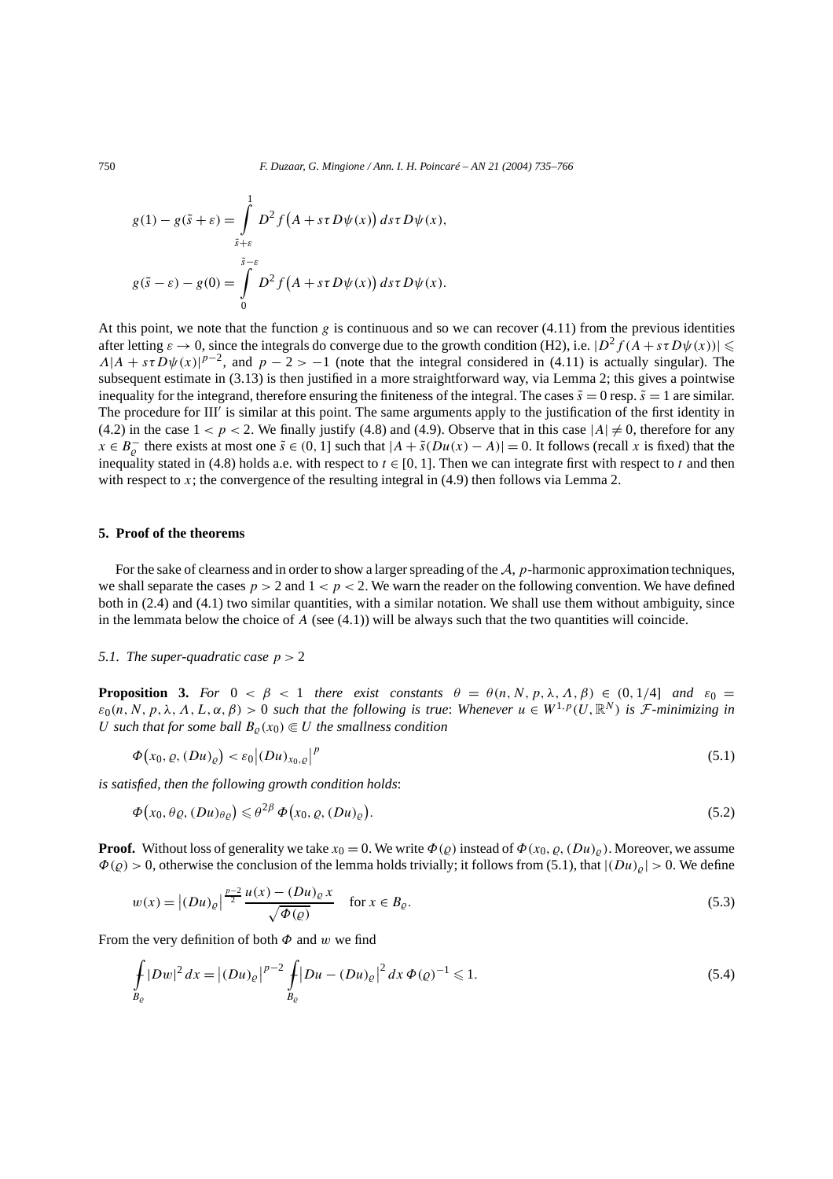$$g(1) - g(\tilde{s} + \varepsilon) = \int_{\tilde{s}+\varepsilon}^{1} D^2 f\big(A + s\tau D\psi(x)\big)\, ds\tau D\psi(x),$$

$$g(\tilde{s} - \varepsilon) - g(0) = \int_{0}^{\tilde{s}-\varepsilon} D^2 f\big(A + s\tau D\psi(x)\big)\, ds\tau D\psi(x).$$

At this point, we note that the function $g$ is continuous and so we can recover (4.11) from the previous identities after letting $\varepsilon \to 0$, since the integrals do converge due to the growth condition (H2), i.e. $|D^2 f(A + s\tau D\psi(x))| \leqslant \Lambda |A + s\tau D\psi(x)|^{p-2}$, and $p - 2 > -1$ (note that the integral considered in (4.11) is actually singular). The subsequent estimate in (3.13) is then justified in a more straightforward way, via Lemma 2; this gives a pointwise inequality for the integrand, therefore ensuring the finiteness of the integral. The cases $\tilde{s} = 0$ resp. $\tilde{s} = 1$ are similar. The procedure for III′ is similar at this point. The same arguments apply to the justification of the first identity in (4.2) in the case $1 < p < 2$. We finally justify (4.8) and (4.9). Observe that in this case $|A| \neq 0$, therefore for any $x \in B_\varrho^-$ there exists at most one $\tilde{s} \in (0,1]$ such that $|A + \tilde{s}(Du(x) - A)| = 0$. It follows (recall $x$ is fixed) that the inequality stated in (4.8) holds a.e. with respect to $t \in [0,1]$. Then we can integrate first with respect to $t$ and then with respect to $x$; the convergence of the resulting integral in (4.9) then follows via Lemma 2.

## 5. Proof of the theorems

For the sake of clearness and in order to show a larger spreading of the $\mathcal{A}$, $p$-harmonic approximation techniques, we shall separate the cases $p > 2$ and $1 < p < 2$. We warn the reader on the following convention. We have defined both in (2.4) and (4.1) two similar quantities, with a similar notation. We shall use them without ambiguity, since in the lemmata below the choice of $A$ (see (4.1)) will be always such that the two quantities will coincide.

### *5.1. The super-quadratic case $p > 2$*

**Proposition 3.** *For $0 < \beta < 1$ there exist constants $\theta = \theta(n, N, p, \lambda, \Lambda, \beta) \in (0, 1/4]$ and $\varepsilon_0 = \varepsilon_0(n, N, p, \lambda, \Lambda, L, \alpha, \beta) > 0$ such that the following is true: Whenever $u \in W^{1,p}(U, \mathbb{R}^N)$ is $\mathcal{F}$-minimizing in $U$ such that for some ball $B_\varrho(x_0) \Subset U$ the smallness condition*

$$\Phi\big(x_0, \varrho, (Du)_\varrho\big) < \varepsilon_0 \big|(Du)_{x_0,\varrho}\big|^p \tag{5.1}$$

*is satisfied, then the following growth condition holds:*

$$\Phi\big(x_0, \theta\varrho, (Du)_{\theta\varrho}\big) \leqslant \theta^{2\beta}\, \Phi\big(x_0, \varrho, (Du)_\varrho\big). \tag{5.2}$$

**Proof.** Without loss of generality we take $x_0 = 0$. We write $\Phi(\varrho)$ instead of $\Phi(x_0, \varrho, (Du)_\varrho)$. Moreover, we assume $\Phi(\varrho) > 0$, otherwise the conclusion of the lemma holds trivially; it follows from (5.1), that $|(Du)_\varrho| > 0$. We define

$$w(x) = \big|(Du)_\varrho\big|^{\frac{p-2}{2}} \frac{u(x) - (Du)_\varrho x}{\sqrt{\Phi(\varrho)}} \quad \text{for } x \in B_\varrho. \tag{5.3}$$

From the very definition of both $\Phi$ and $w$ we find

$$\fint_{B_\varrho} |Dw|^2\, dx = \big|(Du)_\varrho\big|^{p-2} \fint_{B_\varrho} \big|Du - (Du)_\varrho\big|^2\, dx\, \Phi(\varrho)^{-1} \leqslant 1. \tag{5.4}$$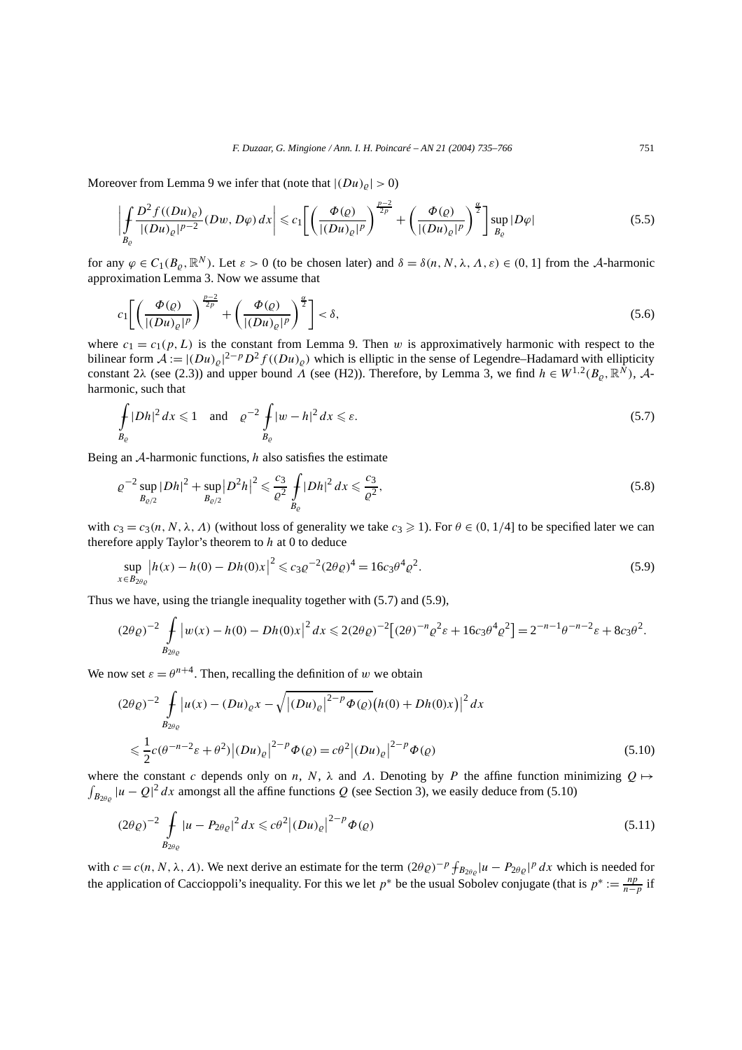Moreover from Lemma 9 we infer that (note that $|(Du)_\varrho| > 0$)

$$\left| \fint_{B_\varrho} \frac{D^2 f((Du)_\varrho)}{|(Du)_\varrho|^{p-2}}(Dw, D\varphi)\, dx \right| \leqslant c_1 \left[ \left( \frac{\Phi(\varrho)}{|(Du)_\varrho|^p} \right)^{\frac{p-2}{2p}} + \left( \frac{\Phi(\varrho)}{|(Du)_\varrho|^p} \right)^{\frac{\alpha}{2}} \right] \sup_{B_\varrho} |D\varphi| \tag{5.5}$$

for any $\varphi \in C_1(B_\varrho, \mathbb{R}^N)$. Let $\varepsilon > 0$ (to be chosen later) and $\delta = \delta(n, N, \lambda, \Lambda, \varepsilon) \in (0, 1]$ from the $\mathcal{A}$-harmonic approximation Lemma 3. Now we assume that

$$c_1 \left[ \left( \frac{\Phi(\varrho)}{|(Du)_\varrho|^p} \right)^{\frac{p-2}{2p}} + \left( \frac{\Phi(\varrho)}{|(Du)_\varrho|^p} \right)^{\frac{\alpha}{2}} \right] < \delta, \tag{5.6}$$

where $c_1 = c_1(p, L)$ is the constant from Lemma 9. Then $w$ is approximatively harmonic with respect to the bilinear form $\mathcal{A} := |(Du)_\varrho|^{2-p} D^2 f((Du)_\varrho)$ which is elliptic in the sense of Legendre–Hadamard with ellipticity constant $2\lambda$ (see (2.3)) and upper bound $\Lambda$ (see (H2)). Therefore, by Lemma 3, we find $h \in W^{1,2}(B_\varrho, \mathbb{R}^N)$, $\mathcal{A}$-harmonic, such that

$$\fint_{B_\varrho} |Dh|^2\, dx \leqslant 1 \quad \text{and} \quad \varrho^{-2} \fint_{B_\varrho} |w - h|^2\, dx \leqslant \varepsilon. \tag{5.7}$$

Being an $\mathcal{A}$-harmonic functions, $h$ also satisfies the estimate

$$\varrho^{-2} \sup_{B_{\varrho/2}} |Dh|^2 + \sup_{B_{\varrho/2}} \left|D^2 h\right|^2 \leqslant \frac{c_3}{\varrho^2} \fint_{B_\varrho} |Dh|^2\, dx \leqslant \frac{c_3}{\varrho^2}, \tag{5.8}$$

with $c_3 = c_3(n, N, \lambda, \Lambda)$ (without loss of generality we take $c_3 \geqslant 1$). For $\theta \in (0, 1/4]$ to be specified later we can therefore apply Taylor's theorem to $h$ at 0 to deduce

$$\sup_{x \in B_{2\theta\varrho}} \left|h(x) - h(0) - Dh(0)x\right|^2 \leqslant c_3 \varrho^{-2} (2\theta\varrho)^4 = 16 c_3 \theta^4 \varrho^2. \tag{5.9}$$

Thus we have, using the triangle inequality together with (5.7) and (5.9),

$$(2\theta\varrho)^{-2} \fint_{B_{2\theta\varrho}} \left|w(x) - h(0) - Dh(0)x\right|^2 dx \leqslant 2(2\theta\varrho)^{-2} \left[(2\theta)^{-n} \varrho^2 \varepsilon + 16 c_3 \theta^4 \varrho^2\right] = 2^{-n-1} \theta^{-n-2} \varepsilon + 8 c_3 \theta^2.$$

We now set $\varepsilon = \theta^{n+4}$. Then, recalling the definition of $w$ we obtain

$$\begin{aligned}
&(2\theta\varrho)^{-2} \fint_{B_{2\theta\varrho}} \left|u(x) - (Du)_\varrho x - \sqrt{\left|(Du)_\varrho\right|^{2-p} \Phi(\varrho)} \big(h(0) + Dh(0)x\big)\right|^2 dx \\
&\quad \leqslant \frac{1}{2} c(\theta^{-n-2}\varepsilon + \theta^2) \left|(Du)_\varrho\right|^{2-p} \Phi(\varrho) = c\theta^2 \left|(Du)_\varrho\right|^{2-p} \Phi(\varrho)
\end{aligned} \tag{5.10}$$

where the constant $c$ depends only on $n$, $N$, $\lambda$ and $\Lambda$. Denoting by $P$ the affine function minimizing $Q \mapsto \int_{B_{2\theta\varrho}} |u - Q|^2\, dx$ amongst all the affine functions $Q$ (see Section 3), we easily deduce from (5.10)

$$(2\theta\varrho)^{-2} \fint_{B_{2\theta\varrho}} |u - P_{2\theta\varrho}|^2\, dx \leqslant c\theta^2 \left|(Du)_\varrho\right|^{2-p} \Phi(\varrho) \tag{5.11}$$

with $c = c(n, N, \lambda, \Lambda)$. We next derive an estimate for the term $(2\theta\varrho)^{-p} \fint_{B_{2\theta\varrho}} |u - P_{2\theta\varrho}|^p\, dx$ which is needed for the application of Caccioppoli's inequality. For this we let $p^*$ be the usual Sobolev conjugate (that is $p^* := \frac{np}{n-p}$ if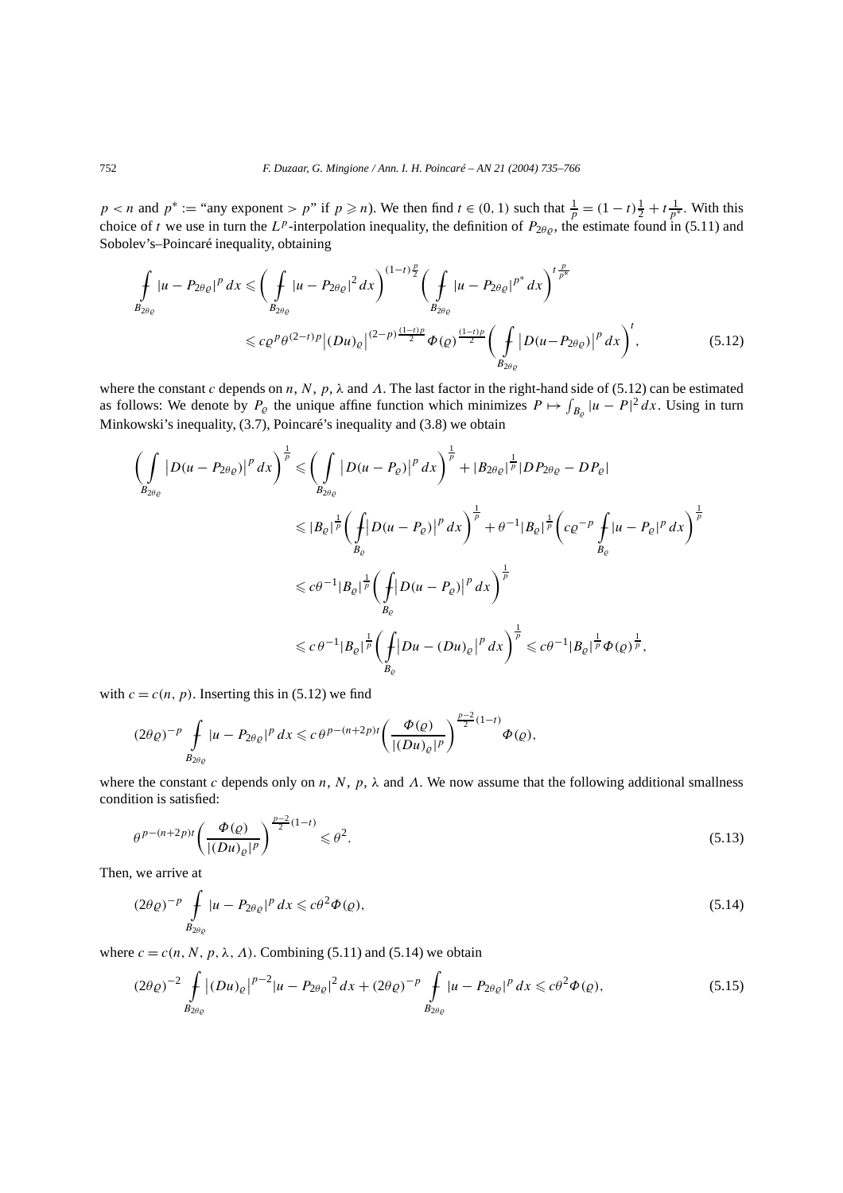$p < n$ and $p^* :=$ "any exponent $> p$" if $p \geqslant n$). We then find $t \in (0,1)$ such that $\frac{1}{p} = (1-t)\frac{1}{2} + t\frac{1}{p^*}$. With this choice of $t$ we use in turn the $L^p$-interpolation inequality, the definition of $P_{2\theta\varrho}$, the estimate found in (5.11) and Sobolev's–Poincaré inequality, obtaining

$$
\begin{aligned}
\fint_{B_{2\theta\varrho}} |u - P_{2\theta\varrho}|^p \, dx &\leqslant \left( \fint_{B_{2\theta\varrho}} |u - P_{2\theta\varrho}|^2 \, dx \right)^{(1-t)\frac{p}{2}} \left( \fint_{B_{2\theta\varrho}} |u - P_{2\theta\varrho}|^{p^*} \, dx \right)^{t\frac{p}{p^*}} \\
&\leqslant c\varrho^p \theta^{(2-t)p} \left|(Du)_\varrho\right|^{(2-p)\frac{(1-t)p}{2}} \Phi(\varrho)^{\frac{(1-t)p}{2}} \left( \fint_{B_{2\theta\varrho}} \left|D(u - P_{2\theta\varrho})\right|^p \, dx \right)^t,
\end{aligned}
\tag{5.12}
$$

where the constant $c$ depends on $n$, $N$, $p$, $\lambda$ and $\Lambda$. The last factor in the right-hand side of (5.12) can be estimated as follows: We denote by $P_\varrho$ the unique affine function which minimizes $P \mapsto \int_{B_\varrho} |u - P|^2 \, dx$. Using in turn Minkowski's inequality, (3.7), Poincaré's inequality and (3.8) we obtain

$$
\begin{aligned}
\left( \int_{B_{2\theta\varrho}} \left|D(u - P_{2\theta\varrho})\right|^p \, dx \right)^{\frac{1}{p}} &\leqslant \left( \int_{B_{2\theta\varrho}} \left|D(u - P_\varrho)\right|^p \, dx \right)^{\frac{1}{p}} + |B_{2\theta\varrho}|^{\frac{1}{p}} |DP_{2\theta\varrho} - DP_\varrho| \\
&\leqslant |B_\varrho|^{\frac{1}{p}} \left( \fint_{B_\varrho} \left|D(u - P_\varrho)\right|^p \, dx \right)^{\frac{1}{p}} + \theta^{-1} |B_\varrho|^{\frac{1}{p}} \left( c\varrho^{-p} \fint_{B_\varrho} |u - P_\varrho|^p \, dx \right)^{\frac{1}{p}} \\
&\leqslant c\theta^{-1} |B_\varrho|^{\frac{1}{p}} \left( \fint_{B_\varrho} \left|D(u - P_\varrho)\right|^p \, dx \right)^{\frac{1}{p}} \\
&\leqslant c\,\theta^{-1} |B_\varrho|^{\frac{1}{p}} \left( \fint_{B_\varrho} \left|Du - (Du)_\varrho\right|^p \, dx \right)^{\frac{1}{p}} \leqslant c\theta^{-1} |B_\varrho|^{\frac{1}{p}} \Phi(\varrho)^{\frac{1}{p}},
\end{aligned}
$$

with $c = c(n, p)$. Inserting this in (5.12) we find

$$
(2\theta\varrho)^{-p} \fint_{B_{2\theta\varrho}} |u - P_{2\theta\varrho}|^p \, dx \leqslant c\,\theta^{p-(n+2p)t} \left( \frac{\Phi(\varrho)}{|(Du)_\varrho|^p} \right)^{\frac{p-2}{2}(1-t)} \Phi(\varrho),
$$

where the constant $c$ depends only on $n$, $N$, $p$, $\lambda$ and $\Lambda$. We now assume that the following additional smallness condition is satisfied:

$$
\theta^{p-(n+2p)t} \left( \frac{\Phi(\varrho)}{|(Du)_\varrho|^p} \right)^{\frac{p-2}{2}(1-t)} \leqslant \theta^2.
\tag{5.13}
$$

Then, we arrive at

$$
(2\theta\varrho)^{-p} \fint_{B_{2\theta\varrho}} |u - P_{2\theta\varrho}|^p \, dx \leqslant c\theta^2 \Phi(\varrho),
\tag{5.14}
$$

where $c = c(n, N, p, \lambda, \Lambda)$. Combining (5.11) and (5.14) we obtain

$$
(2\theta\varrho)^{-2} \fint_{B_{2\theta\varrho}} \left|(Du)_\varrho\right|^{p-2} |u - P_{2\theta\varrho}|^2 \, dx + (2\theta\varrho)^{-p} \fint_{B_{2\theta\varrho}} |u - P_{2\theta\varrho}|^p \, dx \leqslant c\theta^2 \Phi(\varrho),
\tag{5.15}
$$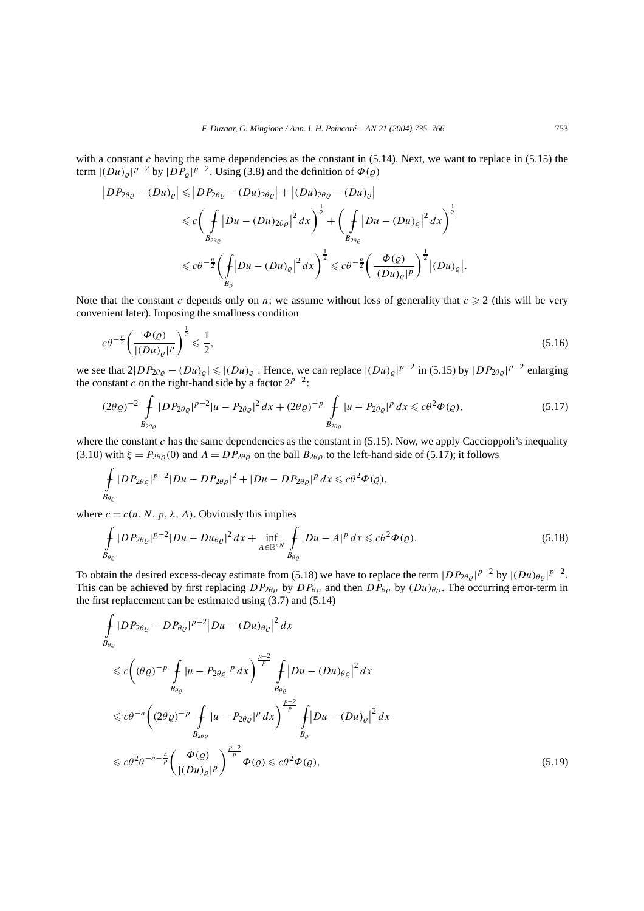with a constant $c$ having the same dependencies as the constant in (5.14). Next, we want to replace in (5.15) the term $|(Du)_\varrho|^{p-2}$ by $|DP_\varrho|^{p-2}$. Using (3.8) and the definition of $\Phi(\varrho)$

$$
\begin{aligned}
\left|DP_{2\theta\varrho} - (Du)_\varrho\right| &\leqslant \left|DP_{2\theta\varrho} - (Du)_{2\theta\varrho}\right| + \left|(Du)_{2\theta\varrho} - (Du)_\varrho\right| \\
&\leqslant c\biggl(\;\fint_{B_{2\theta\varrho}} \left|Du - (Du)_{2\theta\varrho}\right|^2 dx\biggr)^{\frac{1}{2}} + \biggl(\;\fint_{B_{2\theta\varrho}} \left|Du - (Du)_\varrho\right|^2 dx\biggr)^{\frac{1}{2}} \\
&\leqslant c\theta^{-\frac{n}{2}}\biggl(\;\fint_{B_\varrho} \left|Du - (Du)_\varrho\right|^2 dx\biggr)^{\frac{1}{2}} \leqslant c\theta^{-\frac{n}{2}}\biggl(\frac{\Phi(\varrho)}{|(Du)_\varrho|^p}\biggr)^{\frac{1}{2}}\left|(Du)_\varrho\right|.
\end{aligned}
$$

Note that the constant $c$ depends only on $n$; we assume without loss of generality that $c \geqslant 2$ (this will be very convenient later). Imposing the smallness condition

$$
c\theta^{-\frac{n}{2}}\biggl(\frac{\Phi(\varrho)}{|(Du)_\varrho|^p}\biggr)^{\frac{1}{2}} \leqslant \frac{1}{2}, \tag{5.16}
$$

we see that $2|DP_{2\theta\varrho} - (Du)_\varrho| \leqslant |(Du)_\varrho|$. Hence, we can replace $|(Du)_\varrho|^{p-2}$ in (5.15) by $|DP_{2\theta\varrho}|^{p-2}$ enlarging the constant $c$ on the right-hand side by a factor $2^{p-2}$:

$$
(2\theta\varrho)^{-2} \fint_{B_{2\theta\varrho}} |DP_{2\theta\varrho}|^{p-2}|u - P_{2\theta\varrho}|^2\,dx + (2\theta\varrho)^{-p} \fint_{B_{2\theta\varrho}} |u - P_{2\theta\varrho}|^p\,dx \leqslant c\theta^2\Phi(\varrho), \tag{5.17}
$$

where the constant $c$ has the same dependencies as the constant in (5.15). Now, we apply Caccioppoli's inequality (3.10) with $\xi = P_{2\theta\varrho}(0)$ and $A = DP_{2\theta\varrho}$ on the ball $B_{2\theta\varrho}$ to the left-hand side of (5.17); it follows

$$
\fint_{B_{\theta\varrho}} |DP_{2\theta\varrho}|^{p-2}|Du - DP_{2\theta\varrho}|^2 + |Du - DP_{2\theta\varrho}|^p\,dx \leqslant c\theta^2\Phi(\varrho),
$$

where $c = c(n, N, p, \lambda, \Lambda)$. Obviously this implies

$$
\fint_{B_{\theta\varrho}} |DP_{2\theta\varrho}|^{p-2}|Du - Du_{\theta\varrho}|^2\,dx + \inf_{A\in\mathbb{R}^{nN}} \fint_{B_{\theta\varrho}} |Du - A|^p\,dx \leqslant c\theta^2\Phi(\varrho). \tag{5.18}
$$

To obtain the desired excess-decay estimate from (5.18) we have to replace the term $|DP_{2\theta\varrho}|^{p-2}$ by $|(Du)_{\theta\varrho}|^{p-2}$. This can be achieved by first replacing $DP_{2\theta\varrho}$ by $DP_{\theta\varrho}$ and then $DP_{\theta\varrho}$ by $(Du)_{\theta\varrho}$. The occurring error-term in the first replacement can be estimated using (3.7) and (5.14)

$$
\begin{aligned}
&\fint_{B_{\theta\varrho}} |DP_{2\theta\varrho} - DP_{\theta\varrho}|^{p-2}\left|Du - (Du)_{\theta\varrho}\right|^2 dx \\
&\quad\leqslant c\biggl((\theta\varrho)^{-p} \fint_{B_{\theta\varrho}} |u - P_{2\theta\varrho}|^p\,dx\biggr)^{\frac{p-2}{p}} \fint_{B_{\theta\varrho}} \left|Du - (Du)_{\theta\varrho}\right|^2 dx \\
&\quad\leqslant c\theta^{-n}\biggl((2\theta\varrho)^{-p} \fint_{B_{2\theta\varrho}} |u - P_{2\theta\varrho}|^p\,dx\biggr)^{\frac{p-2}{p}} \fint_{B_\varrho} \left|Du - (Du)_\varrho\right|^2 dx \\
&\quad\leqslant c\theta^2\theta^{-n-\frac{4}{p}}\biggl(\frac{\Phi(\varrho)}{|(Du)_\varrho|^p}\biggr)^{\frac{p-2}{p}}\Phi(\varrho) \leqslant c\theta^2\Phi(\varrho),
\end{aligned} \tag{5.19}
$$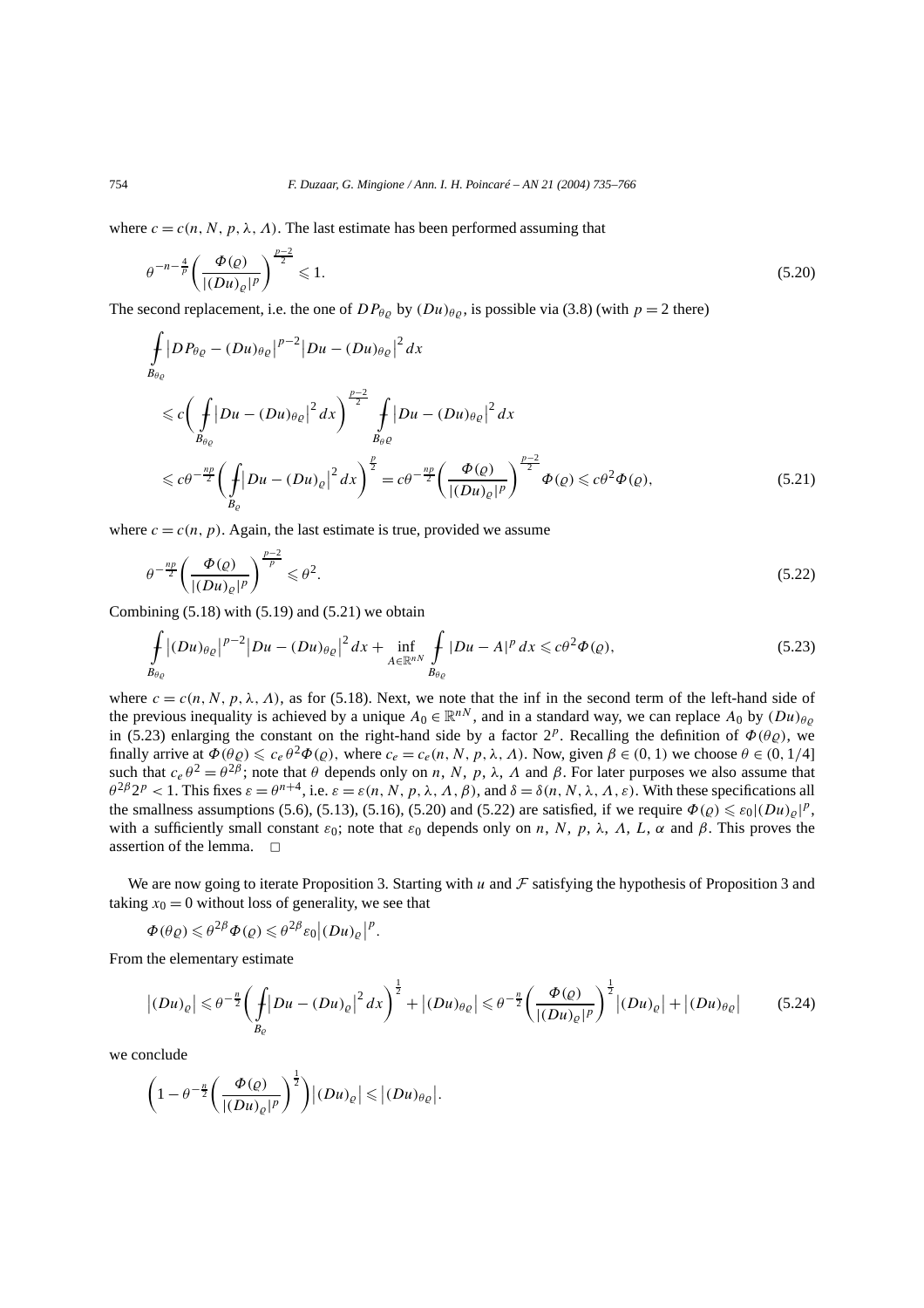where $c = c(n, N, p, \lambda, \Lambda)$. The last estimate has been performed assuming that

$$\theta^{-n-\frac{4}{p}}\left(\frac{\Phi(\varrho)}{|(Du)_\varrho|^p}\right)^{\frac{p-2}{2}} \leqslant 1. \tag{5.20}$$

The second replacement, i.e. the one of $DP_{\theta\varrho}$ by $(Du)_{\theta\varrho}$, is possible via (3.8) (with $p = 2$ there)

$$\begin{aligned}
&\fint_{B_{\theta\varrho}} \left|DP_{\theta\varrho} - (Du)_{\theta\varrho}\right|^{p-2}\left|Du - (Du)_{\theta\varrho}\right|^2 dx \\
&\quad\leqslant c\left(\fint_{B_{\theta\varrho}} \left|Du - (Du)_{\theta\varrho}\right|^2 dx\right)^{\frac{p-2}{2}} \fint_{B_{\theta\varrho}} \left|Du - (Du)_{\theta\varrho}\right|^2 dx \\
&\quad\leqslant c\theta^{-\frac{np}{2}}\left(\fint_{B_\varrho} \left|Du - (Du)_\varrho\right|^2 dx\right)^{\frac{p}{2}} = c\theta^{-\frac{np}{2}}\left(\frac{\Phi(\varrho)}{|(Du)_\varrho|^p}\right)^{\frac{p-2}{2}}\Phi(\varrho) \leqslant c\theta^2\Phi(\varrho),
\end{aligned} \tag{5.21}$$

where $c = c(n, p)$. Again, the last estimate is true, provided we assume

$$\theta^{-\frac{np}{2}}\left(\frac{\Phi(\varrho)}{|(Du)_\varrho|^p}\right)^{\frac{p-2}{p}} \leqslant \theta^2. \tag{5.22}$$

Combining (5.18) with (5.19) and (5.21) we obtain

$$\fint_{B_{\theta\varrho}} \left|(Du)_{\theta\varrho}\right|^{p-2}\left|Du - (Du)_{\theta\varrho}\right|^2 dx + \inf_{A\in\mathbb{R}^{nN}} \fint_{B_{\theta\varrho}} |Du - A|^p\, dx \leqslant c\theta^2\Phi(\varrho), \tag{5.23}$$

where $c = c(n, N, p, \lambda, \Lambda)$, as for (5.18). Next, we note that the inf in the second term of the left-hand side of the previous inequality is achieved by a unique $A_0 \in \mathbb{R}^{nN}$, and in a standard way, we can replace $A_0$ by $(Du)_{\theta\varrho}$ in (5.23) enlarging the constant on the right-hand side by a factor $2^p$. Recalling the definition of $\Phi(\theta\varrho)$, we finally arrive at $\Phi(\theta\varrho) \leqslant c_e\theta^2\Phi(\varrho)$, where $c_e = c_e(n, N, p, \lambda, \Lambda)$. Now, given $\beta \in (0, 1)$ we choose $\theta \in (0, 1/4]$ such that $c_e\theta^2 = \theta^{2\beta}$; note that $\theta$ depends only on $n$, $N$, $p$, $\lambda$, $\Lambda$ and $\beta$. For later purposes we also assume that $\theta^{2\beta}2^p < 1$. This fixes $\varepsilon = \theta^{n+4}$, i.e. $\varepsilon = \varepsilon(n, N, p, \lambda, \Lambda, \beta)$, and $\delta = \delta(n, N, \lambda, \Lambda, \varepsilon)$. With these specifications all the smallness assumptions (5.6), (5.13), (5.16), (5.20) and (5.22) are satisfied, if we require $\Phi(\varrho) \leqslant \varepsilon_0|(Du)_\varrho|^p$, with a sufficiently small constant $\varepsilon_0$; note that $\varepsilon_0$ depends only on $n$, $N$, $p$, $\lambda$, $\Lambda$, $L$, $\alpha$ and $\beta$. This proves the assertion of the lemma. $\square$

We are now going to iterate Proposition 3. Starting with $u$ and $\mathcal{F}$ satisfying the hypothesis of Proposition 3 and taking $x_0 = 0$ without loss of generality, we see that

$$\Phi(\theta\varrho) \leqslant \theta^{2\beta}\Phi(\varrho) \leqslant \theta^{2\beta}\varepsilon_0\left|(Du)_\varrho\right|^p.$$

From the elementary estimate

$$\left|(Du)_\varrho\right| \leqslant \theta^{-\frac{n}{2}}\left(\fint_{B_\varrho}\left|Du - (Du)_\varrho\right|^2 dx\right)^{\frac{1}{2}} + \left|(Du)_{\theta\varrho}\right| \leqslant \theta^{-\frac{n}{2}}\left(\frac{\Phi(\varrho)}{|(Du)_\varrho|^p}\right)^{\frac{1}{2}}\left|(Du)_\varrho\right| + \left|(Du)_{\theta\varrho}\right| \tag{5.24}$$

we conclude

$$\left(1 - \theta^{-\frac{n}{2}}\left(\frac{\Phi(\varrho)}{|(Du)_\varrho|^p}\right)^{\frac{1}{2}}\right)\left|(Du)_\varrho\right| \leqslant \left|(Du)_{\theta\varrho}\right|.$$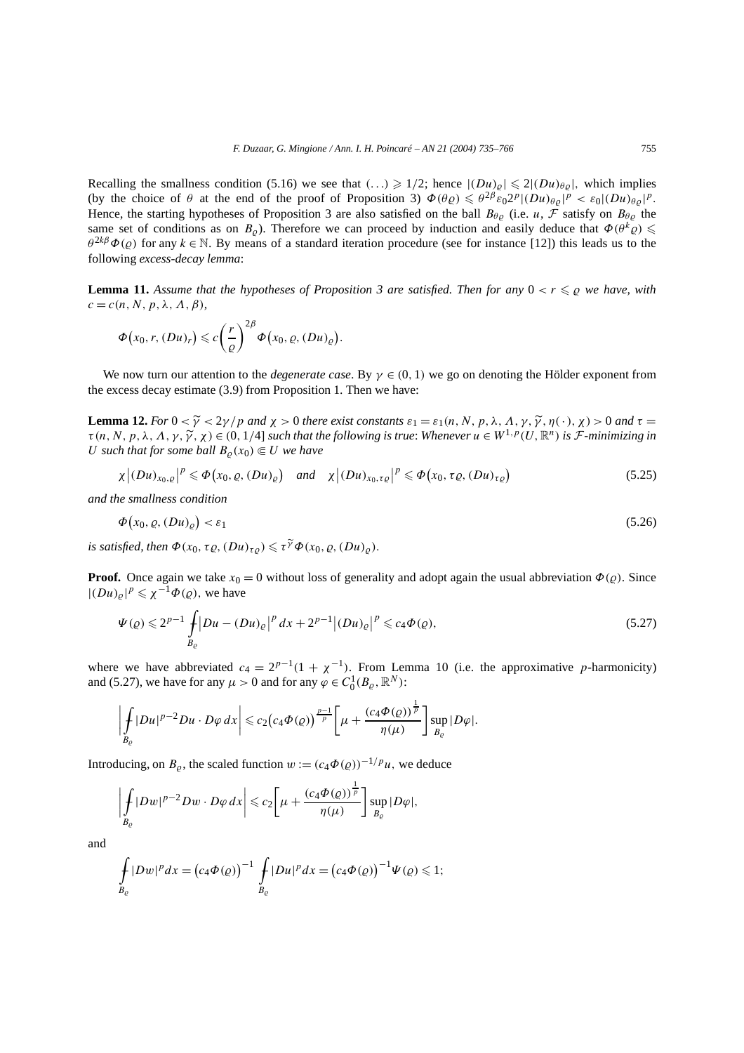Recalling the smallness condition (5.16) we see that $(\ldots) \geqslant 1/2$; hence $|(Du)_\varrho| \leqslant 2|(Du)_{\theta\varrho}|$, which implies (by the choice of $\theta$ at the end of the proof of Proposition 3) $\Phi(\theta\varrho) \leqslant \theta^{2\beta}\varepsilon_0 2^p|(Du)_{\theta\varrho}|^p < \varepsilon_0|(Du)_{\theta\varrho}|^p$. Hence, the starting hypotheses of Proposition 3 are also satisfied on the ball $B_{\theta\varrho}$ (i.e. $u$, $\mathcal{F}$ satisfy on $B_{\theta\varrho}$ the same set of conditions as on $B_\varrho$). Therefore we can proceed by induction and easily deduce that $\Phi(\theta^k\varrho) \leqslant \theta^{2k\beta}\Phi(\varrho)$ for any $k \in \mathbb{N}$. By means of a standard iteration procedure (see for instance [12]) this leads us to the following *excess-decay lemma*:

**Lemma 11.** *Assume that the hypotheses of Proposition 3 are satisfied. Then for any $0 < r \leqslant \varrho$ we have, with $c = c(n, N, p, \lambda, \Lambda, \beta)$,*

$$\Phi\big(x_0, r, (Du)_r\big) \leqslant c\left(\frac{r}{\varrho}\right)^{2\beta}\Phi\big(x_0, \varrho, (Du)_\varrho\big).$$

We now turn our attention to the *degenerate case*. By $\gamma \in (0,1)$ we go on denoting the Hölder exponent from the excess decay estimate (3.9) from Proposition 1. Then we have:

**Lemma 12.** *For $0 < \widetilde{\gamma} < 2\gamma/p$ and $\chi > 0$ there exist constants $\varepsilon_1 = \varepsilon_1(n, N, p, \lambda, \Lambda, \gamma, \widetilde{\gamma}, \eta(\cdot), \chi) > 0$ and $\tau = \tau(n, N, p, \lambda, \Lambda, \gamma, \widetilde{\gamma}, \chi) \in (0, 1/4]$ such that the following is true: Whenever $u \in W^{1,p}(U, \mathbb{R}^n)$ is $\mathcal{F}$-minimizing in $U$ such that for some ball $B_\varrho(x_0) \Subset U$ we have*

$$\chi\big|(Du)_{x_0,\varrho}\big|^p \leqslant \Phi\big(x_0, \varrho, (Du)_\varrho\big) \quad \text{and} \quad \chi\big|(Du)_{x_0,\tau\varrho}\big|^p \leqslant \Phi\big(x_0, \tau\varrho, (Du)_{\tau\varrho}\big) \tag{5.25}$$

*and the smallness condition*

$$\Phi\big(x_0, \varrho, (Du)_\varrho\big) < \varepsilon_1 \tag{5.26}$$

*is satisfied, then $\Phi(x_0, \tau\varrho, (Du)_{\tau\varrho}) \leqslant \tau^{\widetilde{\gamma}}\Phi(x_0, \varrho, (Du)_\varrho)$.*

**Proof.** Once again we take $x_0 = 0$ without loss of generality and adopt again the usual abbreviation $\Phi(\varrho)$. Since $|(Du)_\varrho|^p \leqslant \chi^{-1}\Phi(\varrho)$, we have

$$\Psi(\varrho) \leqslant 2^{p-1}\fint_{B_\varrho}\big|Du - (Du)_\varrho\big|^p\,dx + 2^{p-1}\big|(Du)_\varrho\big|^p \leqslant c_4\Phi(\varrho), \tag{5.27}$$

where we have abbreviated $c_4 = 2^{p-1}(1 + \chi^{-1})$. From Lemma 10 (i.e. the approximative $p$-harmonicity) and (5.27), we have for any $\mu > 0$ and for any $\varphi \in C_0^1(B_\varrho, \mathbb{R}^N)$:

$$\left|\fint_{B_\varrho}|Du|^{p-2}Du \cdot D\varphi\,dx\right| \leqslant c_2\big(c_4\Phi(\varrho)\big)^{\frac{p-1}{p}}\left[\mu + \frac{(c_4\Phi(\varrho))^{\frac{1}{p}}}{\eta(\mu)}\right]\sup_{B_\varrho}|D\varphi|.$$

Introducing, on $B_\varrho$, the scaled function $w := (c_4\Phi(\varrho))^{-1/p}u$, we deduce

$$\left|\fint_{B_\varrho}|Dw|^{p-2}Dw \cdot D\varphi\,dx\right| \leqslant c_2\left[\mu + \frac{(c_4\Phi(\varrho))^{\frac{1}{p}}}{\eta(\mu)}\right]\sup_{B_\varrho}|D\varphi|,$$

and

$$\fint_{B_\varrho}|Dw|^p dx = \big(c_4\Phi(\varrho)\big)^{-1}\fint_{B_\varrho}|Du|^p dx = \big(c_4\Phi(\varrho)\big)^{-1}\Psi(\varrho) \leqslant 1;$$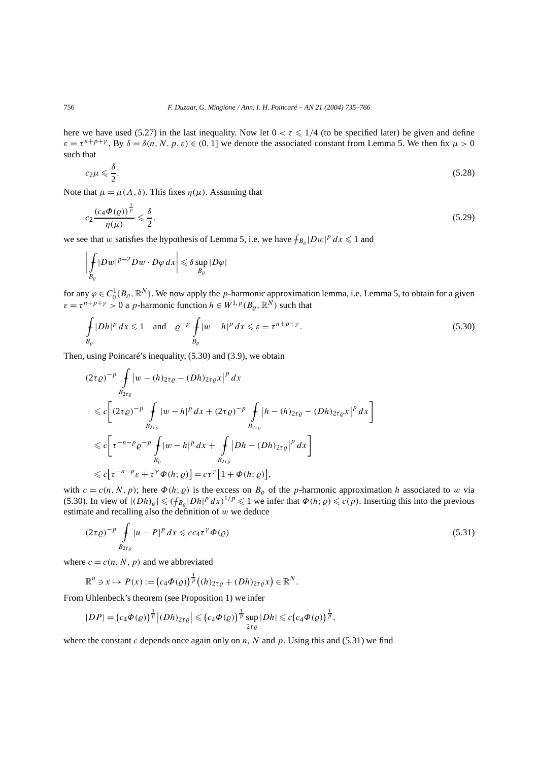here we have used (5.27) in the last inequality. Now let $0 < \tau \leqslant 1/4$ (to be specified later) be given and define $\varepsilon = \tau^{n+p+\gamma}$. By $\delta = \delta(n, N, p, \varepsilon) \in (0, 1]$ we denote the associated constant from Lemma 5. We then fix $\mu > 0$ such that

$$c_2 \mu \leqslant \frac{\delta}{2}. \tag{5.28}$$

Note that $\mu = \mu(\Lambda, \delta)$. This fixes $\eta(\mu)$. Assuming that

$$c_2 \frac{(c_4 \Phi(\varrho))^{\frac{1}{p}}}{\eta(\mu)} \leqslant \frac{\delta}{2}, \tag{5.29}$$

we see that $w$ satisfies the hypothesis of Lemma 5, i.e. we have $⨍_{B_\varrho} |Dw|^p \, dx \leqslant 1$ and

$$\left| ⨍_{B_\varrho} |Dw|^{p-2} Dw \cdot D\varphi \, dx \right| \leqslant \delta \sup_{B_\varrho} |D\varphi|$$

for any $\varphi \in C_0^1(B_\varrho, \mathbb{R}^N)$. We now apply the $p$-harmonic approximation lemma, i.e. Lemma 5, to obtain for a given $\varepsilon = \tau^{n+p+\gamma} > 0$ a $p$-harmonic function $h \in W^{1,p}(B_\varrho, \mathbb{R}^N)$ such that

$$⨍_{B_\varrho} |Dh|^p \, dx \leqslant 1 \quad \text{and} \quad \varrho^{-p} ⨍_{B_\varrho} |w - h|^p \, dx \leqslant \varepsilon = \tau^{n+p+\gamma}. \tag{5.30}$$

Then, using Poincaré's inequality, (5.30) and (3.9), we obtain

$$\begin{aligned}
&(2\tau\varrho)^{-p} ⨍_{B_{2\tau\varrho}} \left| w - (h)_{2\tau\varrho} - (Dh)_{2\tau\varrho} x \right|^p dx \\
&\quad \leqslant c \left[ (2\tau\varrho)^{-p} ⨍_{B_{2\tau\varrho}} |w - h|^p \, dx + (2\tau\varrho)^{-p} ⨍_{B_{2\tau\varrho}} \left| h - (h)_{2\tau\varrho} - (Dh)_{2\tau\varrho} x \right|^p dx \right] \\
&\quad \leqslant c \left[ \tau^{-n-p} \varrho^{-p} ⨍_{B_\varrho} |w - h|^p \, dx + ⨍_{B_{2\tau\varrho}} \left| Dh - (Dh)_{2\tau\varrho} \right|^p dx \right] \\
&\quad \leqslant c \left[ \tau^{-n-p} \varepsilon + \tau^\gamma \Phi(h; \varrho) \right] = c \tau^\gamma \left[ 1 + \Phi(h; \varrho) \right],
\end{aligned}$$

with $c = c(n, N, p)$; here $\Phi(h; \varrho)$ is the excess on $B_\varrho$ of the $p$-harmonic approximation $h$ associated to $w$ via (5.30). In view of $|(Dh)_\varrho| \leqslant (⨍_{B_\varrho} |Dh|^p \, dx)^{1/p} \leqslant 1$ we infer that $\Phi(h; \varrho) \leqslant c(p)$. Inserting this into the previous estimate and recalling also the definition of $w$ we deduce

$$(2\tau\varrho)^{-p} ⨍_{B_{2\tau\varrho}} |u - P|^p \, dx \leqslant c c_4 \tau^\gamma \Phi(\varrho) \tag{5.31}$$

where $c = c(n, N, p)$ and we abbreviated

$$\mathbb{R}^n \ni x \mapsto P(x) := \left( c_4 \Phi(\varrho) \right)^{\frac{1}{p}} \left( (h)_{2\tau\varrho} + (Dh)_{2\tau\varrho} x \right) \in \mathbb{R}^N.$$

From Uhlenbeck's theorem (see Proposition 1) we infer

$$|DP| = \left( c_4 \Phi(\varrho) \right)^{\frac{1}{p}} \left| (Dh)_{2\tau\varrho} \right| \leqslant \left( c_4 \Phi(\varrho) \right)^{\frac{1}{p}} \sup_{2\tau\varrho} |Dh| \leqslant c \left( c_4 \Phi(\varrho) \right)^{\frac{1}{p}},$$

where the constant $c$ depends once again only on $n$, $N$ and $p$. Using this and (5.31) we find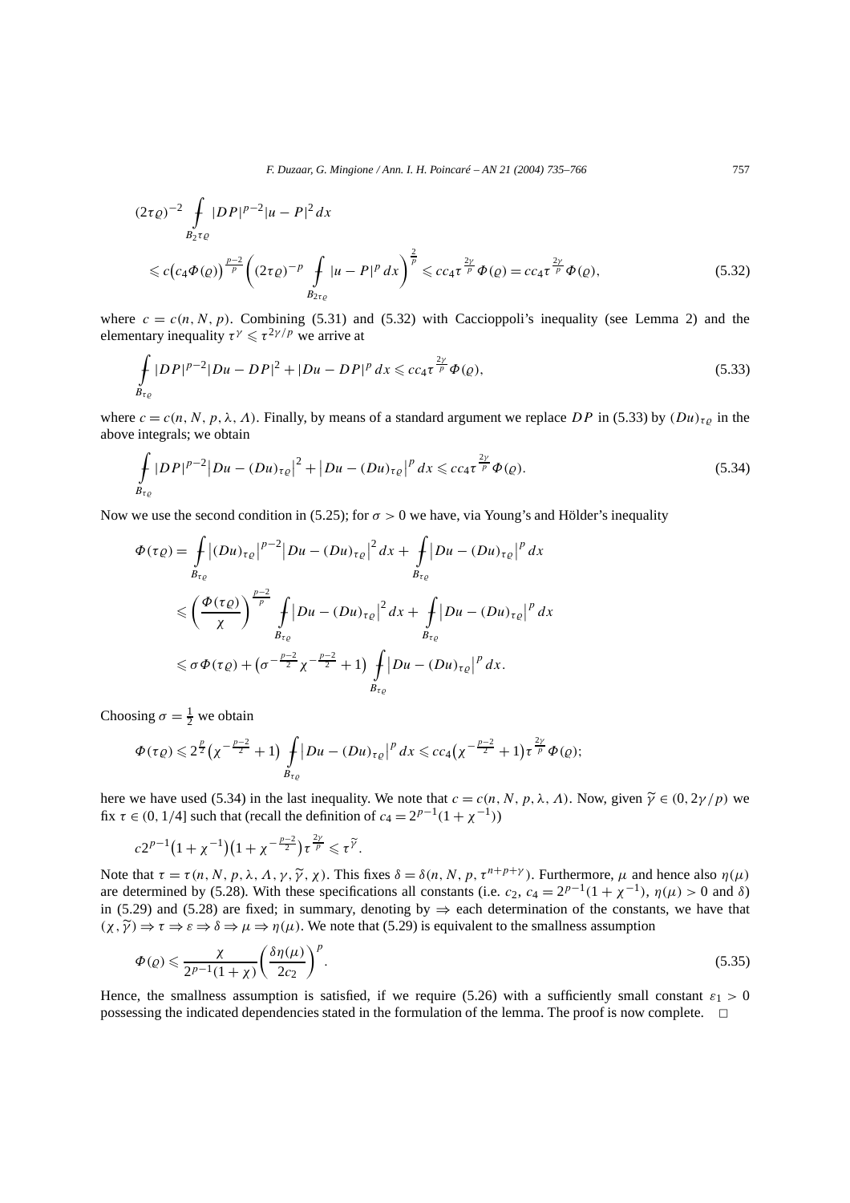$$(2\tau\varrho)^{-2} \fint_{B_{2\tau\varrho}} |DP|^{p-2}|u-P|^2\,dx$$

$$\leqslant c\big(c_4\Phi(\varrho)\big)^{\frac{p-2}{p}}\bigg((2\tau\varrho)^{-p} \fint_{B_{2\tau\varrho}} |u-P|^p\,dx\bigg)^{\frac{2}{p}} \leqslant cc_4\tau^{\frac{2\gamma}{p}}\Phi(\varrho) = cc_4\tau^{\frac{2\gamma}{p}}\Phi(\varrho), \tag{5.32}$$

where $c = c(n,N,p)$. Combining (5.31) and (5.32) with Caccioppoli's inequality (see Lemma 2) and the elementary inequality $\tau^{\gamma} \leqslant \tau^{2\gamma/p}$ we arrive at

$$\fint_{B_{\tau\varrho}} |DP|^{p-2}|Du-DP|^2 + |Du-DP|^p\,dx \leqslant cc_4\tau^{\frac{2\gamma}{p}}\Phi(\varrho), \tag{5.33}$$

where $c = c(n,N,p,\lambda,\Lambda)$. Finally, by means of a standard argument we replace $DP$ in (5.33) by $(Du)_{\tau\varrho}$ in the above integrals; we obtain

$$\fint_{B_{\tau\varrho}} |DP|^{p-2}\big|Du-(Du)_{\tau\varrho}\big|^2 + \big|Du-(Du)_{\tau\varrho}\big|^p\,dx \leqslant cc_4\tau^{\frac{2\gamma}{p}}\Phi(\varrho). \tag{5.34}$$

Now we use the second condition in (5.25); for $\sigma > 0$ we have, via Young's and Hölder's inequality

$$\begin{aligned}
\Phi(\tau\varrho) &= \fint_{B_{\tau\varrho}} \big|(Du)_{\tau\varrho}\big|^{p-2}\big|Du-(Du)_{\tau\varrho}\big|^2\,dx + \fint_{B_{\tau\varrho}} \big|Du-(Du)_{\tau\varrho}\big|^p\,dx \\
&\leqslant \bigg(\frac{\Phi(\tau\varrho)}{\chi}\bigg)^{\frac{p-2}{p}} \fint_{B_{\tau\varrho}} \big|Du-(Du)_{\tau\varrho}\big|^2\,dx + \fint_{B_{\tau\varrho}} \big|Du-(Du)_{\tau\varrho}\big|^p\,dx \\
&\leqslant \sigma\Phi(\tau\varrho) + \big(\sigma^{-\frac{p-2}{2}}\chi^{-\frac{p-2}{2}} + 1\big) \fint_{B_{\tau\varrho}} \big|Du-(Du)_{\tau\varrho}\big|^p\,dx.
\end{aligned}$$

Choosing $\sigma = \frac{1}{2}$ we obtain

$$\Phi(\tau\varrho) \leqslant 2^{\frac{p}{2}}\big(\chi^{-\frac{p-2}{2}} + 1\big) \fint_{B_{\tau\varrho}} \big|Du-(Du)_{\tau\varrho}\big|^p\,dx \leqslant cc_4\big(\chi^{-\frac{p-2}{2}} + 1\big)\tau^{\frac{2\gamma}{p}}\Phi(\varrho);$$

here we have used (5.34) in the last inequality. We note that $c = c(n,N,p,\lambda,\Lambda)$. Now, given $\widetilde{\gamma} \in (0, 2\gamma/p)$ we fix $\tau \in (0, 1/4]$ such that (recall the definition of $c_4 = 2^{p-1}(1+\chi^{-1})$)

$$c2^{p-1}\big(1+\chi^{-1}\big)\big(1+\chi^{-\frac{p-2}{2}}\big)\tau^{\frac{2\gamma}{p}} \leqslant \tau^{\widetilde{\gamma}}.$$

Note that $\tau = \tau(n,N,p,\lambda,\Lambda,\gamma,\widetilde{\gamma},\chi)$. This fixes $\delta = \delta(n,N,p,\tau^{n+p+\gamma})$. Furthermore, $\mu$ and hence also $\eta(\mu)$ are determined by (5.28). With these specifications all constants (i.e. $c_2$, $c_4 = 2^{p-1}(1+\chi^{-1})$, $\eta(\mu) > 0$ and $\delta$) in (5.29) and (5.28) are fixed; in summary, denoting by $\Rightarrow$ each determination of the constants, we have that $(\chi,\widetilde{\gamma}) \Rightarrow \tau \Rightarrow \varepsilon \Rightarrow \delta \Rightarrow \mu \Rightarrow \eta(\mu)$. We note that (5.29) is equivalent to the smallness assumption

$$\Phi(\varrho) \leqslant \frac{\chi}{2^{p-1}(1+\chi)}\bigg(\frac{\delta\eta(\mu)}{2c_2}\bigg)^p. \tag{5.35}$$

Hence, the smallness assumption is satisfied, if we require (5.26) with a sufficiently small constant $\varepsilon_1 > 0$ possessing the indicated dependencies stated in the formulation of the lemma. The proof is now complete. $\square$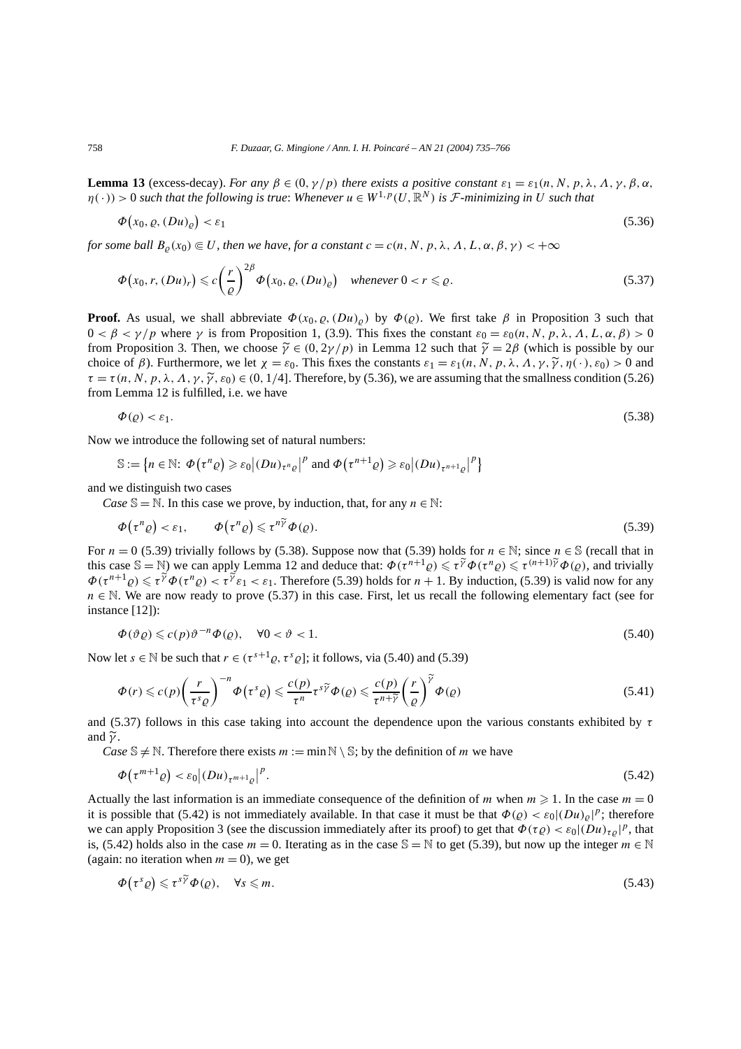**Lemma 13** (excess-decay). *For any $\beta \in (0, \gamma/p)$ there exists a positive constant $\varepsilon_1 = \varepsilon_1(n, N, p, \lambda, \Lambda, \gamma, \beta, \alpha, \eta(\cdot)) > 0$ such that the following is true*: *Whenever $u \in W^{1,p}(U, \mathbb{R}^N)$ is $\mathcal{F}$-minimizing in $U$ such that*

$$\Phi\big(x_0, \varrho, (Du)_\varrho\big) < \varepsilon_1 \tag{5.36}$$

*for some ball $B_\varrho(x_0) \Subset U$, then we have, for a constant $c = c(n, N, p, \lambda, \Lambda, L, \alpha, \beta, \gamma) < +\infty$*

$$\Phi\big(x_0, r, (Du)_r\big) \leqslant c\left(\frac{r}{\varrho}\right)^{2\beta} \Phi\big(x_0, \varrho, (Du)_\varrho\big) \quad \textit{whenever } 0 < r \leqslant \varrho. \tag{5.37}$$

**Proof.** As usual, we shall abbreviate $\Phi(x_0, \varrho, (Du)_\varrho)$ by $\Phi(\varrho)$. We first take $\beta$ in Proposition 3 such that $0 < \beta < \gamma/p$ where $\gamma$ is from Proposition 1, (3.9). This fixes the constant $\varepsilon_0 = \varepsilon_0(n, N, p, \lambda, \Lambda, L, \alpha, \beta) > 0$ from Proposition 3. Then, we choose $\widetilde{\gamma} \in (0, 2\gamma/p)$ in Lemma 12 such that $\widetilde{\gamma} = 2\beta$ (which is possible by our choice of $\beta$). Furthermore, we let $\chi = \varepsilon_0$. This fixes the constants $\varepsilon_1 = \varepsilon_1(n, N, p, \lambda, \Lambda, \gamma, \widetilde{\gamma}, \eta(\cdot), \varepsilon_0) > 0$ and $\tau = \tau(n, N, p, \lambda, \Lambda, \gamma, \widetilde{\gamma}, \varepsilon_0) \in (0, 1/4]$. Therefore, by (5.36), we are assuming that the smallness condition (5.26) from Lemma 12 is fulfilled, i.e. we have

$$\Phi(\varrho) < \varepsilon_1. \tag{5.38}$$

Now we introduce the following set of natural numbers:

$$\mathbb{S} := \big\{n \in \mathbb{N}\colon\ \Phi\big(\tau^n\varrho\big) \geqslant \varepsilon_0\big|(Du)_{\tau^n\varrho}\big|^p \text{ and } \Phi\big(\tau^{n+1}\varrho\big) \geqslant \varepsilon_0\big|(Du)_{\tau^{n+1}\varrho}\big|^p\big\}$$

and we distinguish two cases

*Case* $\mathbb{S} = \mathbb{N}$. In this case we prove, by induction, that, for any $n \in \mathbb{N}$:

$$\Phi\big(\tau^n\varrho\big) < \varepsilon_1, \qquad \Phi\big(\tau^n\varrho\big) \leqslant \tau^{n\widetilde{\gamma}}\Phi(\varrho). \tag{5.39}$$

For $n = 0$ (5.39) trivially follows by (5.38). Suppose now that (5.39) holds for $n \in \mathbb{N}$; since $n \in \mathbb{S}$ (recall that in this case $\mathbb{S} = \mathbb{N}$) we can apply Lemma 12 and deduce that: $\Phi(\tau^{n+1}\varrho) \leqslant \tau^{\widetilde{\gamma}}\Phi(\tau^n\varrho) \leqslant \tau^{(n+1)\widetilde{\gamma}}\Phi(\varrho)$, and trivially $\Phi(\tau^{n+1}\varrho) \leqslant \tau^{\widetilde{\gamma}}\Phi(\tau^n\varrho) < \tau^{\widetilde{\gamma}}\varepsilon_1 < \varepsilon_1$. Therefore (5.39) holds for $n + 1$. By induction, (5.39) is valid now for any $n \in \mathbb{N}$. We are now ready to prove (5.37) in this case. First, let us recall the following elementary fact (see for instance [12]):

$$\Phi(\vartheta\varrho) \leqslant c(p)\vartheta^{-n}\Phi(\varrho), \quad \forall 0 < \vartheta < 1. \tag{5.40}$$

Now let $s \in \mathbb{N}$ be such that $r \in (\tau^{s+1}\varrho, \tau^s\varrho]$; it follows, via (5.40) and (5.39)

$$\Phi(r) \leqslant c(p)\left(\frac{r}{\tau^s\varrho}\right)^{-n}\Phi\big(\tau^s\varrho\big) \leqslant \frac{c(p)}{\tau^n}\tau^{s\widetilde{\gamma}}\Phi(\varrho) \leqslant \frac{c(p)}{\tau^{n+\widetilde{\gamma}}}\left(\frac{r}{\varrho}\right)^{\widetilde{\gamma}}\Phi(\varrho) \tag{5.41}$$

and (5.37) follows in this case taking into account the dependence upon the various constants exhibited by $\tau$ and $\widetilde{\gamma}$.

*Case* $\mathbb{S} \neq \mathbb{N}$. Therefore there exists $m := \min \mathbb{N} \setminus \mathbb{S}$; by the definition of $m$ we have

$$\Phi\big(\tau^{m+1}\varrho\big) < \varepsilon_0\big|(Du)_{\tau^{m+1}\varrho}\big|^p. \tag{5.42}$$

Actually the last information is an immediate consequence of the definition of $m$ when $m \geqslant 1$. In the case $m = 0$ it is possible that (5.42) is not immediately available. In that case it must be that $\Phi(\varrho) < \varepsilon_0|(Du)_\varrho|^p$; therefore we can apply Proposition 3 (see the discussion immediately after its proof) to get that $\Phi(\tau\varrho) < \varepsilon_0|(Du)_{\tau\varrho}|^p$, that is, (5.42) holds also in the case $m = 0$. Iterating as in the case $\mathbb{S} = \mathbb{N}$ to get (5.39), but now up the integer $m \in \mathbb{N}$ (again: no iteration when $m = 0$), we get

$$\Phi\big(\tau^s\varrho\big) \leqslant \tau^{s\widetilde{\gamma}}\Phi(\varrho), \quad \forall s \leqslant m. \tag{5.43}$$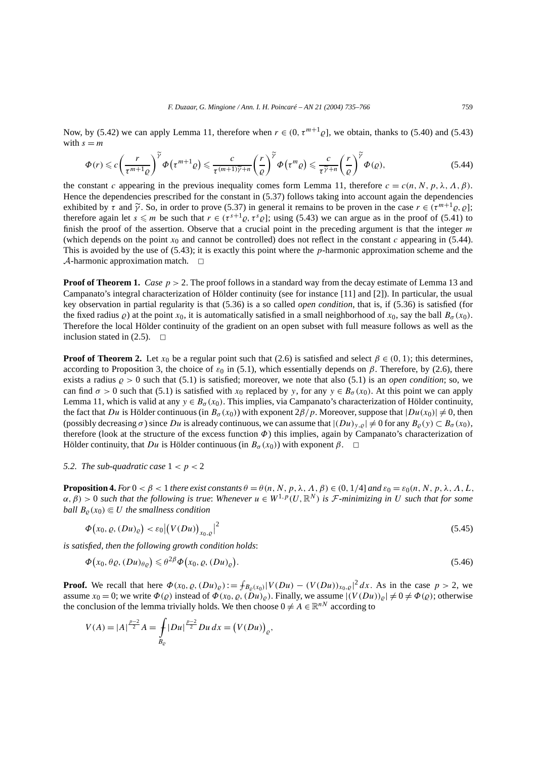Now, by (5.42) we can apply Lemma 11, therefore when $r \in (0, \tau^{m+1}\varrho]$, we obtain, thanks to (5.40) and (5.43) with $s = m$

$$
\Phi(r) \leqslant c\left(\frac{r}{\tau^{m+1}\varrho}\right)^{\widetilde{\gamma}} \Phi\left(\tau^{m+1}\varrho\right) \leqslant \frac{c}{\tau^{(m+1)\widetilde{\gamma}+n}}\left(\frac{r}{\varrho}\right)^{\widetilde{\gamma}} \Phi\left(\tau^{m}\varrho\right) \leqslant \frac{c}{\tau^{\widetilde{\gamma}+n}}\left(\frac{r}{\varrho}\right)^{\widetilde{\gamma}} \Phi(\varrho), \tag{5.44}
$$

the constant $c$ appearing in the previous inequality comes form Lemma 11, therefore $c = c(n, N, p, \lambda, \Lambda, \beta)$. Hence the dependencies prescribed for the constant in (5.37) follows taking into account again the dependencies exhibited by $\tau$ and $\widetilde{\gamma}$. So, in order to prove (5.37) in general it remains to be proven in the case $r \in (\tau^{m+1}\varrho, \varrho]$; therefore again let $s \leqslant m$ be such that $r \in (\tau^{s+1}\varrho, \tau^{s}\varrho]$; using (5.43) we can argue as in the proof of (5.41) to finish the proof of the assertion. Observe that a crucial point in the preceding argument is that the integer $m$ (which depends on the point $x_0$ and cannot be controlled) does not reflect in the constant $c$ appearing in (5.44). This is avoided by the use of (5.43); it is exactly this point where the $p$-harmonic approximation scheme and the $\mathcal{A}$-harmonic approximation match. □

**Proof of Theorem 1.** *Case $p > 2$.* The proof follows in a standard way from the decay estimate of Lemma 13 and Campanato's integral characterization of Hölder continuity (see for instance [11] and [2]). In particular, the usual key observation in partial regularity is that (5.36) is a so called *open condition*, that is, if (5.36) is satisfied (for the fixed radius $\varrho$) at the point $x_0$, it is automatically satisfied in a small neighborhood of $x_0$, say the ball $B_\sigma(x_0)$. Therefore the local Hölder continuity of the gradient on an open subset with full measure follows as well as the inclusion stated in (2.5). □

**Proof of Theorem 2.** Let $x_0$ be a regular point such that (2.6) is satisfied and select $\beta \in (0, 1)$; this determines, according to Proposition 3, the choice of $\varepsilon_0$ in (5.1), which essentially depends on $\beta$. Therefore, by (2.6), there exists a radius $\varrho > 0$ such that (5.1) is satisfied; moreover, we note that also (5.1) is an *open condition*; so, we can find $\sigma > 0$ such that (5.1) is satisfied with $x_0$ replaced by $y$, for any $y \in B_\sigma(x_0)$. At this point we can apply Lemma 11, which is valid at any $y \in B_\sigma(x_0)$. This implies, via Campanato's characterization of Hölder continuity, the fact that $Du$ is Hölder continuous (in $B_\sigma(x_0)$) with exponent $2\beta/p$. Moreover, suppose that $|Du(x_0)| \neq 0$, then (possibly decreasing $\sigma$) since $Du$ is already continuous, we can assume that $|(Du)_{y,\varrho}| \neq 0$ for any $B_\varrho(y) \subset B_\sigma(x_0)$, therefore (look at the structure of the excess function $\Phi$) this implies, again by Campanato's characterization of Hölder continuity, that $Du$ is Hölder continuous (in $B_\sigma(x_0)$) with exponent $\beta$. □

### 5.2. The sub-quadratic case $1 < p < 2$

**Proposition 4.** *For $0 < \beta < 1$ there exist constants $\theta = \theta(n, N, p, \lambda, \Lambda, \beta) \in (0, 1/4]$ and $\varepsilon_0 = \varepsilon_0(n, N, p, \lambda, \Lambda, L, \alpha, \beta) > 0$ such that the following is true: Whenever $u \in W^{1,p}(U, \mathbb{R}^N)$ is $\mathcal{F}$-minimizing in $U$ such that for some ball $B_\varrho(x_0) \Subset U$ the smallness condition*

$$
\Phi\left(x_0, \varrho, (Du)_\varrho\right) < \varepsilon_0 \left|\left(V(Du)\right)_{x_0,\varrho}\right|^2 \tag{5.45}
$$

*is satisfied, then the following growth condition holds*:

$$
\Phi\left(x_0, \theta\varrho, (Du)_{\theta\varrho}\right) \leqslant \theta^{2\beta} \Phi\left(x_0, \varrho, (Du)_\varrho\right). \tag{5.46}
$$

**Proof.** We recall that here $\Phi(x_0, \varrho, (Du)_\varrho) := \fint_{B_\varrho(x_0)} |V(Du) - (V(Du))_{x_0,\varrho}|^2\, dx$. As in the case $p > 2$, we assume $x_0 = 0$; we write $\Phi(\varrho)$ instead of $\Phi(x_0, \varrho, (Du)_\varrho)$. Finally, we assume $|(V(Du))_\varrho| \neq 0 \neq \Phi(\varrho)$; otherwise the conclusion of the lemma trivially holds. We then choose $0 \neq A \in \mathbb{R}^{nN}$ according to

$$
V(A) = |A|^{\frac{p-2}{2}} A = \fint_{B_\varrho} |Du|^{\frac{p-2}{2}} Du\, dx = \left(V(Du)\right)_\varrho,
$$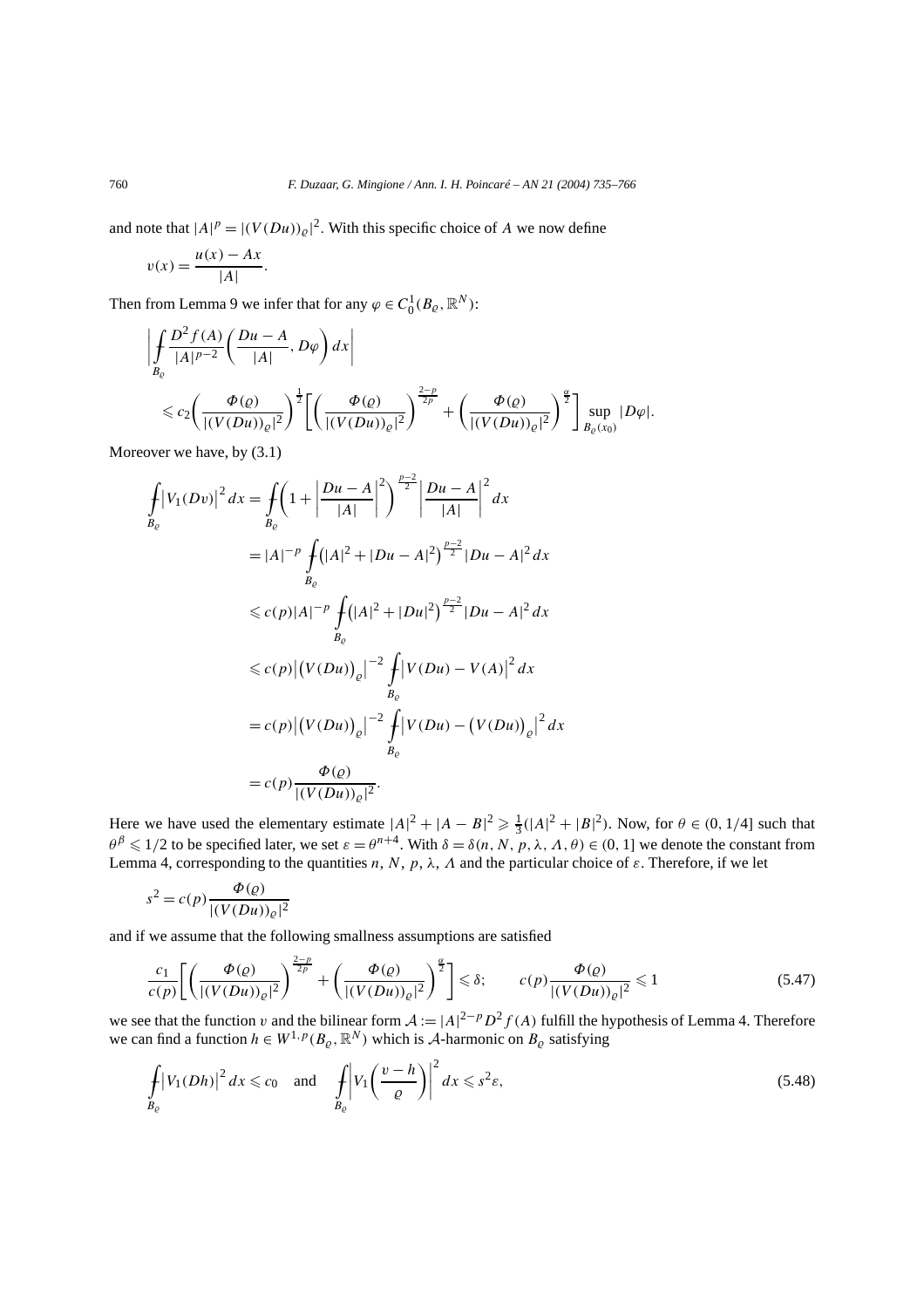and note that $|A|^p = |(V(Du))_\varrho|^2$. With this specific choice of $A$ we now define

$$v(x) = \frac{u(x) - Ax}{|A|}.$$

Then from Lemma 9 we infer that for any $\varphi \in C_0^1(B_\varrho, \mathbb{R}^N)$:

$$\left| \fint_{B_\varrho} \frac{D^2 f(A)}{|A|^{p-2}} \left( \frac{Du - A}{|A|}, D\varphi \right) dx \right|$$
$$\leqslant c_2 \left( \frac{\Phi(\varrho)}{|(V(Du))_\varrho|^2} \right)^{\frac{1}{2}} \left[ \left( \frac{\Phi(\varrho)}{|(V(Du))_\varrho|^2} \right)^{\frac{2-p}{2p}} + \left( \frac{\Phi(\varrho)}{|(V(Du))_\varrho|^2} \right)^{\frac{\alpha}{2}} \right] \sup_{B_\varrho(x_0)} |D\varphi|.$$

Moreover we have, by (3.1)

$$\begin{aligned}
\fint_{B_\varrho} \left| V_1(Dv) \right|^2 dx &= \fint_{B_\varrho} \left( 1 + \left| \frac{Du - A}{|A|} \right|^2 \right)^{\frac{p-2}{2}} \left| \frac{Du - A}{|A|} \right|^2 dx \\
&= |A|^{-p} \fint_{B_\varrho} \left( |A|^2 + |Du - A|^2 \right)^{\frac{p-2}{2}} |Du - A|^2 \, dx \\
&\leqslant c(p) |A|^{-p} \fint_{B_\varrho} \left( |A|^2 + |Du|^2 \right)^{\frac{p-2}{2}} |Du - A|^2 \, dx \\
&\leqslant c(p) \left| \left( V(Du) \right)_\varrho \right|^{-2} \fint_{B_\varrho} \left| V(Du) - V(A) \right|^2 dx \\
&= c(p) \left| \left( V(Du) \right)_\varrho \right|^{-2} \fint_{B_\varrho} \left| V(Du) - \left( V(Du) \right)_\varrho \right|^2 dx \\
&= c(p) \frac{\Phi(\varrho)}{|(V(Du))_\varrho|^2}.
\end{aligned}$$

Here we have used the elementary estimate $|A|^2 + |A - B|^2 \geqslant \frac{1}{3}(|A|^2 + |B|^2)$. Now, for $\theta \in (0, 1/4]$ such that $\theta^\beta \leqslant 1/2$ to be specified later, we set $\varepsilon = \theta^{n+4}$. With $\delta = \delta(n, N, p, \lambda, \Lambda, \theta) \in (0, 1]$ we denote the constant from Lemma 4, corresponding to the quantities $n, N, p, \lambda, \Lambda$ and the particular choice of $\varepsilon$. Therefore, if we let

$$s^2 = c(p) \frac{\Phi(\varrho)}{|(V(Du))_\varrho|^2}$$

and if we assume that the following smallness assumptions are satisfied

$$\frac{c_1}{c(p)} \left[ \left( \frac{\Phi(\varrho)}{|(V(Du))_\varrho|^2} \right)^{\frac{2-p}{2p}} + \left( \frac{\Phi(\varrho)}{|(V(Du))_\varrho|^2} \right)^{\frac{\alpha}{2}} \right] \leqslant \delta; \qquad c(p) \frac{\Phi(\varrho)}{|(V(Du))_\varrho|^2} \leqslant 1 \tag{5.47}$$

we see that the function $v$ and the bilinear form $\mathcal{A} := |A|^{2-p} D^2 f(A)$ fulfill the hypothesis of Lemma 4. Therefore we can find a function $h \in W^{1,p}(B_\varrho, \mathbb{R}^N)$ which is $\mathcal{A}$-harmonic on $B_\varrho$ satisfying

$$\fint_{B_\varrho} \left| V_1(Dh) \right|^2 dx \leqslant c_0 \quad \text{and} \quad \fint_{B_\varrho} \left| V_1 \left( \frac{v - h}{\varrho} \right) \right|^2 dx \leqslant s^2 \varepsilon, \tag{5.48}$$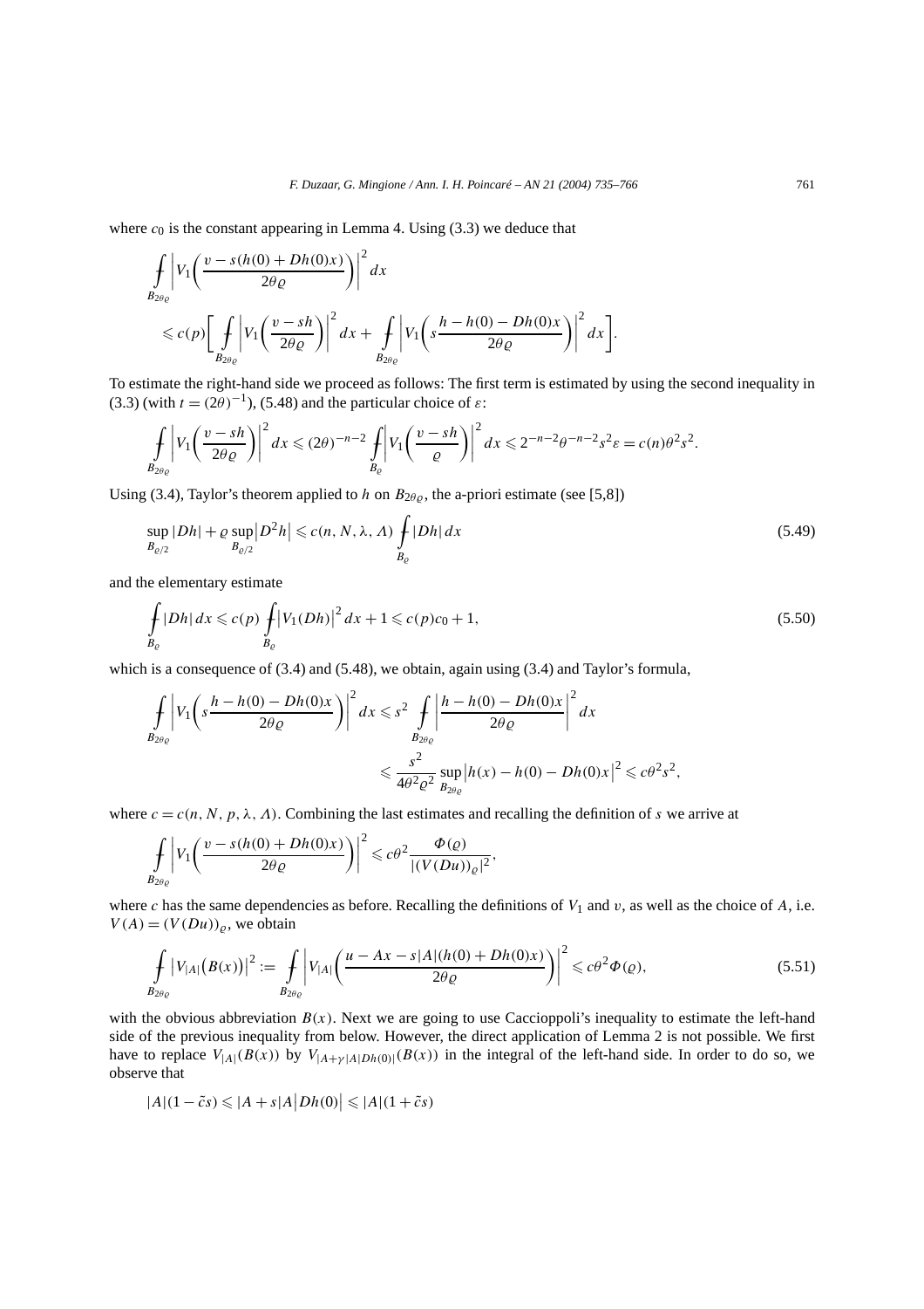where $c_0$ is the constant appearing in Lemma 4. Using (3.3) we deduce that

$$
\begin{aligned}
&\fint_{B_{2\theta\varrho}} \left| V_1\left( \frac{v - s(h(0) + Dh(0)x)}{2\theta\varrho} \right) \right|^2 dx \\
&\quad \leqslant c(p) \left[ \fint_{B_{2\theta\varrho}} \left| V_1\left( \frac{v - sh}{2\theta\varrho} \right) \right|^2 dx + \fint_{B_{2\theta\varrho}} \left| V_1\left( s\frac{h - h(0) - Dh(0)x}{2\theta\varrho} \right) \right|^2 dx \right].
\end{aligned}
$$

To estimate the right-hand side we proceed as follows: The first term is estimated by using the second inequality in (3.3) (with $t = (2\theta)^{-1}$), (5.48) and the particular choice of $\varepsilon$:

$$
\fint_{B_{2\theta\varrho}} \left| V_1\left( \frac{v - sh}{2\theta\varrho} \right) \right|^2 dx \leqslant (2\theta)^{-n-2} \fint_{B_\varrho} \left| V_1\left( \frac{v - sh}{\varrho} \right) \right|^2 dx \leqslant 2^{-n-2}\theta^{-n-2}s^2\varepsilon = c(n)\theta^2 s^2.
$$

Using (3.4), Taylor's theorem applied to $h$ on $B_{2\theta\varrho}$, the a-priori estimate (see [5,8])

$$
\sup_{B_{\varrho/2}} |Dh| + \varrho \sup_{B_{\varrho/2}} \left| D^2 h \right| \leqslant c(n, N, \lambda, \Lambda) \fint_{B_\varrho} |Dh| \, dx \tag{5.49}
$$

and the elementary estimate

$$
\fint_{B_\varrho} |Dh| \, dx \leqslant c(p) \fint_{B_\varrho} \left| V_1(Dh) \right|^2 dx + 1 \leqslant c(p)c_0 + 1, \tag{5.50}
$$

which is a consequence of (3.4) and (5.48), we obtain, again using (3.4) and Taylor's formula,

$$
\begin{aligned}
\fint_{B_{2\theta\varrho}} \left| V_1\left( s\frac{h - h(0) - Dh(0)x}{2\theta\varrho} \right) \right|^2 dx &\leqslant s^2 \fint_{B_{2\theta\varrho}} \left| \frac{h - h(0) - Dh(0)x}{2\theta\varrho} \right|^2 dx \\
&\leqslant \frac{s^2}{4\theta^2\varrho^2} \sup_{B_{2\theta\varrho}} \left| h(x) - h(0) - Dh(0)x \right|^2 \leqslant c\theta^2 s^2,
\end{aligned}
$$

where $c = c(n, N, p, \lambda, \Lambda)$. Combining the last estimates and recalling the definition of $s$ we arrive at

$$
\fint_{B_{2\theta\varrho}} \left| V_1\left( \frac{v - s(h(0) + Dh(0)x)}{2\theta\varrho} \right) \right|^2 \leqslant c\theta^2 \frac{\Phi(\varrho)}{|(V(Du))_\varrho|^2},
$$

where $c$ has the same dependencies as before. Recalling the definitions of $V_1$ and $v$, as well as the choice of $A$, i.e. $V(A) = (V(Du))_\varrho$, we obtain

$$
\fint_{B_{2\theta\varrho}} \left| V_{|A|}\big(B(x)\big) \right|^2 := \fint_{B_{2\theta\varrho}} \left| V_{|A|}\left( \frac{u - Ax - s|A|(h(0) + Dh(0)x)}{2\theta\varrho} \right) \right|^2 \leqslant c\theta^2 \Phi(\varrho), \tag{5.51}
$$

with the obvious abbreviation $B(x)$. Next we are going to use Caccioppoli's inequality to estimate the left-hand side of the previous inequality from below. However, the direct application of Lemma 2 is not possible. We first have to replace $V_{|A|}(B(x))$ by $V_{|A+\gamma|A|Dh(0)|}(B(x))$ in the integral of the left-hand side. In order to do so, we observe that

$$
|A|(1 - \tilde{c}s) \leqslant |A + s|A| \left| Dh(0) \right| \leqslant |A|(1 + \tilde{c}s)
$$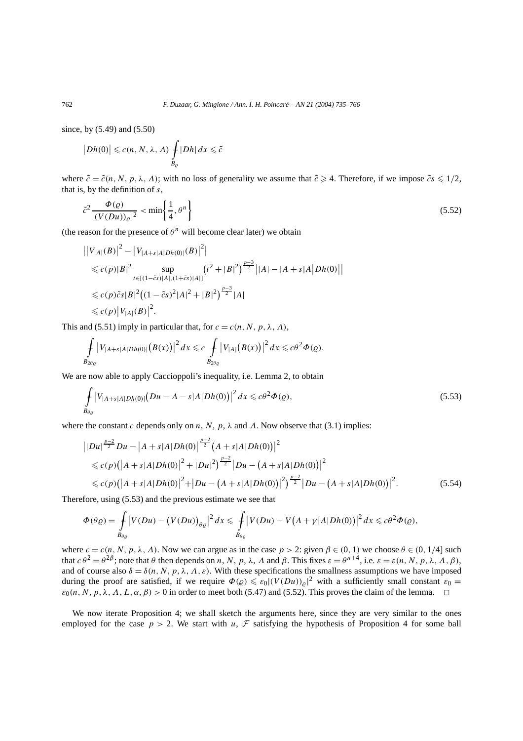since, by (5.49) and (5.50)

$$\left|Dh(0)\right| \leqslant c(n,N,\lambda,\Lambda) \fint_{B_\varrho} |Dh|\,dx \leqslant \tilde{c}$$

where $\tilde{c} = \tilde{c}(n,N,p,\lambda,\Lambda)$; with no loss of generality we assume that $\tilde{c} \geqslant 4$. Therefore, if we impose $\tilde{c}s \leqslant 1/2$, that is, by the definition of $s$,

$$\tilde{c}^2 \frac{\Phi(\varrho)}{|(V(Du))_\varrho|^2} < \min\left\{\frac{1}{4}, \theta^n\right\} \tag{5.52}$$

(the reason for the presence of $\theta^n$ will become clear later) we obtain

$$\begin{aligned}
&\left|\left|V_{|A|}(B)\right|^2 - \left|V_{|A+s|A|Dh(0)|}(B)\right|^2\right| \\
&\quad\leqslant c(p)|B|^2 \sup_{t\in[(1-\tilde{c}s)|A|,(1+\tilde{c}s)|A|]} \left(t^2+|B|^2\right)^{\frac{p-3}{2}} \left||A| - |A+s|A|Dh(0)|\right| \\
&\quad\leqslant c(p)\tilde{c}s|B|^2\left((1-\tilde{c}s)^2|A|^2+|B|^2\right)^{\frac{p-3}{2}}|A| \\
&\quad\leqslant c(p)\left|V_{|A|}(B)\right|^2.
\end{aligned}$$

This and (5.51) imply in particular that, for $c = c(n,N,p,\lambda,\Lambda)$,

$$\fint_{B_{2\theta\varrho}} \left|V_{|A+s|A|Dh(0)|}\big(B(x)\big)\right|^2 dx \leqslant c \fint_{B_{2\theta\varrho}} \left|V_{|A|}\big(B(x)\big)\right|^2 dx \leqslant c\theta^2\Phi(\varrho).$$

We are now able to apply Caccioppoli's inequality, i.e. Lemma 2, to obtain

$$\fint_{B_{\theta\varrho}} \left|V_{|A+s|A|Dh(0)|}\big(Du - A - s|A|Dh(0)\big)\right|^2 dx \leqslant c\theta^2\Phi(\varrho), \tag{5.53}$$

where the constant $c$ depends only on $n$, $N$, $p$, $\lambda$ and $\Lambda$. Now observe that (3.1) implies:

$$\begin{aligned}
&\left||Du|^{\frac{p-2}{2}}Du - \left|A+s|A|Dh(0)\right|^{\frac{p-2}{2}}\big(A+s|A|Dh(0)\big)\right|^2 \\
&\quad\leqslant c(p)\left(\left|A+s|A|Dh(0)\right|^2+|Du|^2\right)^{\frac{p-2}{2}}\left|Du-\big(A+s|A|Dh(0)\big)\right|^2 \\
&\quad\leqslant c(p)\left(\left|A+s|A|Dh(0)\right|^2+\left|Du-\big(A+s|A|Dh(0)\big)\right|^2\right)^{\frac{p-2}{2}}\left|Du-\big(A+s|A|Dh(0)\big)\right|^2.
\end{aligned} \tag{5.54}$$

Therefore, using (5.53) and the previous estimate we see that

$$\Phi(\theta\varrho) = \fint_{B_{\theta\varrho}} \left|V(Du) - \big(V(Du)\big)_{\theta\varrho}\right|^2 dx \leqslant \fint_{B_{\theta\varrho}} \left|V(Du) - V\big(A+\gamma|A|Dh(0)\big)\right|^2 dx \leqslant c\theta^2\Phi(\varrho),$$

where $c = c(n,N,p,\lambda,\Lambda)$. Now we can argue as in the case $p>2$: given $\beta\in(0,1)$ we choose $\theta\in(0,1/4]$ such that $c\theta^2 = \theta^{2\beta}$; note that $\theta$ then depends on $n$, $N$, $p$, $\lambda$, $\Lambda$ and $\beta$. This fixes $\varepsilon = \theta^{n+4}$, i.e. $\varepsilon = \varepsilon(n,N,p,\lambda,\Lambda,\beta)$, and of course also $\delta = \delta(n,N,p,\lambda,\Lambda,\varepsilon)$. With these specifications the smallness assumptions we have imposed during the proof are satisfied, if we require $\Phi(\varrho) \leqslant \varepsilon_0|(V(Du))_\varrho|^2$ with a sufficiently small constant $\varepsilon_0 = \varepsilon_0(n,N,p,\lambda,\Lambda,L,\alpha,\beta) > 0$ in order to meet both (5.47) and (5.52). This proves the claim of the lemma. $\square$

We now iterate Proposition 4; we shall sketch the arguments here, since they are very similar to the ones employed for the case $p>2$. We start with $u$, $\mathcal{F}$ satisfying the hypothesis of Proposition 4 for some ball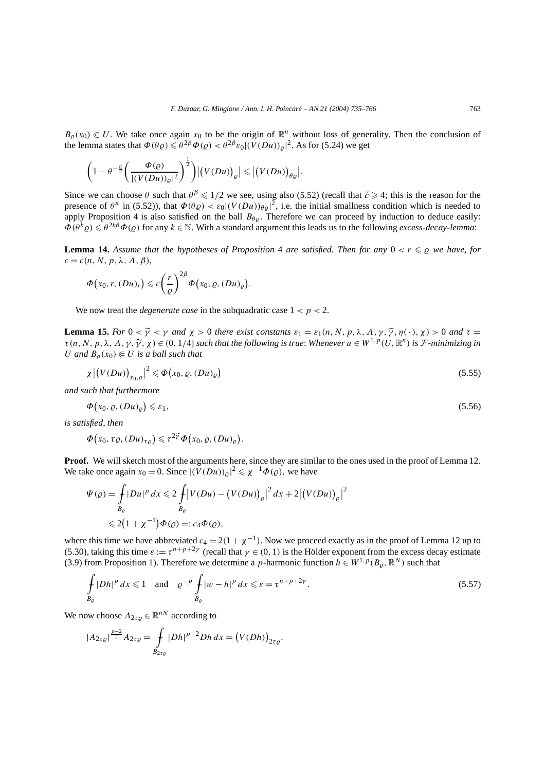$B_\varrho(x_0) \Subset U$. We take once again $x_0$ to be the origin of $\mathbb{R}^n$ without loss of generality. Then the conclusion of the lemma states that $\Phi(\theta\varrho) \leqslant \theta^{2\beta}\Phi(\varrho) < \theta^{2\beta}\varepsilon_0|(V(Du))_\varrho|^2$. As for (5.24) we get

$$\left(1-\theta^{-\frac{n}{2}}\left(\frac{\Phi(\varrho)}{|(V(Du))_\varrho|^2}\right)^{\frac{1}{2}}\right)\left|\big(V(Du)\big)_\varrho\right| \leqslant \left|\big(V(Du)\big)_{\theta\varrho}\right|.$$

Since we can choose $\theta$ such that $\theta^\beta \leqslant 1/2$ we see, using also (5.52) (recall that $\tilde{c} \geqslant 4$; this is the reason for the presence of $\theta^n$ in (5.52)), that $\Phi(\theta\varrho) < \varepsilon_0|(V(Du))_{\theta\varrho}|^2$, i.e. the initial smallness condition which is needed to apply Proposition 4 is also satisfied on the ball $B_{\theta\varrho}$. Therefore we can proceed by induction to deduce easily: $\Phi(\theta^k\varrho) \leqslant \theta^{2k\beta}\Phi(\varrho)$ for any $k \in \mathbb{N}$. With a standard argument this leads us to the following *excess-decay-lemma*:

**Lemma 14.** *Assume that the hypotheses of Proposition* 4 *are satisfied. Then for any* $0 < r \leqslant \varrho$ *we have, for* $c = c(n, N, p, \lambda, \Lambda, \beta)$,

$$\Phi\big(x_0, r, (Du)_r\big) \leqslant c\left(\frac{r}{\varrho}\right)^{2\beta}\Phi\big(x_0, \varrho, (Du)_\varrho\big).$$

We now treat the *degenerate case* in the subquadratic case $1 < p < 2$.

**Lemma 15.** *For* $0 < \widetilde{\gamma} < \gamma$ *and* $\chi > 0$ *there exist constants* $\varepsilon_1 = \varepsilon_1(n, N, p, \lambda, \Lambda, \gamma, \widetilde{\gamma}, \eta(\cdot), \chi) > 0$ *and* $\tau = \tau(n, N, p, \lambda, \Lambda, \gamma, \widetilde{\gamma}, \chi) \in (0, 1/4]$ *such that the following is true*: *Whenever* $u \in W^{1,p}(U, \mathbb{R}^n)$ *is* $\mathcal{F}$*-minimizing in* $U$ *and* $B_\varrho(x_0) \Subset U$ *is a ball such that*

$$\chi\left|\big(V(Du)\big)_{x_0,\varrho}\right|^2 \leqslant \Phi\big(x_0, \varrho, (Du)_\varrho\big) \tag{5.55}$$

*and such that furthermore*

$$\Phi\big(x_0, \varrho, (Du)_\varrho\big) \leqslant \varepsilon_1, \tag{5.56}$$

*is satisfied, then*

$$\Phi\big(x_0, \tau\varrho, (Du)_{\tau\varrho}\big) \leqslant \tau^{2\widetilde{\gamma}}\Phi\big(x_0, \varrho, (Du)_\varrho\big).$$

**Proof.** We will sketch most of the arguments here, since they are similar to the ones used in the proof of Lemma 12. We take once again $x_0 = 0$. Since $|(V(Du))_\varrho|^2 \leqslant \chi^{-1}\Phi(\varrho)$, we have

$$\Psi(\varrho) = \fint_{B_\varrho} |Du|^p\,dx \leqslant 2\fint_{B_\varrho}\left|V(Du) - \big(V(Du)\big)_\varrho\right|^2 dx + 2\left|\big(V(Du)\big)_\varrho\right|^2$$
$$\leqslant 2\big(1+\chi^{-1}\big)\Phi(\varrho) =: c_4\Phi(\varrho),$$

where this time we have abbreviated $c_4 = 2(1+\chi^{-1})$. Now we proceed exactly as in the proof of Lemma 12 up to (5.30), taking this time $\varepsilon := \tau^{n+p+2\gamma}$ (recall that $\gamma \in (0,1)$ is the Hölder exponent from the excess decay estimate (3.9) from Proposition 1). Therefore we determine a $p$-harmonic function $h \in W^{1,p}(B_\varrho, \mathbb{R}^N)$ such that

$$\fint_{B_\varrho} |Dh|^p\,dx \leqslant 1 \quad \text{and} \quad \varrho^{-p}\fint_{B_\varrho} |w-h|^p\,dx \leqslant \varepsilon = \tau^{n+p+2\gamma}. \tag{5.57}$$

We now choose $A_{2\tau\varrho} \in \mathbb{R}^{nN}$ according to

$$|A_{2\tau\varrho}|^{\frac{p-2}{2}}A_{2\tau\varrho} = \fint_{B_{2\tau\varrho}} |Dh|^{p-2}Dh\,dx = \big(V(Dh)\big)_{2\tau\varrho}.$$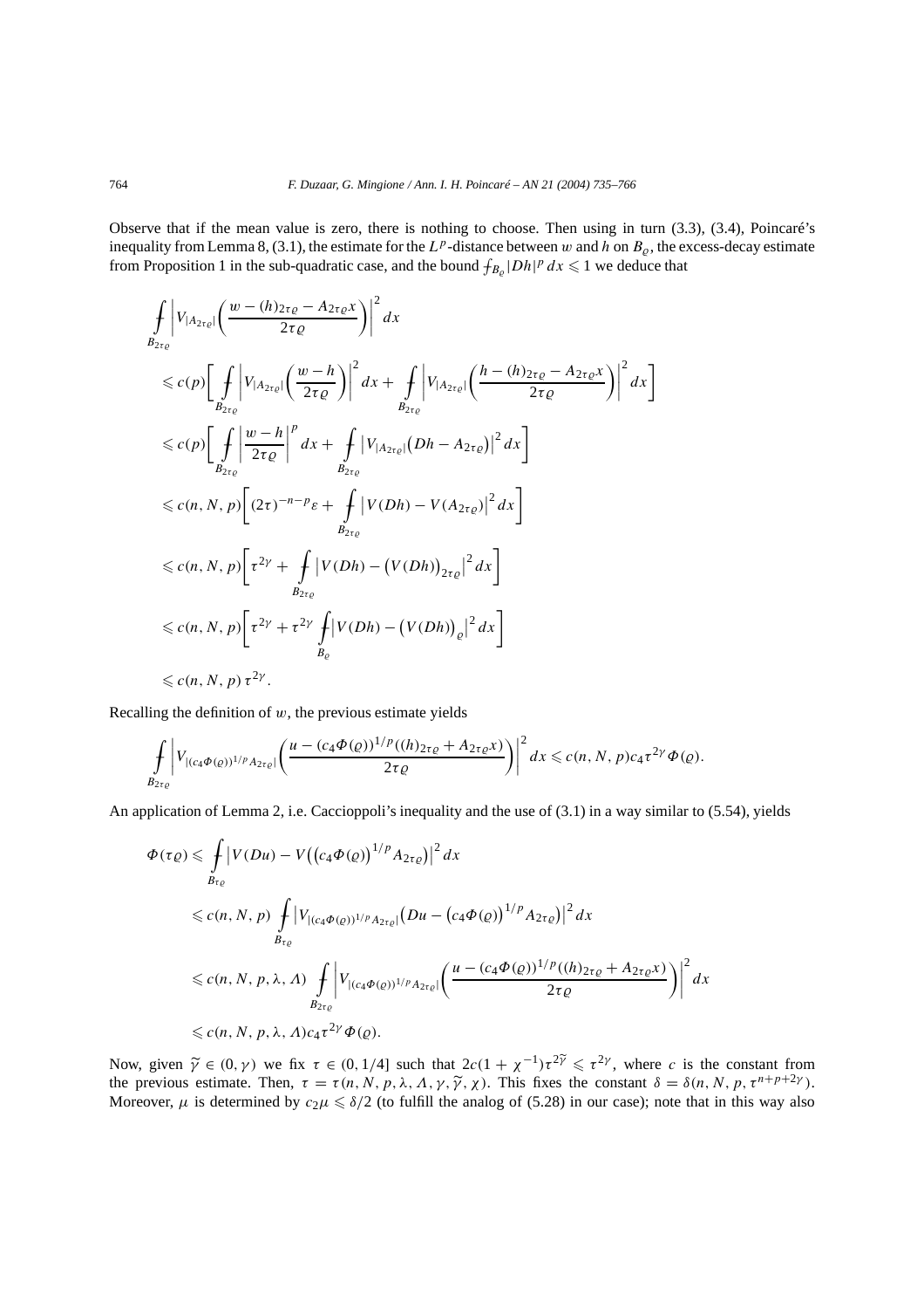Observe that if the mean value is zero, there is nothing to choose. Then using in turn (3.3), (3.4), Poincaré's inequality from Lemma 8, (3.1), the estimate for the $L^p$-distance between $w$ and $h$ on $B_\varrho$, the excess-decay estimate from Proposition 1 in the sub-quadratic case, and the bound $\fint_{B_\varrho} |Dh|^p\,dx \leqslant 1$ we deduce that

$$
\begin{aligned}
&\fint_{B_{2\tau\varrho}} \left| V_{|A_{2\tau\varrho}|}\left( \frac{w - (h)_{2\tau\varrho} - A_{2\tau\varrho}x}{2\tau\varrho} \right) \right|^2 dx \\
&\leqslant c(p)\left[ \fint_{B_{2\tau\varrho}} \left| V_{|A_{2\tau\varrho}|}\left( \frac{w-h}{2\tau\varrho} \right) \right|^2 dx + \fint_{B_{2\tau\varrho}} \left| V_{|A_{2\tau\varrho}|}\left( \frac{h - (h)_{2\tau\varrho} - A_{2\tau\varrho}x}{2\tau\varrho} \right) \right|^2 dx \right] \\
&\leqslant c(p)\left[ \fint_{B_{2\tau\varrho}} \left| \frac{w-h}{2\tau\varrho} \right|^p dx + \fint_{B_{2\tau\varrho}} \left| V_{|A_{2\tau\varrho}|}\big(Dh - A_{2\tau\varrho}\big) \right|^2 dx \right] \\
&\leqslant c(n,N,p)\left[ (2\tau)^{-n-p}\varepsilon + \fint_{B_{2\tau\varrho}} \left| V(Dh) - V(A_{2\tau\varrho}) \right|^2 dx \right] \\
&\leqslant c(n,N,p)\left[ \tau^{2\gamma} + \fint_{B_{2\tau\varrho}} \left| V(Dh) - \big(V(Dh)\big)_{2\tau\varrho} \right|^2 dx \right] \\
&\leqslant c(n,N,p)\left[ \tau^{2\gamma} + \tau^{2\gamma} \fint_{B_\varrho} \left| V(Dh) - \big(V(Dh)\big)_\varrho \right|^2 dx \right] \\
&\leqslant c(n,N,p)\,\tau^{2\gamma}.
\end{aligned}
$$

Recalling the definition of $w$, the previous estimate yields

$$
\fint_{B_{2\tau\varrho}} \left| V_{|(c_4\Phi(\varrho))^{1/p} A_{2\tau\varrho}|}\left( \frac{u - (c_4\Phi(\varrho))^{1/p}((h)_{2\tau\varrho} + A_{2\tau\varrho}x)}{2\tau\varrho} \right) \right|^2 dx \leqslant c(n,N,p)c_4\tau^{2\gamma}\Phi(\varrho).
$$

An application of Lemma 2, i.e. Caccioppoli's inequality and the use of (3.1) in a way similar to (5.54), yields

$$
\begin{aligned}
\Phi(\tau\varrho) &\leqslant \fint_{B_{\tau\varrho}} \left| V(Du) - V\big( (c_4\Phi(\varrho))^{1/p} A_{2\tau\varrho} \big) \right|^2 dx \\
&\leqslant c(n,N,p) \fint_{B_{\tau\varrho}} \left| V_{|(c_4\Phi(\varrho))^{1/p} A_{2\tau\varrho}|}\big( Du - (c_4\Phi(\varrho))^{1/p} A_{2\tau\varrho} \big) \right|^2 dx \\
&\leqslant c(n,N,p,\lambda,\Lambda) \fint_{B_{2\tau\varrho}} \left| V_{|(c_4\Phi(\varrho))^{1/p} A_{2\tau\varrho}|}\left( \frac{u - (c_4\Phi(\varrho))^{1/p}((h)_{2\tau\varrho} + A_{2\tau\varrho}x)}{2\tau\varrho} \right) \right|^2 dx \\
&\leqslant c(n,N,p,\lambda,\Lambda)c_4\tau^{2\gamma}\Phi(\varrho).
\end{aligned}
$$

Now, given $\tilde{\gamma} \in (0,\gamma)$ we fix $\tau \in (0,1/4]$ such that $2c(1+\chi^{-1})\tau^{2\tilde{\gamma}} \leqslant \tau^{2\gamma}$, where $c$ is the constant from the previous estimate. Then, $\tau = \tau(n,N,p,\lambda,\Lambda,\gamma,\tilde{\gamma},\chi)$. This fixes the constant $\delta = \delta(n,N,p,\tau^{n+p+2\gamma})$. Moreover, $\mu$ is determined by $c_2\mu \leqslant \delta/2$ (to fulfill the analog of (5.28) in our case); note that in this way also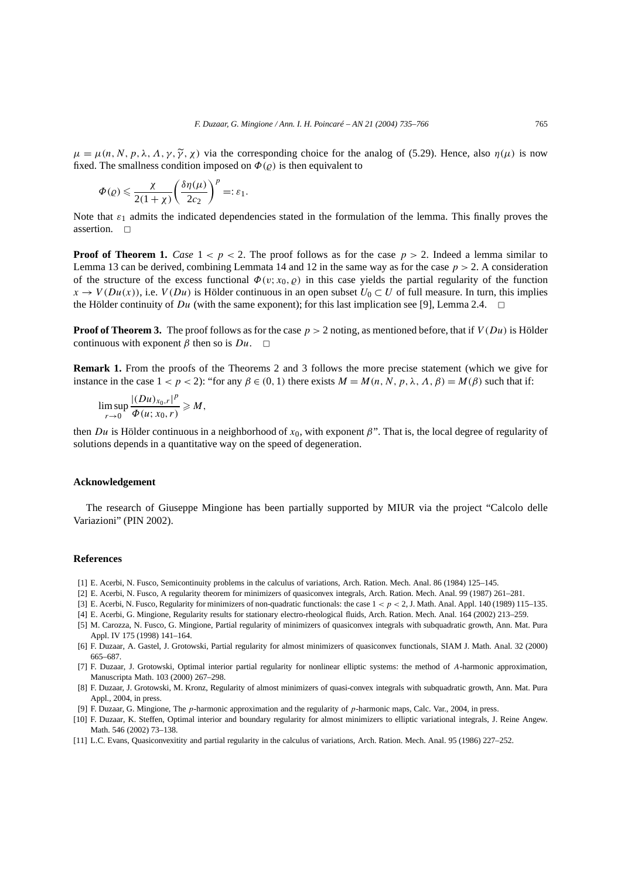$\mu = \mu(n, N, p, \lambda, \Lambda, \gamma, \widetilde{\gamma}, \chi)$ via the corresponding choice for the analog of (5.29). Hence, also $\eta(\mu)$ is now fixed. The smallness condition imposed on $\Phi(\varrho)$ is then equivalent to

$$\Phi(\varrho) \leqslant \frac{\chi}{2(1+\chi)} \left( \frac{\delta \eta(\mu)}{2c_2} \right)^p =: \varepsilon_1.$$

Note that $\varepsilon_1$ admits the indicated dependencies stated in the formulation of the lemma. This finally proves the assertion. □

**Proof of Theorem 1.** *Case* $1 < p < 2$. The proof follows as for the case $p > 2$. Indeed a lemma similar to Lemma 13 can be derived, combining Lemmata 14 and 12 in the same way as for the case $p > 2$. A consideration of the structure of the excess functional $\Phi(v; x_0, \varrho)$ in this case yields the partial regularity of the function $x \to V(Du(x))$, i.e. $V(Du)$ is Hölder continuous in an open subset $U_0 \subset U$ of full measure. In turn, this implies the Hölder continuity of $Du$ (with the same exponent); for this last implication see [9], Lemma 2.4. □

**Proof of Theorem 3.** The proof follows as for the case $p > 2$ noting, as mentioned before, that if $V(Du)$ is Hölder continuous with exponent $\beta$ then so is $Du$. □

**Remark 1.** From the proofs of the Theorems 2 and 3 follows the more precise statement (which we give for instance in the case $1 < p < 2$): "for any $\beta \in (0, 1)$ there exists $M = M(n, N, p, \lambda, \Lambda, \beta) = M(\beta)$ such that if:

$$\limsup_{r \to 0} \frac{|(Du)_{x_0, r}|^p}{\Phi(u; x_0, r)} \geqslant M,$$

then $Du$ is Hölder continuous in a neighborhood of $x_0$, with exponent $\beta$". That is, the local degree of regularity of solutions depends in a quantitative way on the speed of degeneration.

## Acknowledgement

The research of Giuseppe Mingione has been partially supported by MIUR via the project "Calcolo delle Variazioni" (PIN 2002).

## References

[1] E. Acerbi, N. Fusco, Semicontinuity problems in the calculus of variations, Arch. Ration. Mech. Anal. 86 (1984) 125–145.

[2] E. Acerbi, N. Fusco, A regularity theorem for minimizers of quasiconvex integrals, Arch. Ration. Mech. Anal. 99 (1987) 261–281.

[3] E. Acerbi, N. Fusco, Regularity for minimizers of non-quadratic functionals: the case $1 < p < 2$, J. Math. Anal. Appl. 140 (1989) 115–135.

[4] E. Acerbi, G. Mingione, Regularity results for stationary electro-rheological fluids, Arch. Ration. Mech. Anal. 164 (2002) 213–259.

[5] M. Carozza, N. Fusco, G. Mingione, Partial regularity of minimizers of quasiconvex integrals with subquadratic growth, Ann. Mat. Pura Appl. IV 175 (1998) 141–164.

[6] F. Duzaar, A. Gastel, J. Grotowski, Partial regularity for almost minimizers of quasiconvex functionals, SIAM J. Math. Anal. 32 (2000) 665–687.

[7] F. Duzaar, J. Grotowski, Optimal interior partial regularity for nonlinear elliptic systems: the method of $A$-harmonic approximation, Manuscripta Math. 103 (2000) 267–298.

[8] F. Duzaar, J. Grotowski, M. Kronz, Regularity of almost minimizers of quasi-convex integrals with subquadratic growth, Ann. Mat. Pura Appl., 2004, in press.

[9] F. Duzaar, G. Mingione, The $p$-harmonic approximation and the regularity of $p$-harmonic maps, Calc. Var., 2004, in press.

[10] F. Duzaar, K. Steffen, Optimal interior and boundary regularity for almost minimizers to elliptic variational integrals, J. Reine Angew. Math. 546 (2002) 73–138.

[11] L.C. Evans, Quasiconvexitity and partial regularity in the calculus of variations, Arch. Ration. Mech. Anal. 95 (1986) 227–252.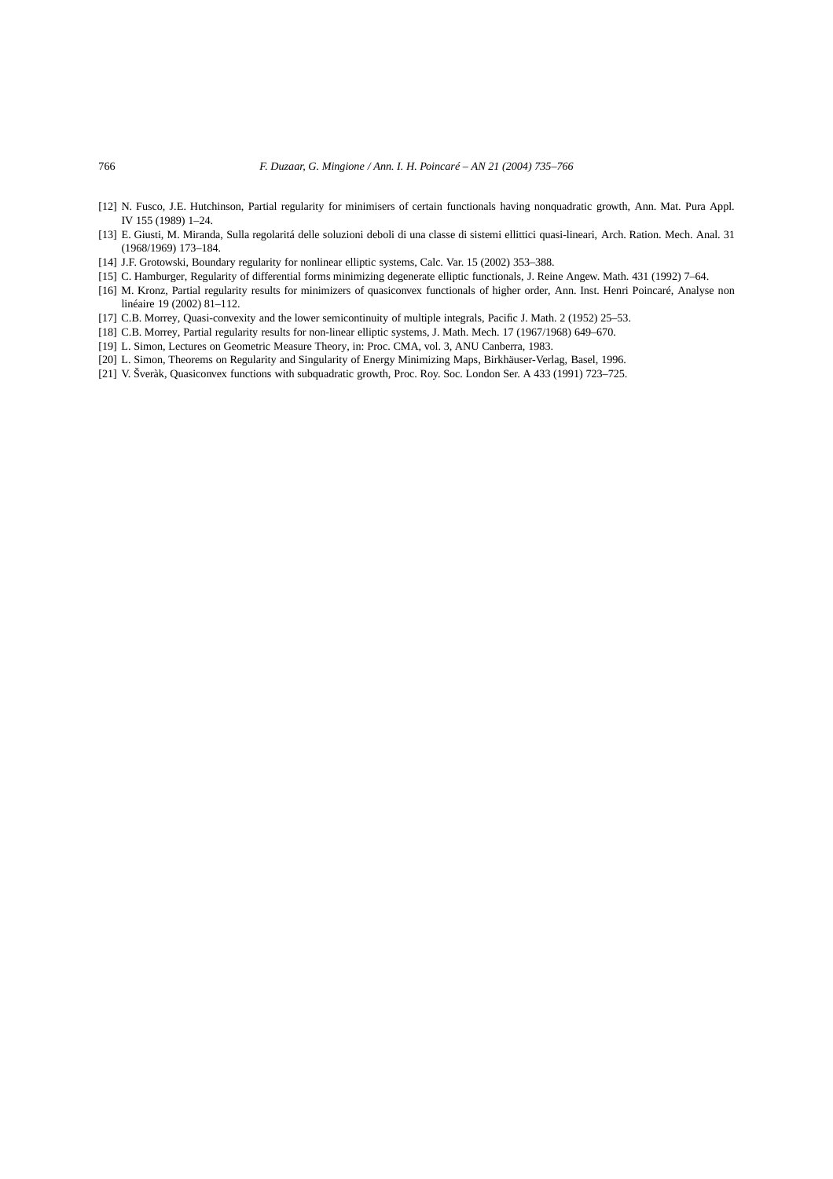[12] N. Fusco, J.E. Hutchinson, Partial regularity for minimisers of certain functionals having nonquadratic growth, Ann. Mat. Pura Appl. IV 155 (1989) 1–24.

[13] E. Giusti, M. Miranda, Sulla regolaritá delle soluzioni deboli di una classe di sistemi ellittici quasi-lineari, Arch. Ration. Mech. Anal. 31 (1968/1969) 173–184.

[14] J.F. Grotowski, Boundary regularity for nonlinear elliptic systems, Calc. Var. 15 (2002) 353–388.

[15] C. Hamburger, Regularity of differential forms minimizing degenerate elliptic functionals, J. Reine Angew. Math. 431 (1992) 7–64.

[16] M. Kronz, Partial regularity results for minimizers of quasiconvex functionals of higher order, Ann. Inst. Henri Poincaré, Analyse non linéaire 19 (2002) 81–112.

[17] C.B. Morrey, Quasi-convexity and the lower semicontinuity of multiple integrals, Pacific J. Math. 2 (1952) 25–53.

[18] C.B. Morrey, Partial regularity results for non-linear elliptic systems, J. Math. Mech. 17 (1967/1968) 649–670.

[19] L. Simon, Lectures on Geometric Measure Theory, in: Proc. CMA, vol. 3, ANU Canberra, 1983.

[20] L. Simon, Theorems on Regularity and Singularity of Energy Minimizing Maps, Birkhäuser-Verlag, Basel, 1996.

[21] V. Šveràk, Quasiconvex functions with subquadratic growth, Proc. Roy. Soc. London Ser. A 433 (1991) 723–725.